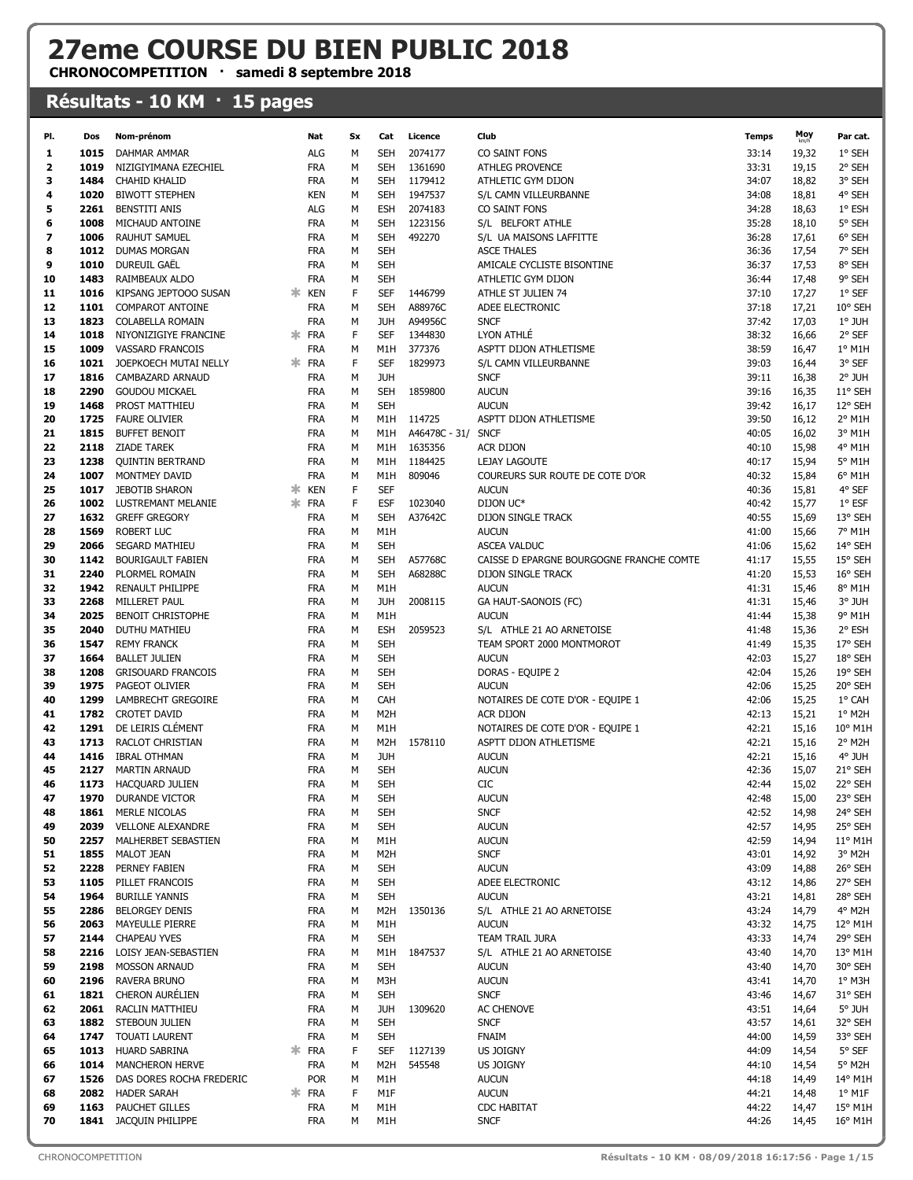# 27eme COURSE DU BIEN PUBLIC 2018

**CHRONOCOMPETITION · samedi 8 septembre 2018**

## Résultats - 10 KM · 15 pages

| Pl. | Dos | Nom-prénom | Nat | Sx | Cat | Licence | Club | Temps | Moy km/h | Par cat. |
|---|---|---|---|---|---|---|---|---|---|---|
| 1 | 1015 | DAHMAR AMMAR | ALG | M | SEH | 2074177 | CO SAINT FONS | 33:14 | 19,32 | 1° SEH |
| 2 | 1019 | NIZIGIYIMANA EZECHIEL | FRA | M | SEH | 1361690 | ATHLEG PROVENCE | 33:31 | 19,15 | 2° SEH |
| 3 | 1484 | CHAHID KHALID | FRA | M | SEH | 1179412 | ATHLETIC GYM DIJON | 34:07 | 18,82 | 3° SEH |
| 4 | 1020 | BIWOTT STEPHEN | KEN | M | SEH | 1947537 | S/L CAMN VILLEURBANNE | 34:08 | 18,81 | 4° SEH |
| 5 | 2261 | BENSTITI ANIS | ALG | M | ESH | 2074183 | CO SAINT FONS | 34:28 | 18,63 | 1° ESH |
| 6 | 1008 | MICHAUD ANTOINE | FRA | M | SEH | 1223156 | S/L BELFORT ATHLE | 35:28 | 18,10 | 5° SEH |
| 7 | 1006 | RAUHUT SAMUEL | FRA | M | SEH | 492270 | S/L UA MAISONS LAFFITTE | 36:28 | 17,61 | 6° SEH |
| 8 | 1012 | DUMAS MORGAN | FRA | M | SEH | | ASCE THALES | 36:36 | 17,54 | 7° SEH |
| 9 | 1010 | DUREUIL GAËL | FRA | M | SEH | | AMICALE CYCLISTE BISONTINE | 36:37 | 17,53 | 8° SEH |
| 10 | 1483 | RAIMBEAUX ALDO | FRA | M | SEH | | ATHLETIC GYM DIJON | 36:44 | 17,48 | 9° SEH |
| 11 | 1016 | KIPSANG JEPTOOO SUSAN | * KEN | F | SEF | 1446799 | ATHLE ST JULIEN 74 | 37:10 | 17,27 | 1° SEF |
| 12 | 1101 | COMPAROT ANTOINE | FRA | M | SEH | A88976C | ADEE ELECTRONIC | 37:18 | 17,21 | 10° SEH |
| 13 | 1823 | COLABELLA ROMAIN | FRA | M | JUH | A94956C | SNCF | 37:42 | 17,03 | 1° JUH |
| 14 | 1018 | NIYONIZIGIYE FRANCINE | * FRA | F | SEF | 1344830 | LYON ATHLÉ | 38:32 | 16,66 | 2° SEF |
| 15 | 1009 | VASSARD FRANCOIS | FRA | M | M1H | 377376 | ASPTT DIJON ATHLETISME | 38:59 | 16,47 | 1° M1H |
| 16 | 1021 | JOEPKOECH MUTAI NELLY | * FRA | F | SEF | 1829973 | S/L CAMN VILLEURBANNE | 39:03 | 16,44 | 3° SEF |
| 17 | 1816 | CAMBAZARD ARNAUD | FRA | M | JUH | | SNCF | 39:11 | 16,38 | 2° JUH |
| 18 | 2290 | GOUDOU MICKAEL | FRA | M | SEH | 1859800 | AUCUN | 39:16 | 16,35 | 11° SEH |
| 19 | 1468 | PROST MATTHIEU | FRA | M | SEH | | AUCUN | 39:42 | 16,17 | 12° SEH |
| 20 | 1725 | FAURE OLIVIER | FRA | M | M1H | 114725 | ASPTT DIJON ATHLETISME | 39:50 | 16,12 | 2° M1H |
| 21 | 1815 | BUFFET BENOIT | FRA | M | M1H | A46478C - 31/ | SNCF | 40:05 | 16,02 | 3° M1H |
| 22 | 2118 | ZIADE TAREK | FRA | M | M1H | 1635356 | ACR DIJON | 40:10 | 15,98 | 4° M1H |
| 23 | 1238 | QUINTIN BERTRAND | FRA | M | M1H | 1184425 | LEJAY LAGOUTE | 40:17 | 15,94 | 5° M1H |
| 24 | 1007 | MONTMEY DAVID | FRA | M | M1H | 809046 | COUREURS SUR ROUTE DE COTE D'OR | 40:32 | 15,84 | 6° M1H |
| 25 | 1017 | JEBOTIB SHARON | * KEN | F | SEF | | AUCUN | 40:36 | 15,81 | 4° SEF |
| 26 | 1002 | LUSTREMANT MELANIE | * FRA | F | ESF | 1023040 | DIJON UC* | 40:42 | 15,77 | 1° ESF |
| 27 | 1632 | GREFF GREGORY | FRA | M | SEH | A37642C | DIJON SINGLE TRACK | 40:55 | 15,69 | 13° SEH |
| 28 | 1569 | ROBERT LUC | FRA | M | M1H | | AUCUN | 41:00 | 15,66 | 7° M1H |
| 29 | 2066 | SEGARD MATHIEU | FRA | M | SEH | | ASCEA VALDUC | 41:06 | 15,62 | 14° SEH |
| 30 | 1142 | BOURIGAULT FABIEN | FRA | M | SEH | A57768C | CAISSE D EPARGNE BOURGOGNE FRANCHE COMTE | 41:17 | 15,55 | 15° SEH |
| 31 | 2240 | PLORMEL ROMAIN | FRA | M | SEH | A68288C | DIJON SINGLE TRACK | 41:20 | 15,53 | 16° SEH |
| 32 | 1942 | RENAULT PHILIPPE | FRA | M | M1H | | AUCUN | 41:31 | 15,46 | 8° M1H |
| 33 | 2268 | MILLERET PAUL | FRA | M | JUH | 2008115 | GA HAUT-SAONOIS (FC) | 41:31 | 15,46 | 3° JUH |
| 34 | 2025 | BENOIT CHRISTOPHE | FRA | M | M1H | | AUCUN | 41:44 | 15,38 | 9° M1H |
| 35 | 2040 | DUTHU MATHIEU | FRA | M | ESH | 2059523 | S/L ATHLE 21 AO ARNETOISE | 41:48 | 15,36 | 2° ESH |
| 36 | 1547 | REMY FRANCK | FRA | M | SEH | | TEAM SPORT 2000 MONTMOROT | 41:49 | 15,35 | 17° SEH |
| 37 | 1664 | BALLET JULIEN | FRA | M | SEH | | AUCUN | 42:03 | 15,27 | 18° SEH |
| 38 | 1208 | GRISOUARD FRANCOIS | FRA | M | SEH | | DORAS - EQUIPE 2 | 42:04 | 15,26 | 19° SEH |
| 39 | 1975 | PAGEOT OLIVIER | FRA | M | SEH | | AUCUN | 42:06 | 15,25 | 20° SEH |
| 40 | 1299 | LAMBRECHT GREGOIRE | FRA | M | CAH | | NOTAIRES DE COTE D'OR - EQUIPE 1 | 42:06 | 15,25 | 1° CAH |
| 41 | 1782 | CROTET DAVID | FRA | M | M2H | | ACR DIJON | 42:13 | 15,21 | 1° M2H |
| 42 | 1291 | DE LEIRIS CLÉMENT | FRA | M | M1H | | NOTAIRES DE COTE D'OR - EQUIPE 1 | 42:21 | 15,16 | 10° M1H |
| 43 | 1713 | RACLOT CHRISTIAN | FRA | M | M2H | 1578110 | ASPTT DIJON ATHLETISME | 42:21 | 15,16 | 2° M2H |
| 44 | 1416 | IBRAL OTHMAN | FRA | M | JUH | | AUCUN | 42:21 | 15,16 | 4° JUH |
| 45 | 2127 | MARTIN ARNAUD | FRA | M | SEH | | AUCUN | 42:36 | 15,07 | 21° SEH |
| 46 | 1173 | HACQUARD JULIEN | FRA | M | SEH | | CIC | 42:44 | 15,02 | 22° SEH |
| 47 | 1970 | DURANDE VICTOR | FRA | M | SEH | | AUCUN | 42:48 | 15,00 | 23° SEH |
| 48 | 1861 | MERLE NICOLAS | FRA | M | SEH | | SNCF | 42:52 | 14,98 | 24° SEH |
| 49 | 2039 | VELLONE ALEXANDRE | FRA | M | SEH | | AUCUN | 42:57 | 14,95 | 25° SEH |
| 50 | 2257 | MALHERBET SEBASTIEN | FRA | M | M1H | | AUCUN | 42:59 | 14,94 | 11° M1H |
| 51 | 1855 | MALOT JEAN | FRA | M | M2H | | SNCF | 43:01 | 14,92 | 3° M2H |
| 52 | 2228 | PERNEY FABIEN | FRA | M | SEH | | AUCUN | 43:09 | 14,88 | 26° SEH |
| 53 | 1105 | PILLET FRANCOIS | FRA | M | SEH | | ADEE ELECTRONIC | 43:12 | 14,86 | 27° SEH |
| 54 | 1964 | BURILLE YANNIS | FRA | M | SEH | | AUCUN | 43:21 | 14,81 | 28° SEH |
| 55 | 2286 | BELORGEY DENIS | FRA | M | M2H | 1350136 | S/L ATHLE 21 AO ARNETOISE | 43:24 | 14,79 | 4° M2H |
| 56 | 2063 | MAYEULLE PIERRE | FRA | M | M1H | | AUCUN | 43:32 | 14,75 | 12° M1H |
| 57 | 2144 | CHAPEAU YVES | FRA | M | SEH | | TEAM TRAIL JURA | 43:33 | 14,74 | 29° SEH |
| 58 | 2216 | LOISY JEAN-SEBASTIEN | FRA | M | M1H | 1847537 | S/L ATHLE 21 AO ARNETOISE | 43:40 | 14,70 | 13° M1H |
| 59 | 2198 | MOSSON ARNAUD | FRA | M | SEH | | AUCUN | 43:40 | 14,70 | 30° SEH |
| 60 | 2196 | RAVERA BRUNO | FRA | M | M3H | | AUCUN | 43:41 | 14,70 | 1° M3H |
| 61 | 1821 | CHERON AURÉLIEN | FRA | M | SEH | | SNCF | 43:46 | 14,67 | 31° SEH |
| 62 | 2061 | RACLIN MATTHIEU | FRA | M | JUH | 1309620 | AC CHENOVE | 43:51 | 14,64 | 5° JUH |
| 63 | 1882 | STEBOUN JULIEN | FRA | M | SEH | | SNCF | 43:57 | 14,61 | 32° SEH |
| 64 | 1747 | TOUATI LAURENT | FRA | M | SEH | | FNAIM | 44:00 | 14,59 | 33° SEH |
| 65 | 1013 | HUARD SABRINA | * FRA | F | SEF | 1127139 | US JOIGNY | 44:09 | 14,54 | 5° SEF |
| 66 | 1014 | MANCHERON HERVE | FRA | M | M2H | 545548 | US JOIGNY | 44:10 | 14,54 | 5° M2H |
| 67 | 1526 | DAS DORES ROCHA FREDERIC | POR | M | M1H | | AUCUN | 44:18 | 14,49 | 14° M1H |
| 68 | 2082 | HADER SARAH | * FRA | F | M1F | | AUCUN | 44:21 | 14,48 | 1° M1F |
| 69 | 1163 | PAUCHET GILLES | FRA | M | M1H | | CDC HABITAT | 44:22 | 14,47 | 15° M1H |
| 70 | 1841 | JACQUIN PHILIPPE | FRA | M | M1H | | SNCF | 44:26 | 14,45 | 16° M1H |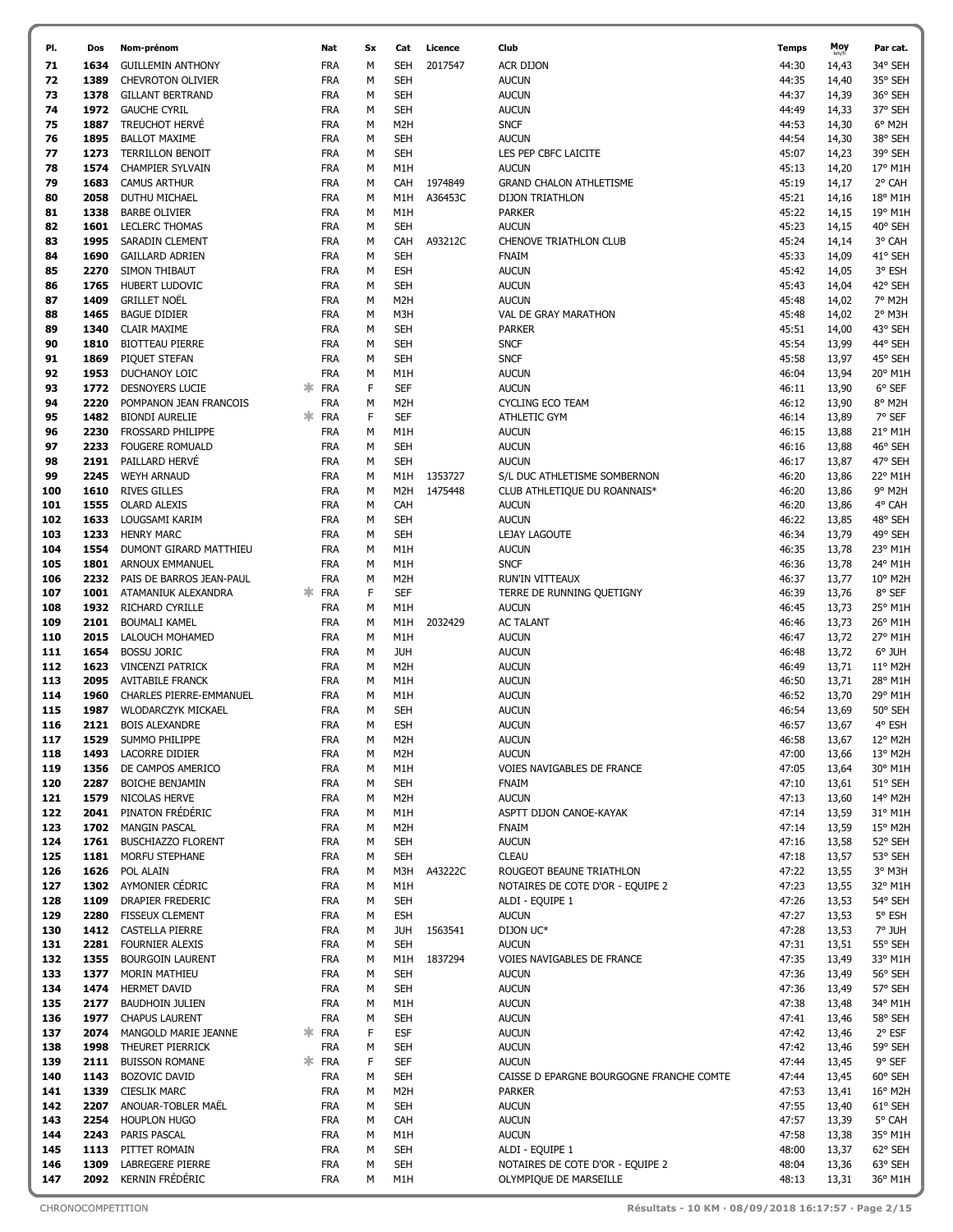| Pl. | Dos | Nom-prénom | Nat | Sx | Cat | Licence | Club | Temps | Moy km/h | Par cat. |
|---|---|---|---|---|---|---|---|---|---|---|
| 71 | 1634 | GUILLEMIN ANTHONY | FRA | M | SEH | 2017547 | ACR DIJON | 44:30 | 14,43 | 34° SEH |
| 72 | 1389 | CHEVROTON OLIVIER | FRA | M | SEH | | AUCUN | 44:35 | 14,40 | 35° SEH |
| 73 | 1378 | GILLANT BERTRAND | FRA | M | SEH | | AUCUN | 44:37 | 14,39 | 36° SEH |
| 74 | 1972 | GAUCHE CYRIL | FRA | M | SEH | | AUCUN | 44:49 | 14,33 | 37° SEH |
| 75 | 1887 | TREUCHOT HERVÉ | FRA | M | M2H | | SNCF | 44:53 | 14,30 | 6° M2H |
| 76 | 1895 | BALLOT MAXIME | FRA | M | SEH | | AUCUN | 44:54 | 14,30 | 38° SEH |
| 77 | 1273 | TERRILLON BENOIT | FRA | M | SEH | | LES PEP CBFC LAICITE | 45:07 | 14,23 | 39° SEH |
| 78 | 1574 | CHAMPIER SYLVAIN | FRA | M | M1H | | AUCUN | 45:13 | 14,20 | 17° M1H |
| 79 | 1683 | CAMUS ARTHUR | FRA | M | CAH | 1974849 | GRAND CHALON ATHLETISME | 45:19 | 14,17 | 2° CAH |
| 80 | 2058 | DUTHU MICHAEL | FRA | M | M1H | A36453C | DIJON TRIATHLON | 45:21 | 14,16 | 18° M1H |
| 81 | 1338 | BARBE OLIVIER | FRA | M | M1H | | PARKER | 45:22 | 14,15 | 19° M1H |
| 82 | 1601 | LECLERC THOMAS | FRA | M | SEH | | AUCUN | 45:23 | 14,15 | 40° SEH |
| 83 | 1995 | SARADIN CLEMENT | FRA | M | CAH | A93212C | CHENOVE TRIATHLON CLUB | 45:24 | 14,14 | 3° CAH |
| 84 | 1690 | GAILLARD ADRIEN | FRA | M | SEH | | FNAIM | 45:33 | 14,09 | 41° SEH |
| 85 | 2270 | SIMON THIBAUT | FRA | M | ESH | | AUCUN | 45:42 | 14,05 | 3° ESH |
| 86 | 1765 | HUBERT LUDOVIC | FRA | M | SEH | | AUCUN | 45:43 | 14,04 | 42° SEH |
| 87 | 1409 | GRILLET NOËL | FRA | M | M2H | | AUCUN | 45:48 | 14,02 | 7° M2H |
| 88 | 1465 | BAGUE DIDIER | FRA | M | M3H | | VAL DE GRAY MARATHON | 45:48 | 14,02 | 2° M3H |
| 89 | 1340 | CLAIR MAXIME | FRA | M | SEH | | PARKER | 45:51 | 14,00 | 43° SEH |
| 90 | 1810 | BIOTTEAU PIERRE | FRA | M | SEH | | SNCF | 45:54 | 13,99 | 44° SEH |
| 91 | 1869 | PIQUET STEFAN | FRA | M | SEH | | SNCF | 45:58 | 13,97 | 45° SEH |
| 92 | 1953 | DUCHANOY LOIC | FRA | M | M1H | | AUCUN | 46:04 | 13,94 | 20° M1H |
| 93 | 1772 | DESNOYERS LUCIE | * FRA | F | SEF | | AUCUN | 46:11 | 13,90 | 6° SEF |
| 94 | 2220 | POMPANON JEAN FRANCOIS | FRA | M | M2H | | CYCLING ECO TEAM | 46:12 | 13,90 | 8° M2H |
| 95 | 1482 | BIONDI AURELIE | * FRA | F | SEF | | ATHLETIC GYM | 46:14 | 13,89 | 7° SEF |
| 96 | 2230 | FROSSARD PHILIPPE | FRA | M | M1H | | AUCUN | 46:15 | 13,88 | 21° M1H |
| 97 | 2233 | FOUGERE ROMUALD | FRA | M | SEH | | AUCUN | 46:16 | 13,88 | 46° SEH |
| 98 | 2191 | PAILLARD HERVÉ | FRA | M | SEH | | AUCUN | 46:17 | 13,87 | 47° SEH |
| 99 | 2245 | WEYH ARNAUD | FRA | M | M1H | 1353727 | S/L DUC ATHLETISME SOMBERNON | 46:20 | 13,86 | 22° M1H |
| 100 | 1610 | RIVES GILLES | FRA | M | M2H | 1475448 | CLUB ATHLETIQUE DU ROANNAIS* | 46:20 | 13,86 | 9° M2H |
| 101 | 1555 | OLARD ALEXIS | FRA | M | CAH | | AUCUN | 46:20 | 13,86 | 4° CAH |
| 102 | 1633 | LOUGSAMI KARIM | FRA | M | SEH | | AUCUN | 46:22 | 13,85 | 48° SEH |
| 103 | 1233 | HENRY MARC | FRA | M | SEH | | LEJAY LAGOUTE | 46:34 | 13,79 | 49° SEH |
| 104 | 1554 | DUMONT GIRARD MATTHIEU | FRA | M | M1H | | AUCUN | 46:35 | 13,78 | 23° M1H |
| 105 | 1801 | ARNOUX EMMANUEL | FRA | M | M1H | | SNCF | 46:36 | 13,78 | 24° M1H |
| 106 | 2232 | PAIS DE BARROS JEAN-PAUL | FRA | M | M2H | | RUN'IN VITTEAUX | 46:37 | 13,77 | 10° M2H |
| 107 | 1001 | ATAMANIUK ALEXANDRA | * FRA | F | SEF | | TERRE DE RUNNING QUETIGNY | 46:39 | 13,76 | 8° SEF |
| 108 | 1932 | RICHARD CYRILLE | FRA | M | M1H | | AUCUN | 46:45 | 13,73 | 25° M1H |
| 109 | 2101 | BOUMALI KAMEL | FRA | M | M1H | 2032429 | AC TALANT | 46:46 | 13,73 | 26° M1H |
| 110 | 2015 | LALOUCH MOHAMED | FRA | M | M1H | | AUCUN | 46:47 | 13,72 | 27° M1H |
| 111 | 1654 | BOSSU JORIC | FRA | M | JUH | | AUCUN | 46:48 | 13,72 | 6° JUH |
| 112 | 1623 | VINCENZI PATRICK | FRA | M | M2H | | AUCUN | 46:49 | 13,71 | 11° M2H |
| 113 | 2095 | AVITABILE FRANCK | FRA | M | M1H | | AUCUN | 46:50 | 13,71 | 28° M1H |
| 114 | 1960 | CHARLES PIERRE-EMMANUEL | FRA | M | M1H | | AUCUN | 46:52 | 13,70 | 29° M1H |
| 115 | 1987 | WLODARCZYK MICKAEL | FRA | M | SEH | | AUCUN | 46:54 | 13,69 | 50° SEH |
| 116 | 2121 | BOIS ALEXANDRE | FRA | M | ESH | | AUCUN | 46:57 | 13,67 | 4° ESH |
| 117 | 1529 | SUMMO PHILIPPE | FRA | M | M2H | | AUCUN | 46:58 | 13,67 | 12° M2H |
| 118 | 1493 | LACORRE DIDIER | FRA | M | M2H | | AUCUN | 47:00 | 13,66 | 13° M2H |
| 119 | 1356 | DE CAMPOS AMERICO | FRA | M | M1H | | VOIES NAVIGABLES DE FRANCE | 47:05 | 13,64 | 30° M1H |
| 120 | 2287 | BOICHE BENJAMIN | FRA | M | SEH | | FNAIM | 47:10 | 13,61 | 51° SEH |
| 121 | 1579 | NICOLAS HERVE | FRA | M | M2H | | AUCUN | 47:13 | 13,60 | 14° M2H |
| 122 | 2041 | PINATON FRÉDÉRIC | FRA | M | M1H | | ASPTT DIJON CANOE-KAYAK | 47:14 | 13,59 | 31° M1H |
| 123 | 1702 | MANGIN PASCAL | FRA | M | M2H | | FNAIM | 47:14 | 13,59 | 15° M2H |
| 124 | 1761 | BUSCHIAZZO FLORENT | FRA | M | SEH | | AUCUN | 47:16 | 13,58 | 52° SEH |
| 125 | 1181 | MORFU STEPHANE | FRA | M | SEH | | CLEAU | 47:18 | 13,57 | 53° SEH |
| 126 | 1626 | POL ALAIN | FRA | M | M3H | A43222C | ROUGEOT BEAUNE TRIATHLON | 47:22 | 13,55 | 3° M3H |
| 127 | 1302 | AYMONIER CÉDRIC | FRA | M | M1H | | NOTAIRES DE COTE D'OR - EQUIPE 2 | 47:23 | 13,55 | 32° M1H |
| 128 | 1109 | DRAPIER FREDERIC | FRA | M | SEH | | ALDI - EQUIPE 1 | 47:26 | 13,53 | 54° SEH |
| 129 | 2280 | FISSEUX CLEMENT | FRA | M | ESH | | AUCUN | 47:27 | 13,53 | 5° ESH |
| 130 | 1412 | CASTELLA PIERRE | FRA | M | JUH | 1563541 | DIJON UC* | 47:28 | 13,53 | 7° JUH |
| 131 | 2281 | FOURNIER ALEXIS | FRA | M | SEH | | AUCUN | 47:31 | 13,51 | 55° SEH |
| 132 | 1355 | BOURGOIN LAURENT | FRA | M | M1H | 1837294 | VOIES NAVIGABLES DE FRANCE | 47:35 | 13,49 | 33° M1H |
| 133 | 1377 | MORIN MATHIEU | FRA | M | SEH | | AUCUN | 47:36 | 13,49 | 56° SEH |
| 134 | 1474 | HERMET DAVID | FRA | M | SEH | | AUCUN | 47:36 | 13,49 | 57° SEH |
| 135 | 2177 | BAUDHOIN JULIEN | FRA | M | M1H | | AUCUN | 47:38 | 13,48 | 34° M1H |
| 136 | 1977 | CHAPUS LAURENT | FRA | M | SEH | | AUCUN | 47:41 | 13,46 | 58° SEH |
| 137 | 2074 | MANGOLD MARIE JEANNE | * FRA | F | ESF | | AUCUN | 47:42 | 13,46 | 2° ESF |
| 138 | 1998 | THEURET PIERRICK | FRA | M | SEH | | AUCUN | 47:42 | 13,46 | 59° SEH |
| 139 | 2111 | BUISSON ROMANE | * FRA | F | SEF | | AUCUN | 47:44 | 13,45 | 9° SEF |
| 140 | 1143 | BOZOVIC DAVID | FRA | M | SEH | | CAISSE D EPARGNE BOURGOGNE FRANCHE COMTE | 47:44 | 13,45 | 60° SEH |
| 141 | 1339 | CIESLIK MARC | FRA | M | M2H | | PARKER | 47:53 | 13,41 | 16° M2H |
| 142 | 2207 | ANOUAR-TOBLER MAËL | FRA | M | SEH | | AUCUN | 47:55 | 13,40 | 61° SEH |
| 143 | 2254 | HOUPLON HUGO | FRA | M | CAH | | AUCUN | 47:57 | 13,39 | 5° CAH |
| 144 | 2243 | PARIS PASCAL | FRA | M | M1H | | AUCUN | 47:58 | 13,38 | 35° M1H |
| 145 | 1113 | PITTET ROMAIN | FRA | M | SEH | | ALDI - EQUIPE 1 | 48:00 | 13,37 | 62° SEH |
| 146 | 1309 | LABREGERE PIERRE | FRA | M | SEH | | NOTAIRES DE COTE D'OR - EQUIPE 2 | 48:04 | 13,36 | 63° SEH |
| 147 | 2092 | KERNIN FRÉDÉRIC | FRA | M | M1H | | OLYMPIQUE DE MARSEILLE | 48:13 | 13,31 | 36° M1H |

CHRONOCOMPETITION

Résultats - 10 KM · 08/09/2018 16:17:57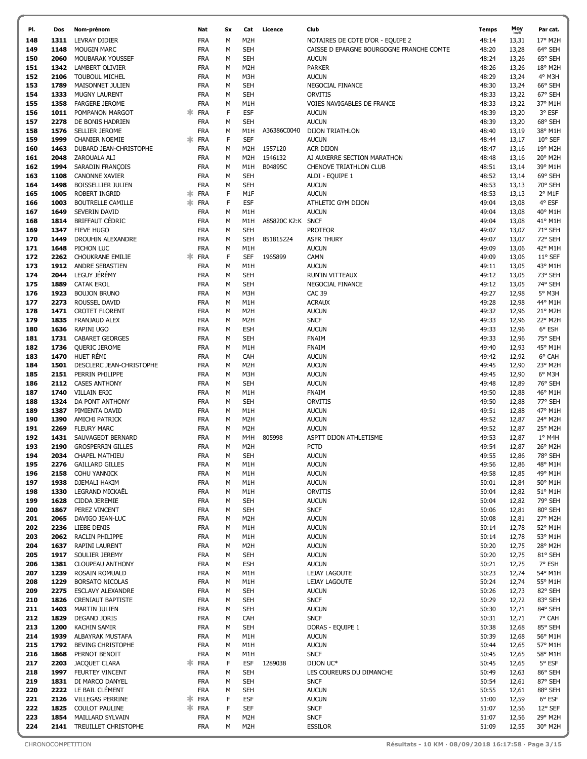| Pl. | Dos | Nom-prénom | | Nat | Sx | Cat | Licence | Club | Temps | Moy km/h | Par cat. |
|---|---|---|---|---|---|---|---|---|---|---|---|
| 148 | 1311 | LEVRAY DIDIER | | FRA | M | M2H | | NOTAIRES DE COTE D'OR - EQUIPE 2 | 48:14 | 13,31 | 17° M2H |
| 149 | 1148 | MOUGIN MARC | | FRA | M | SEH | | CAISSE D EPARGNE BOURGOGNE FRANCHE COMTE | 48:20 | 13,28 | 64° SEH |
| 150 | 2060 | MOUBARAK YOUSSEF | | FRA | M | SEH | | AUCUN | 48:24 | 13,26 | 65° SEH |
| 151 | 1342 | LAMBERT OLIVIER | | FRA | M | M2H | | PARKER | 48:26 | 13,26 | 18° M2H |
| 152 | 2106 | TOUBOUL MICHEL | | FRA | M | M3H | | AUCUN | 48:29 | 13,24 | 4° M3H |
| 153 | 1789 | MAISONNET JULIEN | | FRA | M | SEH | | NEGOCIAL FINANCE | 48:30 | 13,24 | 66° SEH |
| 154 | 1333 | MUGNY LAURENT | | FRA | M | SEH | | ORVITIS | 48:33 | 13,22 | 67° SEH |
| 155 | 1358 | FARGERE JEROME | | FRA | M | M1H | | VOIES NAVIGABLES DE FRANCE | 48:33 | 13,22 | 37° M1H |
| 156 | 1011 | POMPANON MARGOT | * | FRA | F | ESF | | AUCUN | 48:39 | 13,20 | 3° ESF |
| 157 | 2278 | DE BONIS HADRIEN | | FRA | M | SEH | | AUCUN | 48:39 | 13,20 | 68° SEH |
| 158 | 1576 | SELLIER JEROME | | FRA | M | M1H | A36386C0040 | DIJON TRIATHLON | 48:40 | 13,19 | 38° M1H |
| 159 | 1999 | CHANIER NOEMIE | * | FRA | F | SEF | | AUCUN | 48:44 | 13,17 | 10° SEF |
| 160 | 1463 | DUBARD JEAN-CHRISTOPHE | | FRA | M | M2H | 1557120 | ACR DIJON | 48:47 | 13,16 | 19° M2H |
| 161 | 2048 | ZAROUALA ALI | | FRA | M | M2H | 1546132 | AJ AUXERRE SECTION MARATHON | 48:48 | 13,16 | 20° M2H |
| 162 | 1994 | SARADIN FRANÇOIS | | FRA | M | M1H | B04895C | CHENOVE TRIATHLON CLUB | 48:51 | 13,14 | 39° M1H |
| 163 | 1108 | CANONNE XAVIER | | FRA | M | SEH | | ALDI - EQUIPE 1 | 48:52 | 13,14 | 69° SEH |
| 164 | 1498 | BOISSELLIER JULIEN | | FRA | M | SEH | | AUCUN | 48:53 | 13,13 | 70° SEH |
| 165 | 1005 | ROBERT INGRID | * | FRA | F | M1F | | AUCUN | 48:53 | 13,13 | 2° M1F |
| 166 | 1003 | BOUTRELLE CAMILLE | * | FRA | F | ESF | | ATHLETIC GYM DIJON | 49:04 | 13,08 | 4° ESF |
| 167 | 1649 | SEVERIN DAVID | | FRA | M | M1H | | AUCUN | 49:04 | 13,08 | 40° M1H |
| 168 | 1814 | BRIFFAUT CÉDRIC | | FRA | M | M1H | A85820C K2:K | SNCF | 49:04 | 13,08 | 41° M1H |
| 169 | 1347 | FIEVE HUGO | | FRA | M | SEH | | PROTEOR | 49:07 | 13,07 | 71° SEH |
| 170 | 1449 | DROUHIN ALEXANDRE | | FRA | M | SEH | 851815224 | ASFR THURY | 49:07 | 13,07 | 72° SEH |
| 171 | 1648 | PICHON LUC | | FRA | M | M1H | | AUCUN | 49:09 | 13,06 | 42° M1H |
| 172 | 2262 | CHOUKRANE EMILIE | * | FRA | F | SEF | 1965899 | CAMN | 49:09 | 13,06 | 11° SEF |
| 173 | 1912 | ANDRE SEBASTIEN | | FRA | M | M1H | | AUCUN | 49:11 | 13,05 | 43° M1H |
| 174 | 2044 | LEGUY JÉRÉMY | | FRA | M | SEH | | RUN'IN VITTEAUX | 49:12 | 13,05 | 73° SEH |
| 175 | 1889 | CATAK EROL | | FRA | M | SEH | | NEGOCIAL FINANCE | 49:12 | 13,05 | 74° SEH |
| 176 | 1923 | BOUJON BRUNO | | FRA | M | M3H | | CAC 39 | 49:27 | 12,98 | 5° M3H |
| 177 | 2273 | ROUSSEL DAVID | | FRA | M | M1H | | ACRAUX | 49:28 | 12,98 | 44° M1H |
| 178 | 1471 | CROTET FLORENT | | FRA | M | M2H | | AUCUN | 49:32 | 12,96 | 21° M2H |
| 179 | 1835 | FRANJAUD ALEX | | FRA | M | M2H | | SNCF | 49:33 | 12,96 | 22° M2H |
| 180 | 1636 | RAPINI UGO | | FRA | M | ESH | | AUCUN | 49:33 | 12,96 | 6° ESH |
| 181 | 1731 | CABARET GEORGES | | FRA | M | SEH | | FNAIM | 49:33 | 12,96 | 75° SEH |
| 182 | 1736 | QUERIC JEROME | | FRA | M | M1H | | FNAIM | 49:40 | 12,93 | 45° M1H |
| 183 | 1470 | HUET RÉMI | | FRA | M | CAH | | AUCUN | 49:42 | 12,92 | 6° CAH |
| 184 | 1501 | DESCLERC JEAN-CHRISTOPHE | | FRA | M | M2H | | AUCUN | 49:45 | 12,90 | 23° M2H |
| 185 | 2151 | PERRIN PHILIPPE | | FRA | M | M3H | | AUCUN | 49:45 | 12,90 | 6° M3H |
| 186 | 2112 | CASES ANTHONY | | FRA | M | SEH | | AUCUN | 49:48 | 12,89 | 76° SEH |
| 187 | 1740 | VILLAIN ERIC | | FRA | M | M1H | | FNAIM | 49:50 | 12,88 | 46° M1H |
| 188 | 1324 | DA PONT ANTHONY | | FRA | M | SEH | | ORVITIS | 49:50 | 12,88 | 77° SEH |
| 189 | 1387 | PIMIENTA DAVID | | FRA | M | M1H | | AUCUN | 49:51 | 12,88 | 47° M1H |
| 190 | 1390 | AMICHI PATRICK | | FRA | M | M2H | | AUCUN | 49:52 | 12,87 | 24° M2H |
| 191 | 2269 | FLEURY MARC | | FRA | M | M2H | | AUCUN | 49:52 | 12,87 | 25° M2H |
| 192 | 1431 | SAUVAGEOT BERNARD | | FRA | M | M4H | 805998 | ASPTT DIJON ATHLETISME | 49:53 | 12,87 | 1° M4H |
| 193 | 2190 | GROSPERRIN GILLES | | FRA | M | M2H | | PCTD | 49:54 | 12,87 | 26° M2H |
| 194 | 2034 | CHAPEL MATHIEU | | FRA | M | SEH | | AUCUN | 49:55 | 12,86 | 78° SEH |
| 195 | 2276 | GAILLARD GILLES | | FRA | M | M1H | | AUCUN | 49:56 | 12,86 | 48° M1H |
| 196 | 2158 | COHU YANNICK | | FRA | M | M1H | | AUCUN | 49:58 | 12,85 | 49° M1H |
| 197 | 1938 | DJEMALI HAKIM | | FRA | M | M1H | | AUCUN | 50:01 | 12,84 | 50° M1H |
| 198 | 1330 | LEGRAND MICKAËL | | FRA | M | M1H | | ORVITIS | 50:04 | 12,82 | 51° M1H |
| 199 | 1628 | CIDDA JEREMIE | | FRA | M | SEH | | AUCUN | 50:04 | 12,82 | 79° SEH |
| 200 | 1867 | PEREZ VINCENT | | FRA | M | SEH | | SNCF | 50:06 | 12,81 | 80° SEH |
| 201 | 2065 | DAVIGO JEAN-LUC | | FRA | M | M2H | | AUCUN | 50:08 | 12,81 | 27° M2H |
| 202 | 2236 | LIEBE DENIS | | FRA | M | M1H | | AUCUN | 50:14 | 12,78 | 52° M1H |
| 203 | 2062 | RACLIN PHILIPPE | | FRA | M | M1H | | AUCUN | 50:14 | 12,78 | 53° M1H |
| 204 | 1637 | RAPINI LAURENT | | FRA | M | M2H | | AUCUN | 50:20 | 12,75 | 28° M2H |
| 205 | 1917 | SOULIER JEREMY | | FRA | M | SEH | | AUCUN | 50:20 | 12,75 | 81° SEH |
| 206 | 1381 | CLOUPEAU ANTHONY | | FRA | M | ESH | | AUCUN | 50:21 | 12,75 | 7° ESH |
| 207 | 1239 | ROSAIN ROMUALD | | FRA | M | M1H | | LEJAY LAGOUTE | 50:23 | 12,74 | 54° M1H |
| 208 | 1229 | BORSATO NICOLAS | | FRA | M | M1H | | LEJAY LAGOUTE | 50:24 | 12,74 | 55° M1H |
| 209 | 2275 | ESCLAVY ALEXANDRE | | FRA | M | SEH | | AUCUN | 50:26 | 12,73 | 82° SEH |
| 210 | 1826 | CRENIAUT BAPTISTE | | FRA | M | SEH | | SNCF | 50:29 | 12,72 | 83° SEH |
| 211 | 1403 | MARTIN JULIEN | | FRA | M | SEH | | AUCUN | 50:30 | 12,71 | 84° SEH |
| 212 | 1829 | DEGAND JORIS | | FRA | M | CAH | | SNCF | 50:31 | 12,71 | 7° CAH |
| 213 | 1200 | KACHIN SAMIR | | FRA | M | SEH | | DORAS - EQUIPE 1 | 50:38 | 12,68 | 85° SEH |
| 214 | 1939 | ALBAYRAK MUSTAFA | | FRA | M | M1H | | AUCUN | 50:39 | 12,68 | 56° M1H |
| 215 | 1792 | BEVING CHRISTOPHE | | FRA | M | M1H | | AUCUN | 50:44 | 12,65 | 57° M1H |
| 216 | 1868 | PERNOT BENOIT | | FRA | M | M1H | | SNCF | 50:45 | 12,65 | 58° M1H |
| 217 | 2203 | JACQUET CLARA | * | FRA | F | ESF | 1289038 | DIJON UC* | 50:45 | 12,65 | 5° ESF |
| 218 | 1997 | FEURTEY VINCENT | | FRA | M | SEH | | LES COUREURS DU DIMANCHE | 50:49 | 12,63 | 86° SEH |
| 219 | 1831 | DI MARCO DANYEL | | FRA | M | SEH | | SNCF | 50:54 | 12,61 | 87° SEH |
| 220 | 2222 | LE BAIL CLÉMENT | | FRA | M | SEH | | AUCUN | 50:55 | 12,61 | 88° SEH |
| 221 | 2126 | VILLEGAS PERRINE | * | FRA | F | ESF | | AUCUN | 51:00 | 12,59 | 6° ESF |
| 222 | 1825 | COULOT PAULINE | * | FRA | F | SEF | | SNCF | 51:07 | 12,56 | 12° SEF |
| 223 | 1854 | MAILLARD SYLVAIN | | FRA | M | M2H | | SNCF | 51:07 | 12,56 | 29° M2H |
| 224 | 2141 | TREUILLET CHRISTOPHE | | FRA | M | M2H | | ESSILOR | 51:09 | 12,55 | 30° M2H |

CHRONOCOMPETITION — Résultats - 10 KM · 08/09/2018 16:17:58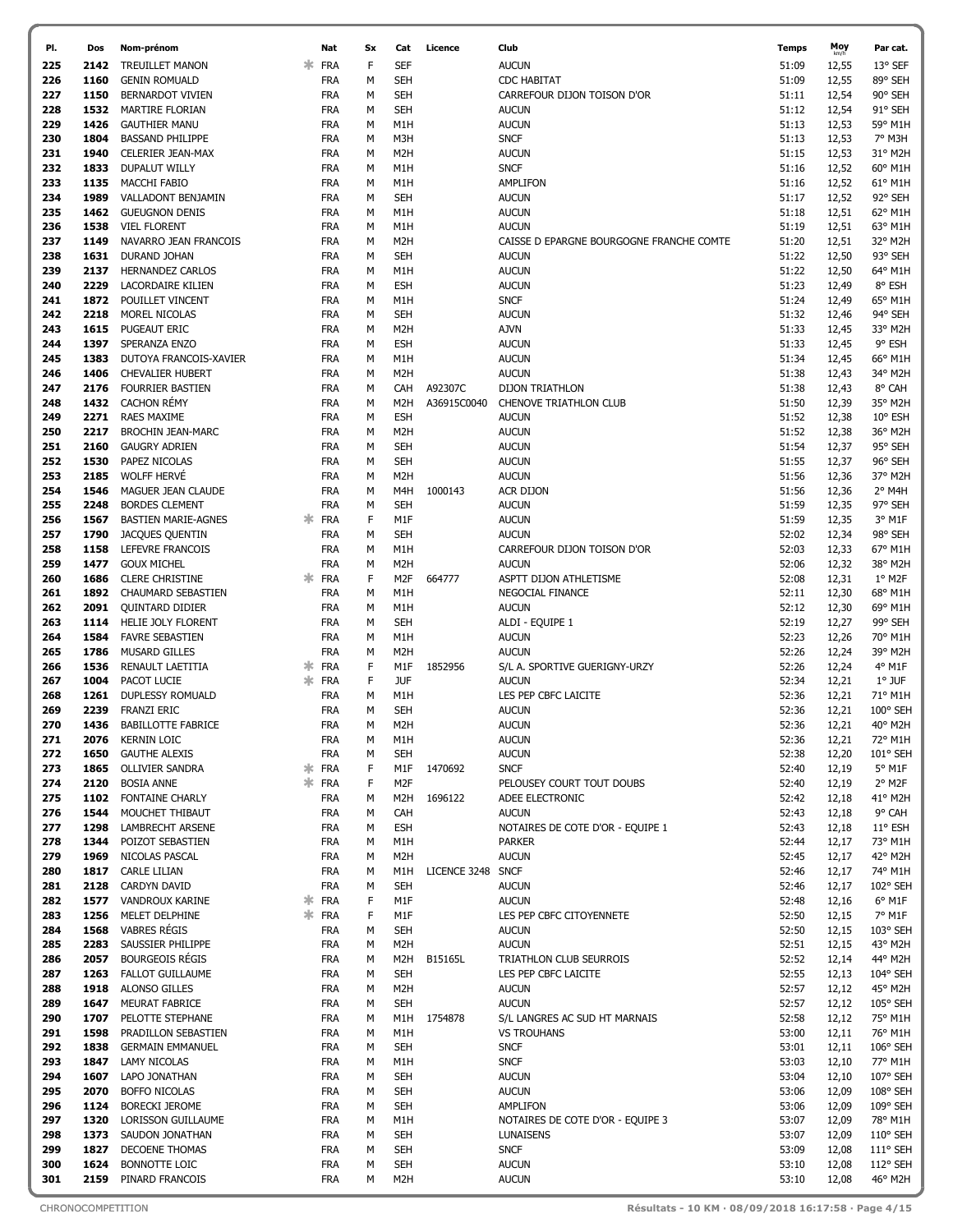| Pl. | Dos | Nom-prénom | | Nat | Sx | Cat | Licence | Club | Temps | Moy | Par cat. |
|---|---|---|---|---|---|---|---|---|---|---|---|
| 225 | 2142 | TREUILLET MANON | * | FRA | F | SEF | | AUCUN | 51:09 | 12,55 | 13° SEF |
| 226 | 1160 | GENIN ROMUALD | | FRA | M | SEH | | CDC HABITAT | 51:09 | 12,55 | 89° SEH |
| 227 | 1150 | BERNARDOT VIVIEN | | FRA | M | SEH | | CARREFOUR DIJON TOISON D'OR | 51:11 | 12,54 | 90° SEH |
| 228 | 1532 | MARTIRE FLORIAN | | FRA | M | SEH | | AUCUN | 51:12 | 12,54 | 91° SEH |
| 229 | 1426 | GAUTHIER MANU | | FRA | M | M1H | | AUCUN | 51:13 | 12,53 | 59° M1H |
| 230 | 1804 | BASSAND PHILIPPE | | FRA | M | M3H | | SNCF | 51:13 | 12,53 | 7° M3H |
| 231 | 1940 | CELERIER JEAN-MAX | | FRA | M | M2H | | AUCUN | 51:15 | 12,53 | 31° M2H |
| 232 | 1833 | DUPALUT WILLY | | FRA | M | M1H | | SNCF | 51:16 | 12,52 | 60° M1H |
| 233 | 1135 | MACCHI FABIO | | FRA | M | M1H | | AMPLIFON | 51:16 | 12,52 | 61° M1H |
| 234 | 1989 | VALLADONT BENJAMIN | | FRA | M | SEH | | AUCUN | 51:17 | 12,52 | 92° SEH |
| 235 | 1462 | GUEUGNON DENIS | | FRA | M | M1H | | AUCUN | 51:18 | 12,51 | 62° M1H |
| 236 | 1538 | VIEL FLORENT | | FRA | M | M1H | | AUCUN | 51:19 | 12,51 | 63° M1H |
| 237 | 1149 | NAVARRO JEAN FRANCOIS | | FRA | M | M2H | | CAISSE D EPARGNE BOURGOGNE FRANCHE COMTE | 51:20 | 12,51 | 32° M2H |
| 238 | 1631 | DURAND JOHAN | | FRA | M | SEH | | AUCUN | 51:22 | 12,50 | 93° SEH |
| 239 | 2137 | HERNANDEZ CARLOS | | FRA | M | M1H | | AUCUN | 51:22 | 12,50 | 64° M1H |
| 240 | 2229 | LACORDAIRE KILIEN | | FRA | M | ESH | | AUCUN | 51:23 | 12,49 | 8° ESH |
| 241 | 1872 | POUILLET VINCENT | | FRA | M | M1H | | SNCF | 51:24 | 12,49 | 65° M1H |
| 242 | 2218 | MOREL NICOLAS | | FRA | M | SEH | | AUCUN | 51:32 | 12,46 | 94° SEH |
| 243 | 1615 | PUGEAUT ERIC | | FRA | M | M2H | | AJVN | 51:33 | 12,45 | 33° M2H |
| 244 | 1397 | SPERANZA ENZO | | FRA | M | ESH | | AUCUN | 51:33 | 12,45 | 9° ESH |
| 245 | 1383 | DUTOYA FRANCOIS-XAVIER | | FRA | M | M1H | | AUCUN | 51:34 | 12,45 | 66° M1H |
| 246 | 1406 | CHEVALIER HUBERT | | FRA | M | M2H | | AUCUN | 51:38 | 12,43 | 34° M2H |
| 247 | 2176 | FOURRIER BASTIEN | | FRA | M | CAH | A92307C | DIJON TRIATHLON | 51:38 | 12,43 | 8° CAH |
| 248 | 1432 | CACHON RÉMY | | FRA | M | M2H | A36915C0040 | CHENOVE TRIATHLON CLUB | 51:50 | 12,39 | 35° M2H |
| 249 | 2271 | RAES MAXIME | | FRA | M | ESH | | AUCUN | 51:52 | 12,38 | 10° ESH |
| 250 | 2217 | BROCHIN JEAN-MARC | | FRA | M | M2H | | AUCUN | 51:52 | 12,38 | 36° M2H |
| 251 | 2160 | GAUGRY ADRIEN | | FRA | M | SEH | | AUCUN | 51:54 | 12,37 | 95° SEH |
| 252 | 1530 | PAPEZ NICOLAS | | FRA | M | SEH | | AUCUN | 51:55 | 12,37 | 96° SEH |
| 253 | 2185 | WOLFF HERVÉ | | FRA | M | M2H | | AUCUN | 51:56 | 12,36 | 37° M2H |
| 254 | 1546 | MAGUER JEAN CLAUDE | | FRA | M | M4H | 1000143 | ACR DIJON | 51:56 | 12,36 | 2° M4H |
| 255 | 2248 | BORDES CLEMENT | | FRA | M | SEH | | AUCUN | 51:59 | 12,35 | 97° SEH |
| 256 | 1567 | BASTIEN MARIE-AGNES | * | FRA | F | M1F | | AUCUN | 51:59 | 12,35 | 3° M1F |
| 257 | 1790 | JACQUES QUENTIN | | FRA | M | SEH | | AUCUN | 52:02 | 12,34 | 98° SEH |
| 258 | 1158 | LEFEVRE FRANCOIS | | FRA | M | M1H | | CARREFOUR DIJON TOISON D'OR | 52:03 | 12,33 | 67° M1H |
| 259 | 1477 | GOUX MICHEL | | FRA | M | M2H | | AUCUN | 52:06 | 12,32 | 38° M2H |
| 260 | 1686 | CLERE CHRISTINE | * | FRA | F | M2F | 664777 | ASPTT DIJON ATHLETISME | 52:08 | 12,31 | 1° M2F |
| 261 | 1892 | CHAUMARD SEBASTIEN | | FRA | M | M1H | | NEGOCIAL FINANCE | 52:11 | 12,30 | 68° M1H |
| 262 | 2091 | QUINTARD DIDIER | | FRA | M | M1H | | AUCUN | 52:12 | 12,30 | 69° M1H |
| 263 | 1114 | HELIE JOLY FLORENT | | FRA | M | SEH | | ALDI - EQUIPE 1 | 52:19 | 12,27 | 99° SEH |
| 264 | 1584 | FAVRE SEBASTIEN | | FRA | M | M1H | | AUCUN | 52:23 | 12,26 | 70° M1H |
| 265 | 1786 | MUSARD GILLES | | FRA | M | M2H | | AUCUN | 52:26 | 12,24 | 39° M2H |
| 266 | 1536 | RENAULT LAETITIA | * | FRA | F | M1F | 1852956 | S/L A. SPORTIVE GUERIGNY-URZY | 52:26 | 12,24 | 4° M1F |
| 267 | 1004 | PACOT LUCIE | * | FRA | F | JUF | | AUCUN | 52:34 | 12,21 | 1° JUF |
| 268 | 1261 | DUPLESSY ROMUALD | | FRA | M | M1H | | LES PEP CBFC LAICITE | 52:36 | 12,21 | 71° M1H |
| 269 | 2239 | FRANZI ERIC | | FRA | M | SEH | | AUCUN | 52:36 | 12,21 | 100° SEH |
| 270 | 1436 | BABILLOTTE FABRICE | | FRA | M | M2H | | AUCUN | 52:36 | 12,21 | 40° M2H |
| 271 | 2076 | KERNIN LOIC | | FRA | M | M1H | | AUCUN | 52:36 | 12,21 | 72° M1H |
| 272 | 1650 | GAUTHE ALEXIS | | FRA | M | SEH | | AUCUN | 52:38 | 12,20 | 101° SEH |
| 273 | 1865 | OLLIVIER SANDRA | * | FRA | F | M1F | 1470692 | SNCF | 52:40 | 12,19 | 5° M1F |
| 274 | 2120 | BOSIA ANNE | * | FRA | F | M2F | | PELOUSEY COURT TOUT DOUBS | 52:40 | 12,19 | 2° M2F |
| 275 | 1102 | FONTAINE CHARLY | | FRA | M | M2H | 1696122 | ADEE ELECTRONIC | 52:42 | 12,18 | 41° M2H |
| 276 | 1544 | MOUCHET THIBAUT | | FRA | M | CAH | | AUCUN | 52:43 | 12,18 | 9° CAH |
| 277 | 1298 | LAMBRECHT ARSENE | | FRA | M | ESH | | NOTAIRES DE COTE D'OR - EQUIPE 1 | 52:43 | 12,18 | 11° ESH |
| 278 | 1344 | POIZOT SEBASTIEN | | FRA | M | M1H | | PARKER | 52:44 | 12,17 | 73° M1H |
| 279 | 1969 | NICOLAS PASCAL | | FRA | M | M2H | | AUCUN | 52:45 | 12,17 | 42° M2H |
| 280 | 1817 | CARLE LILIAN | | FRA | M | M1H | LICENCE 3248 | SNCF | 52:46 | 12,17 | 74° M1H |
| 281 | 2128 | CARDYN DAVID | | FRA | M | SEH | | AUCUN | 52:46 | 12,17 | 102° SEH |
| 282 | 1577 | VANDROUX KARINE | * | FRA | F | M1F | | AUCUN | 52:48 | 12,16 | 6° M1F |
| 283 | 1256 | MELET DELPHINE | * | FRA | F | M1F | | LES PEP CBFC CITOYENNETE | 52:50 | 12,15 | 7° M1F |
| 284 | 1568 | VABRES RÉGIS | | FRA | M | SEH | | AUCUN | 52:50 | 12,15 | 103° SEH |
| 285 | 2283 | SAUSSIER PHILIPPE | | FRA | M | M2H | | AUCUN | 52:51 | 12,15 | 43° M2H |
| 286 | 2057 | BOURGEOIS RÉGIS | | FRA | M | M2H | B15165L | TRIATHLON CLUB SEURROIS | 52:52 | 12,14 | 44° M2H |
| 287 | 1263 | FALLOT GUILLAUME | | FRA | M | SEH | | LES PEP CBFC LAICITE | 52:55 | 12,13 | 104° SEH |
| 288 | 1918 | ALONSO GILLES | | FRA | M | M2H | | AUCUN | 52:57 | 12,12 | 45° M2H |
| 289 | 1647 | MEURAT FABRICE | | FRA | M | SEH | | AUCUN | 52:57 | 12,12 | 105° SEH |
| 290 | 1707 | PELOTTE STEPHANE | | FRA | M | M1H | 1754878 | S/L LANGRES AC SUD HT MARNAIS | 52:58 | 12,12 | 75° M1H |
| 291 | 1598 | PRADILLON SEBASTIEN | | FRA | M | M1H | | VS TROUHANS | 53:00 | 12,11 | 76° M1H |
| 292 | 1838 | GERMAIN EMMANUEL | | FRA | M | SEH | | SNCF | 53:01 | 12,11 | 106° SEH |
| 293 | 1847 | LAMY NICOLAS | | FRA | M | M1H | | SNCF | 53:03 | 12,10 | 77° M1H |
| 294 | 1607 | LAPO JONATHAN | | FRA | M | SEH | | AUCUN | 53:04 | 12,10 | 107° SEH |
| 295 | 2070 | BOFFO NICOLAS | | FRA | M | SEH | | AUCUN | 53:06 | 12,09 | 108° SEH |
| 296 | 1124 | BORECKI JEROME | | FRA | M | SEH | | AMPLIFON | 53:06 | 12,09 | 109° SEH |
| 297 | 1320 | LORISSON GUILLAUME | | FRA | M | M1H | | NOTAIRES DE COTE D'OR - EQUIPE 3 | 53:07 | 12,09 | 78° M1H |
| 298 | 1373 | SAUDON JONATHAN | | FRA | M | SEH | | LUNAISENS | 53:07 | 12,09 | 110° SEH |
| 299 | 1827 | DECOENE THOMAS | | FRA | M | SEH | | SNCF | 53:09 | 12,08 | 111° SEH |
| 300 | 1624 | BONNOTTE LOIC | | FRA | M | SEH | | AUCUN | 53:10 | 12,08 | 112° SEH |
| 301 | 2159 | PINARD FRANCOIS | | FRA | M | M2H | | AUCUN | 53:10 | 12,08 | 46° M2H |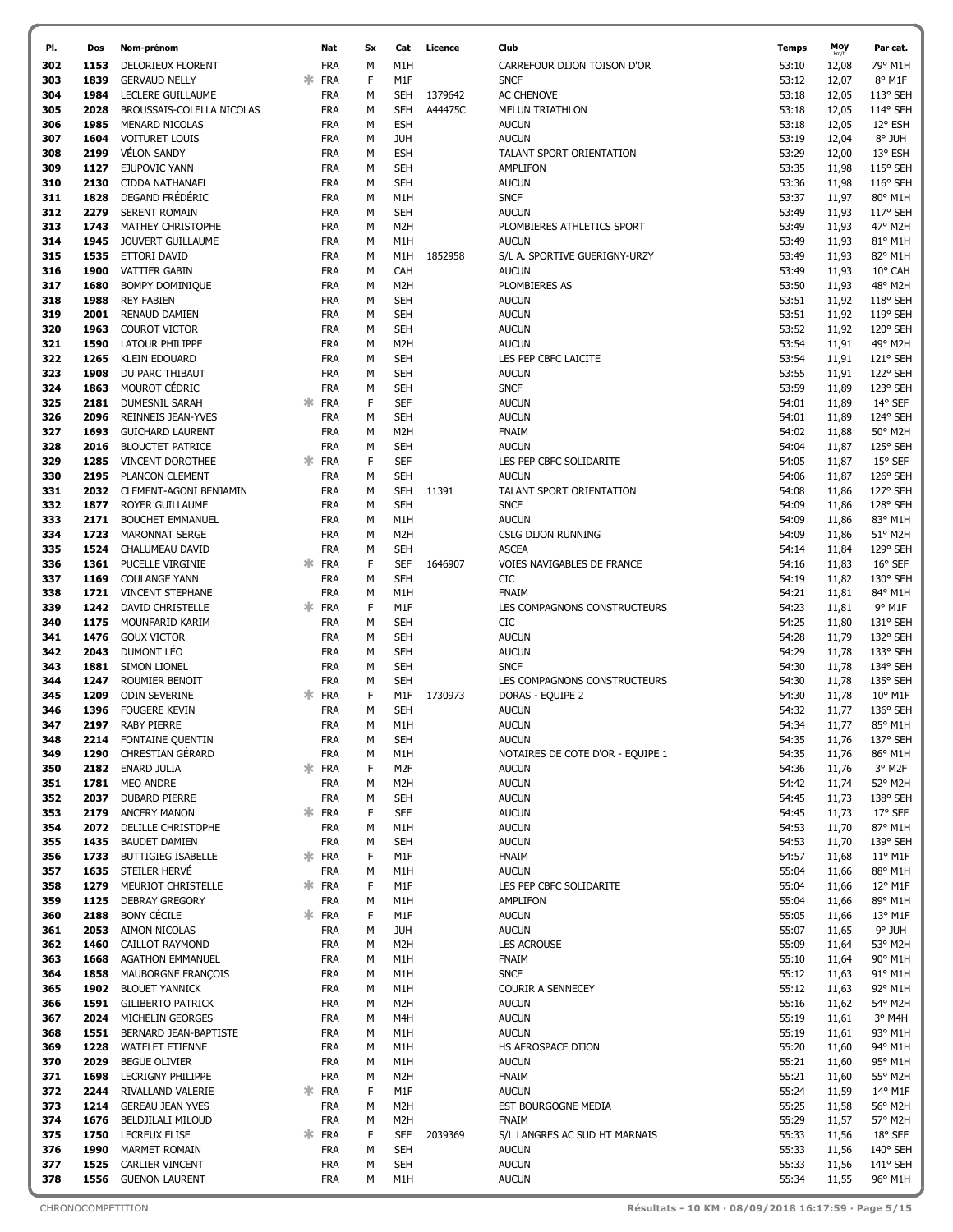| Pl. | Dos | Nom-prénom | Nat | Sx | Cat | Licence | Club | Temps | Moy km/h | Par cat. |
|---|---|---|---|---|---|---|---|---|---|---|
| 302 | 1153 | DELORIEUX FLORENT | FRA | M | M1H | | CARREFOUR DIJON TOISON D'OR | 53:10 | 12,08 | 79° M1H |
| 303 | 1839 | GERVAUD NELLY | FRA | F | M1F | | SNCF | 53:12 | 12,07 | 8° M1F |
| 304 | 1984 | LECLERE GUILLAUME | FRA | M | SEH | 1379642 | AC CHENOVE | 53:18 | 12,05 | 113° SEH |
| 305 | 2028 | BROUSSAIS-COLELLA NICOLAS | FRA | M | SEH | A44475C | MELUN TRIATHLON | 53:18 | 12,05 | 114° SEH |
| 306 | 1985 | MENARD NICOLAS | FRA | M | ESH | | AUCUN | 53:18 | 12,05 | 12° ESH |
| 307 | 1604 | VOITURET LOUIS | FRA | M | JUH | | AUCUN | 53:19 | 12,04 | 8° JUH |
| 308 | 2199 | VÉLON SANDY | FRA | M | ESH | | TALANT SPORT ORIENTATION | 53:29 | 12,00 | 13° ESH |
| 309 | 1127 | EJUPOVIC YANN | FRA | M | SEH | | AMPLIFON | 53:35 | 11,98 | 115° SEH |
| 310 | 2130 | CIDDA NATHANAEL | FRA | M | SEH | | AUCUN | 53:36 | 11,98 | 116° SEH |
| 311 | 1828 | DEGAND FRÉDÉRIC | FRA | M | M1H | | SNCF | 53:37 | 11,97 | 80° M1H |
| 312 | 2279 | SERENT ROMAIN | FRA | M | SEH | | AUCUN | 53:49 | 11,93 | 117° SEH |
| 313 | 1743 | MATHEY CHRISTOPHE | FRA | M | M2H | | PLOMBIERES ATHLETICS SPORT | 53:49 | 11,93 | 47° M2H |
| 314 | 1945 | JOUVERT GUILLAUME | FRA | M | M1H | | AUCUN | 53:49 | 11,93 | 81° M1H |
| 315 | 1535 | ETTORI DAVID | FRA | M | M1H | 1852958 | S/L A. SPORTIVE GUERIGNY-URZY | 53:49 | 11,93 | 82° M1H |
| 316 | 1900 | VATTIER GABIN | FRA | M | CAH | | AUCUN | 53:49 | 11,93 | 10° CAH |
| 317 | 1680 | BOMPY DOMINIQUE | FRA | M | M2H | | PLOMBIERES AS | 53:50 | 11,93 | 48° M2H |
| 318 | 1988 | REY FABIEN | FRA | M | SEH | | AUCUN | 53:51 | 11,92 | 118° SEH |
| 319 | 2001 | RENAUD DAMIEN | FRA | M | SEH | | AUCUN | 53:51 | 11,92 | 119° SEH |
| 320 | 1963 | COUROT VICTOR | FRA | M | SEH | | AUCUN | 53:52 | 11,92 | 120° SEH |
| 321 | 1590 | LATOUR PHILIPPE | FRA | M | M2H | | AUCUN | 53:54 | 11,91 | 49° M2H |
| 322 | 1265 | KLEIN EDOUARD | FRA | M | SEH | | LES PEP CBFC LAICITE | 53:54 | 11,91 | 121° SEH |
| 323 | 1908 | DU PARC THIBAUT | FRA | M | SEH | | AUCUN | 53:55 | 11,91 | 122° SEH |
| 324 | 1863 | MOUROT CÉDRIC | FRA | M | SEH | | SNCF | 53:59 | 11,89 | 123° SEH |
| 325 | 2181 | DUMESNIL SARAH | FRA | F | SEF | | AUCUN | 54:01 | 11,89 | 14° SEF |
| 326 | 2096 | REINNEIS JEAN-YVES | FRA | M | SEH | | AUCUN | 54:01 | 11,89 | 124° SEH |
| 327 | 1693 | GUICHARD LAURENT | FRA | M | M2H | | FNAIM | 54:02 | 11,88 | 50° M2H |
| 328 | 2016 | BLOUCTET PATRICE | FRA | M | SEH | | AUCUN | 54:04 | 11,87 | 125° SEH |
| 329 | 1285 | VINCENT DOROTHEE | FRA | F | SEF | | LES PEP CBFC SOLIDARITE | 54:05 | 11,87 | 15° SEF |
| 330 | 2195 | PLANCON CLEMENT | FRA | M | SEH | | AUCUN | 54:06 | 11,87 | 126° SEH |
| 331 | 2032 | CLEMENT-AGONI BENJAMIN | FRA | M | SEH | 11391 | TALANT SPORT ORIENTATION | 54:08 | 11,86 | 127° SEH |
| 332 | 1877 | ROYER GUILLAUME | FRA | M | SEH | | SNCF | 54:09 | 11,86 | 128° SEH |
| 333 | 2171 | BOUCHET EMMANUEL | FRA | M | M1H | | AUCUN | 54:09 | 11,86 | 83° M1H |
| 334 | 1723 | MARONNAT SERGE | FRA | M | M2H | | CSLG DIJON RUNNING | 54:09 | 11,86 | 51° M2H |
| 335 | 1524 | CHALUMEAU DAVID | FRA | M | SEH | | ASCEA | 54:14 | 11,84 | 129° SEH |
| 336 | 1361 | PUCELLE VIRGINIE | FRA | F | SEF | 1646907 | VOIES NAVIGABLES DE FRANCE | 54:16 | 11,83 | 16° SEF |
| 337 | 1169 | COULANGE YANN | FRA | M | SEH | | CIC | 54:19 | 11,82 | 130° SEH |
| 338 | 1721 | VINCENT STEPHANE | FRA | M | M1H | | FNAIM | 54:21 | 11,81 | 84° M1H |
| 339 | 1242 | DAVID CHRISTELLE | FRA | F | M1F | | LES COMPAGNONS CONSTRUCTEURS | 54:23 | 11,81 | 9° M1F |
| 340 | 1175 | MOUNFARID KARIM | FRA | M | SEH | | CIC | 54:25 | 11,80 | 131° SEH |
| 341 | 1476 | GOUX VICTOR | FRA | M | SEH | | AUCUN | 54:28 | 11,79 | 132° SEH |
| 342 | 2043 | DUMONT LÉO | FRA | M | SEH | | AUCUN | 54:29 | 11,78 | 133° SEH |
| 343 | 1881 | SIMON LIONEL | FRA | M | SEH | | SNCF | 54:30 | 11,78 | 134° SEH |
| 344 | 1247 | ROUMIER BENOIT | FRA | M | SEH | | LES COMPAGNONS CONSTRUCTEURS | 54:30 | 11,78 | 135° SEH |
| 345 | 1209 | ODIN SEVERINE | FRA | F | M1F | 1730973 | DORAS - EQUIPE 2 | 54:30 | 11,78 | 10° M1F |
| 346 | 1396 | FOUGERE KEVIN | FRA | M | SEH | | AUCUN | 54:32 | 11,77 | 136° SEH |
| 347 | 2197 | RABY PIERRE | FRA | M | M1H | | AUCUN | 54:34 | 11,77 | 85° M1H |
| 348 | 2214 | FONTAINE QUENTIN | FRA | M | SEH | | AUCUN | 54:35 | 11,76 | 137° SEH |
| 349 | 1290 | CHRESTIAN GÉRARD | FRA | M | M1H | | NOTAIRES DE COTE D'OR - EQUIPE 1 | 54:35 | 11,76 | 86° M1H |
| 350 | 2182 | ENARD JULIA | FRA | F | M2F | | AUCUN | 54:36 | 11,76 | 3° M2F |
| 351 | 1781 | MEO ANDRE | FRA | M | M2H | | AUCUN | 54:42 | 11,74 | 52° M2H |
| 352 | 2037 | DUBARD PIERRE | FRA | M | SEH | | AUCUN | 54:45 | 11,73 | 138° SEH |
| 353 | 2179 | ANCERY MANON | FRA | F | SEF | | AUCUN | 54:45 | 11,73 | 17° SEF |
| 354 | 2072 | DELILLE CHRISTOPHE | FRA | M | M1H | | AUCUN | 54:53 | 11,70 | 87° M1H |
| 355 | 1435 | BAUDET DAMIEN | FRA | M | SEH | | AUCUN | 54:53 | 11,70 | 139° SEH |
| 356 | 1733 | BUTTIGIEG ISABELLE | FRA | F | M1F | | FNAIM | 54:57 | 11,68 | 11° M1F |
| 357 | 1635 | STEILER HERVÉ | FRA | M | M1H | | AUCUN | 55:04 | 11,66 | 88° M1H |
| 358 | 1279 | MEURIOT CHRISTELLE | FRA | F | M1F | | LES PEP CBFC SOLIDARITE | 55:04 | 11,66 | 12° M1F |
| 359 | 1125 | DEBRAY GREGORY | FRA | M | M1H | | AMPLIFON | 55:04 | 11,66 | 89° M1H |
| 360 | 2188 | BONY CÉCILE | FRA | F | M1F | | AUCUN | 55:05 | 11,66 | 13° M1F |
| 361 | 2053 | AIMON NICOLAS | FRA | M | JUH | | AUCUN | 55:07 | 11,65 | 9° JUH |
| 362 | 1460 | CAILLOT RAYMOND | FRA | M | M2H | | LES ACROUSE | 55:09 | 11,64 | 53° M2H |
| 363 | 1668 | AGATHON EMMANUEL | FRA | M | M1H | | FNAIM | 55:10 | 11,64 | 90° M1H |
| 364 | 1858 | MAUBORGNE FRANÇOIS | FRA | M | M1H | | SNCF | 55:12 | 11,63 | 91° M1H |
| 365 | 1902 | BLOUET YANNICK | FRA | M | M1H | | COURIR A SENNECEY | 55:12 | 11,63 | 92° M1H |
| 366 | 1591 | GILIBERTO PATRICK | FRA | M | M2H | | AUCUN | 55:16 | 11,62 | 54° M2H |
| 367 | 2024 | MICHELIN GEORGES | FRA | M | M4H | | AUCUN | 55:19 | 11,61 | 3° M4H |
| 368 | 1551 | BERNARD JEAN-BAPTISTE | FRA | M | M1H | | AUCUN | 55:19 | 11,61 | 93° M1H |
| 369 | 1228 | WATELET ETIENNE | FRA | M | M1H | | HS AEROSPACE DIJON | 55:20 | 11,60 | 94° M1H |
| 370 | 2029 | BEGUE OLIVIER | FRA | M | M1H | | AUCUN | 55:21 | 11,60 | 95° M1H |
| 371 | 1698 | LECRIGNY PHILIPPE | FRA | M | M2H | | FNAIM | 55:21 | 11,60 | 55° M2H |
| 372 | 2244 | RIVALLAND VALERIE | FRA | F | M1F | | AUCUN | 55:24 | 11,59 | 14° M1F |
| 373 | 1214 | GEREAU JEAN YVES | FRA | M | M2H | | EST BOURGOGNE MEDIA | 55:25 | 11,58 | 56° M2H |
| 374 | 1676 | BELDJILALI MILOUD | FRA | M | M2H | | FNAIM | 55:29 | 11,57 | 57° M2H |
| 375 | 1750 | LECREUX ELISE | FRA | F | SEF | 2039369 | S/L LANGRES AC SUD HT MARNAIS | 55:33 | 11,56 | 18° SEF |
| 376 | 1990 | MARMET ROMAIN | FRA | M | SEH | | AUCUN | 55:33 | 11,56 | 140° SEH |
| 377 | 1525 | CARLIER VINCENT | FRA | M | SEH | | AUCUN | 55:33 | 11,56 | 141° SEH |
| 378 | 1556 | GUENON LAURENT | FRA | M | M1H | | AUCUN | 55:34 | 11,55 | 96° M1H |

CHRONOCOMPETITION

Résultats - 10 KM · 08/09/2018 16:17:59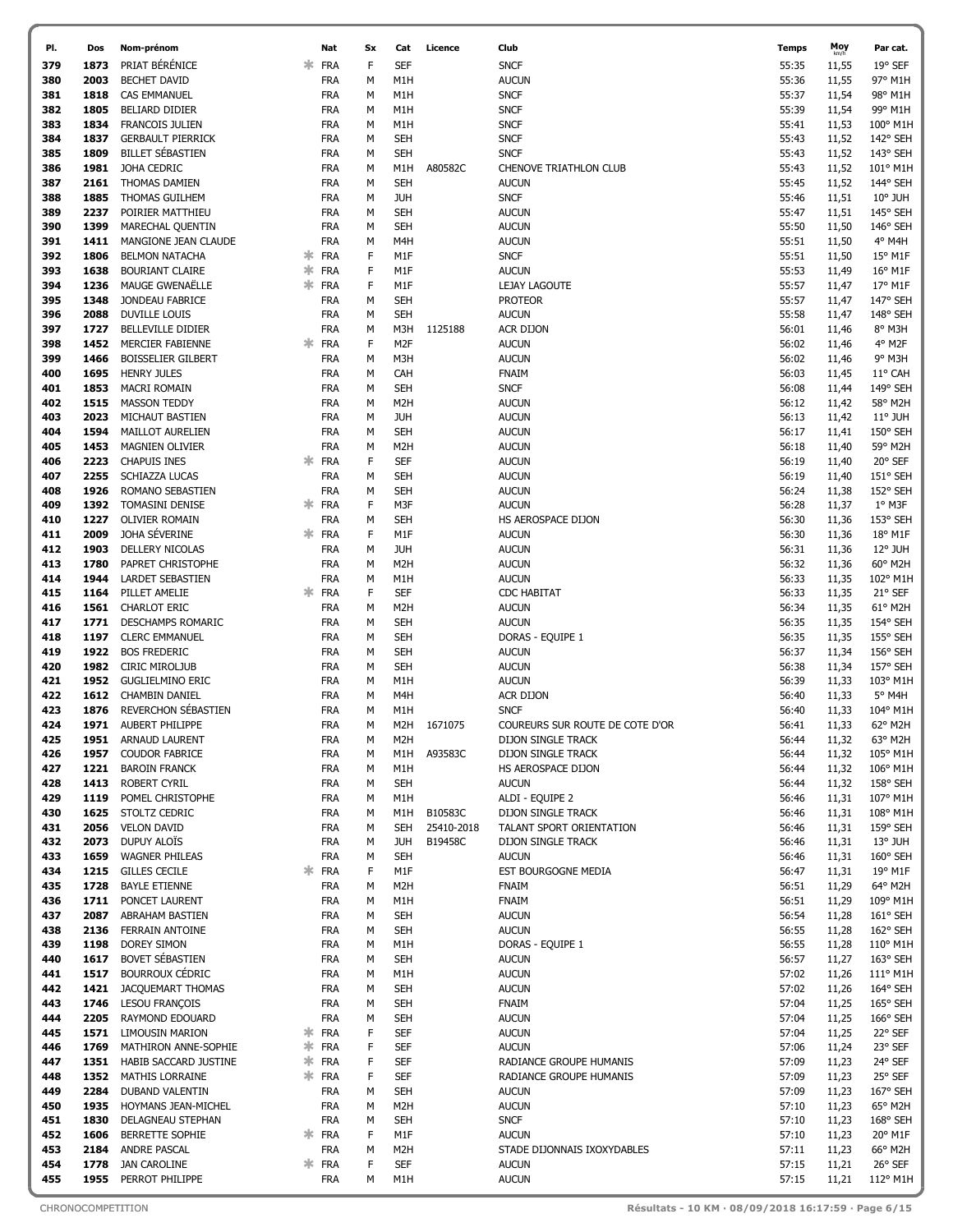| Pl. | Dos | Nom-prénom | | Nat | Sx | Cat | Licence | Club | Temps | Moy km/h | Par cat. |
|---|---|---|---|---|---|---|---|---|---|---|---|
| 379 | 1873 | PRIAT BÉRÉNICE | * | FRA | F | SEF | | SNCF | 55:35 | 11,55 | 19° SEF |
| 380 | 2003 | BECHET DAVID | | FRA | M | M1H | | AUCUN | 55:36 | 11,55 | 97° M1H |
| 381 | 1818 | CAS EMMANUEL | | FRA | M | M1H | | SNCF | 55:37 | 11,54 | 98° M1H |
| 382 | 1805 | BELIARD DIDIER | | FRA | M | M1H | | SNCF | 55:39 | 11,54 | 99° M1H |
| 383 | 1834 | FRANCOIS JULIEN | | FRA | M | M1H | | SNCF | 55:41 | 11,53 | 100° M1H |
| 384 | 1837 | GERBAULT PIERRICK | | FRA | M | SEH | | SNCF | 55:43 | 11,52 | 142° SEH |
| 385 | 1809 | BILLET SÉBASTIEN | | FRA | M | SEH | | SNCF | 55:43 | 11,52 | 143° SEH |
| 386 | 1981 | JOHA CEDRIC | | FRA | M | M1H | A80582C | CHENOVE TRIATHLON CLUB | 55:43 | 11,52 | 101° M1H |
| 387 | 2161 | THOMAS DAMIEN | | FRA | M | SEH | | AUCUN | 55:45 | 11,52 | 144° SEH |
| 388 | 1885 | THOMAS GUILHEM | | FRA | M | JUH | | SNCF | 55:46 | 11,51 | 10° JUH |
| 389 | 2237 | POIRIER MATTHIEU | | FRA | M | SEH | | AUCUN | 55:47 | 11,51 | 145° SEH |
| 390 | 1399 | MARECHAL QUENTIN | | FRA | M | SEH | | AUCUN | 55:50 | 11,50 | 146° SEH |
| 391 | 1411 | MANGIONE JEAN CLAUDE | | FRA | M | M4H | | AUCUN | 55:51 | 11,50 | 4° M4H |
| 392 | 1806 | BELMON NATACHA | * | FRA | F | M1F | | SNCF | 55:51 | 11,50 | 15° M1F |
| 393 | 1638 | BOURIANT CLAIRE | * | FRA | F | M1F | | AUCUN | 55:53 | 11,49 | 16° M1F |
| 394 | 1236 | MAUGE GWENAËLLE | * | FRA | F | M1F | | LEJAY LAGOUTE | 55:57 | 11,47 | 17° M1F |
| 395 | 1348 | JONDEAU FABRICE | | FRA | M | SEH | | PROTEOR | 55:57 | 11,47 | 147° SEH |
| 396 | 2088 | DUVILLE LOUIS | | FRA | M | SEH | | AUCUN | 55:58 | 11,47 | 148° SEH |
| 397 | 1727 | BELLEVILLE DIDIER | | FRA | M | M3H | 1125188 | ACR DIJON | 56:01 | 11,46 | 8° M3H |
| 398 | 1452 | MERCIER FABIENNE | * | FRA | F | M2F | | AUCUN | 56:02 | 11,46 | 4° M2F |
| 399 | 1466 | BOISSELIER GILBERT | | FRA | M | M3H | | AUCUN | 56:02 | 11,46 | 9° M3H |
| 400 | 1695 | HENRY JULES | | FRA | M | CAH | | FNAIM | 56:03 | 11,45 | 11° CAH |
| 401 | 1853 | MACRI ROMAIN | | FRA | M | SEH | | SNCF | 56:08 | 11,44 | 149° SEH |
| 402 | 1515 | MASSON TEDDY | | FRA | M | M2H | | AUCUN | 56:12 | 11,42 | 58° M2H |
| 403 | 2023 | MICHAUT BASTIEN | | FRA | M | JUH | | AUCUN | 56:13 | 11,42 | 11° JUH |
| 404 | 1594 | MAILLOT AURELIEN | | FRA | M | SEH | | AUCUN | 56:17 | 11,41 | 150° SEH |
| 405 | 1453 | MAGNIEN OLIVIER | | FRA | M | M2H | | AUCUN | 56:18 | 11,40 | 59° M2H |
| 406 | 2223 | CHAPUIS INES | * | FRA | F | SEF | | AUCUN | 56:19 | 11,40 | 20° SEF |
| 407 | 2255 | SCHIAZZA LUCAS | | FRA | M | SEH | | AUCUN | 56:19 | 11,40 | 151° SEH |
| 408 | 1926 | ROMANO SEBASTIEN | | FRA | M | SEH | | AUCUN | 56:24 | 11,38 | 152° SEH |
| 409 | 1392 | TOMASINI DENISE | * | FRA | F | M3F | | AUCUN | 56:28 | 11,37 | 1° M3F |
| 410 | 1227 | OLIVIER ROMAIN | | FRA | M | SEH | | HS AEROSPACE DIJON | 56:30 | 11,36 | 153° SEH |
| 411 | 2009 | JOHA SÉVERINE | * | FRA | F | M1F | | AUCUN | 56:30 | 11,36 | 18° M1F |
| 412 | 1903 | DELLERY NICOLAS | | FRA | M | JUH | | AUCUN | 56:31 | 11,36 | 12° JUH |
| 413 | 1780 | PAPRET CHRISTOPHE | | FRA | M | M2H | | AUCUN | 56:32 | 11,36 | 60° M2H |
| 414 | 1944 | LARDET SEBASTIEN | | FRA | M | M1H | | AUCUN | 56:33 | 11,35 | 102° M1H |
| 415 | 1164 | PILLET AMELIE | * | FRA | F | SEF | | CDC HABITAT | 56:33 | 11,35 | 21° SEF |
| 416 | 1561 | CHARLOT ERIC | | FRA | M | M2H | | AUCUN | 56:34 | 11,35 | 61° M2H |
| 417 | 1771 | DESCHAMPS ROMARIC | | FRA | M | SEH | | AUCUN | 56:35 | 11,35 | 154° SEH |
| 418 | 1197 | CLERC EMMANUEL | | FRA | M | SEH | | DORAS - EQUIPE 1 | 56:35 | 11,35 | 155° SEH |
| 419 | 1922 | BOS FREDERIC | | FRA | M | SEH | | AUCUN | 56:37 | 11,34 | 156° SEH |
| 420 | 1982 | CIRIC MIROLJUB | | FRA | M | SEH | | AUCUN | 56:38 | 11,34 | 157° SEH |
| 421 | 1952 | GUGLIELMINO ERIC | | FRA | M | M1H | | AUCUN | 56:39 | 11,33 | 103° M1H |
| 422 | 1612 | CHAMBIN DANIEL | | FRA | M | M4H | | ACR DIJON | 56:40 | 11,33 | 5° M4H |
| 423 | 1876 | REVERCHON SÉBASTIEN | | FRA | M | M1H | | SNCF | 56:40 | 11,33 | 104° M1H |
| 424 | 1971 | AUBERT PHILIPPE | | FRA | M | M2H | 1671075 | COUREURS SUR ROUTE DE COTE D'OR | 56:41 | 11,33 | 62° M2H |
| 425 | 1951 | ARNAUD LAURENT | | FRA | M | M2H | | DIJON SINGLE TRACK | 56:44 | 11,32 | 63° M2H |
| 426 | 1957 | COUDOR FABRICE | | FRA | M | M1H | A93583C | DIJON SINGLE TRACK | 56:44 | 11,32 | 105° M1H |
| 427 | 1221 | BAROIN FRANCK | | FRA | M | M1H | | HS AEROSPACE DIJON | 56:44 | 11,32 | 106° M1H |
| 428 | 1413 | ROBERT CYRIL | | FRA | M | SEH | | AUCUN | 56:44 | 11,32 | 158° SEH |
| 429 | 1119 | POMEL CHRISTOPHE | | FRA | M | M1H | | ALDI - EQUIPE 2 | 56:46 | 11,31 | 107° M1H |
| 430 | 1625 | STOLTZ CEDRIC | | FRA | M | M1H | B10583C | DIJON SINGLE TRACK | 56:46 | 11,31 | 108° M1H |
| 431 | 2056 | VELON DAVID | | FRA | M | SEH | 25410-2018 | TALANT SPORT ORIENTATION | 56:46 | 11,31 | 159° SEH |
| 432 | 2073 | DUPUY ALOÏS | | FRA | M | JUH | B19458C | DIJON SINGLE TRACK | 56:46 | 11,31 | 13° JUH |
| 433 | 1659 | WAGNER PHILEAS | | FRA | M | SEH | | AUCUN | 56:46 | 11,31 | 160° SEH |
| 434 | 1215 | GILLES CECILE | * | FRA | F | M1F | | EST BOURGOGNE MEDIA | 56:47 | 11,31 | 19° M1F |
| 435 | 1728 | BAYLE ETIENNE | | FRA | M | M2H | | FNAIM | 56:51 | 11,29 | 64° M2H |
| 436 | 1711 | PONCET LAURENT | | FRA | M | M1H | | FNAIM | 56:51 | 11,29 | 109° M1H |
| 437 | 2087 | ABRAHAM BASTIEN | | FRA | M | SEH | | AUCUN | 56:54 | 11,28 | 161° SEH |
| 438 | 2136 | FERRAIN ANTOINE | | FRA | M | SEH | | AUCUN | 56:55 | 11,28 | 162° SEH |
| 439 | 1198 | DOREY SIMON | | FRA | M | M1H | | DORAS - EQUIPE 1 | 56:55 | 11,28 | 110° M1H |
| 440 | 1617 | BOVET SÉBASTIEN | | FRA | M | SEH | | AUCUN | 56:57 | 11,27 | 163° SEH |
| 441 | 1517 | BOURROUX CÉDRIC | | FRA | M | M1H | | AUCUN | 57:02 | 11,26 | 111° M1H |
| 442 | 1421 | JACQUEMART THOMAS | | FRA | M | SEH | | AUCUN | 57:02 | 11,26 | 164° SEH |
| 443 | 1746 | LESOU FRANÇOIS | | FRA | M | SEH | | FNAIM | 57:04 | 11,25 | 165° SEH |
| 444 | 2205 | RAYMOND EDOUARD | | FRA | M | SEH | | AUCUN | 57:04 | 11,25 | 166° SEH |
| 445 | 1571 | LIMOUSIN MARION | * | FRA | F | SEF | | AUCUN | 57:04 | 11,25 | 22° SEF |
| 446 | 1769 | MATHIRON ANNE-SOPHIE | * | FRA | F | SEF | | AUCUN | 57:06 | 11,24 | 23° SEF |
| 447 | 1351 | HABIB SACCARD JUSTINE | * | FRA | F | SEF | | RADIANCE GROUPE HUMANIS | 57:09 | 11,23 | 24° SEF |
| 448 | 1352 | MATHIS LORRAINE | * | FRA | F | SEF | | RADIANCE GROUPE HUMANIS | 57:09 | 11,23 | 25° SEF |
| 449 | 2284 | DUBAND VALENTIN | | FRA | M | SEH | | AUCUN | 57:09 | 11,23 | 167° SEH |
| 450 | 1935 | HOYMANS JEAN-MICHEL | | FRA | M | M2H | | AUCUN | 57:10 | 11,23 | 65° M2H |
| 451 | 1830 | DELAGNEAU STEPHAN | | FRA | M | SEH | | SNCF | 57:10 | 11,23 | 168° SEH |
| 452 | 1606 | BERRETTE SOPHIE | * | FRA | F | M1F | | AUCUN | 57:10 | 11,23 | 20° M1F |
| 453 | 2184 | ANDRE PASCAL | | FRA | M | M2H | | STADE DIJONNAIS IXOXYDABLES | 57:11 | 11,23 | 66° M2H |
| 454 | 1778 | JAN CAROLINE | * | FRA | F | SEF | | AUCUN | 57:15 | 11,21 | 26° SEF |
| 455 | 1955 | PERROT PHILIPPE | | FRA | M | M1H | | AUCUN | 57:15 | 11,21 | 112° M1H |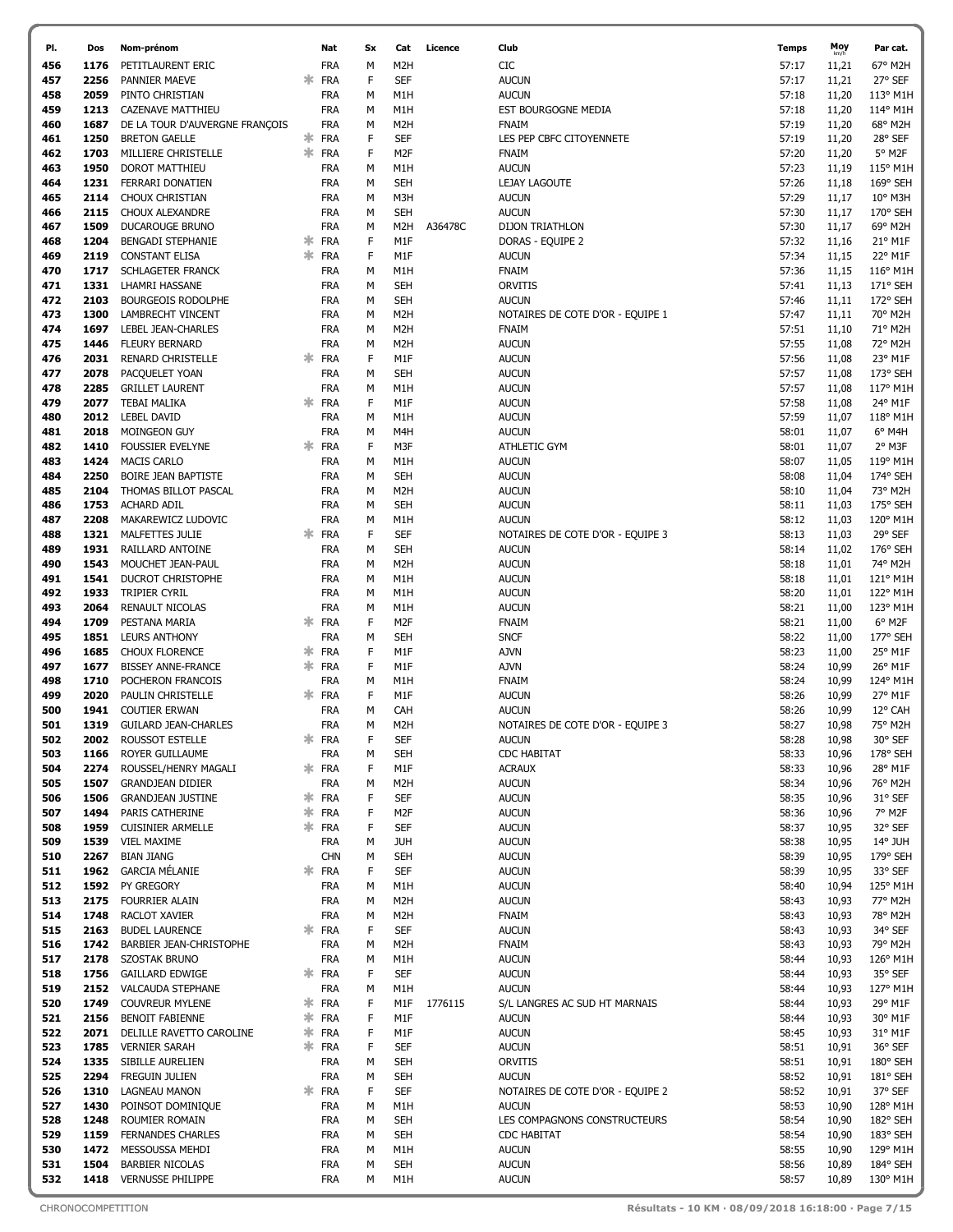| Pl. | Dos | Nom-prénom | | Nat | Sx | Cat | Licence | Club | Temps | Moy km/h | Par cat. |
|---|---|---|---|---|---|---|---|---|---|---|---|
| 456 | 1176 | PETITLAURENT ERIC | | FRA | M | M2H | | CIC | 57:17 | 11,21 | 67° M2H |
| 457 | 2256 | PANNIER MAEVE | * | FRA | F | SEF | | AUCUN | 57:17 | 11,21 | 27° SEF |
| 458 | 2059 | PINTO CHRISTIAN | | FRA | M | M1H | | AUCUN | 57:18 | 11,20 | 113° M1H |
| 459 | 1213 | CAZENAVE MATTHIEU | | FRA | M | M1H | | EST BOURGOGNE MEDIA | 57:18 | 11,20 | 114° M1H |
| 460 | 1687 | DE LA TOUR D'AUVERGNE FRANÇOIS | | FRA | M | M2H | | FNAIM | 57:19 | 11,20 | 68° M2H |
| 461 | 1250 | BRETON GAELLE | * | FRA | F | SEF | | LES PEP CBFC CITOYENNETE | 57:19 | 11,20 | 28° SEF |
| 462 | 1703 | MILLIERE CHRISTELLE | * | FRA | F | M2F | | FNAIM | 57:20 | 11,20 | 5° M2F |
| 463 | 1950 | DOROT MATTHIEU | | FRA | M | M1H | | AUCUN | 57:23 | 11,19 | 115° M1H |
| 464 | 1231 | FERRARI DONATIEN | | FRA | M | SEH | | LEJAY LAGOUTE | 57:26 | 11,18 | 169° SEH |
| 465 | 2114 | CHOUX CHRISTIAN | | FRA | M | M3H | | AUCUN | 57:29 | 11,17 | 10° M3H |
| 466 | 2115 | CHOUX ALEXANDRE | | FRA | M | SEH | | AUCUN | 57:30 | 11,17 | 170° SEH |
| 467 | 1509 | DUCAROUGE BRUNO | | FRA | M | M2H | A36478C | DIJON TRIATHLON | 57:30 | 11,17 | 69° M2H |
| 468 | 1204 | BENGADI STEPHANIE | * | FRA | F | M1F | | DORAS - EQUIPE 2 | 57:32 | 11,16 | 21° M1F |
| 469 | 2119 | CONSTANT ELISA | * | FRA | F | M1F | | AUCUN | 57:34 | 11,15 | 22° M1F |
| 470 | 1717 | SCHLAGETER FRANCK | | FRA | M | M1H | | FNAIM | 57:36 | 11,15 | 116° M1H |
| 471 | 1331 | LHAMRI HASSANE | | FRA | M | SEH | | ORVITIS | 57:41 | 11,13 | 171° SEH |
| 472 | 2103 | BOURGEOIS RODOLPHE | | FRA | M | SEH | | AUCUN | 57:46 | 11,11 | 172° SEH |
| 473 | 1300 | LAMBRECHT VINCENT | | FRA | M | M2H | | NOTAIRES DE COTE D'OR - EQUIPE 1 | 57:47 | 11,11 | 70° M2H |
| 474 | 1697 | LEBEL JEAN-CHARLES | | FRA | M | M2H | | FNAIM | 57:51 | 11,10 | 71° M2H |
| 475 | 1446 | FLEURY BERNARD | | FRA | M | M2H | | AUCUN | 57:55 | 11,08 | 72° M2H |
| 476 | 2031 | RENARD CHRISTELLE | * | FRA | F | M1F | | AUCUN | 57:56 | 11,08 | 23° M1F |
| 477 | 2078 | PACQUELET YOAN | | FRA | M | SEH | | AUCUN | 57:57 | 11,08 | 173° SEH |
| 478 | 2285 | GRILLET LAURENT | | FRA | M | M1H | | AUCUN | 57:57 | 11,08 | 117° M1H |
| 479 | 2077 | TEBAI MALIKA | * | FRA | F | M1F | | AUCUN | 57:58 | 11,08 | 24° M1F |
| 480 | 2012 | LEBEL DAVID | | FRA | M | M1H | | AUCUN | 57:59 | 11,07 | 118° M1H |
| 481 | 2018 | MOINGEON GUY | | FRA | M | M4H | | AUCUN | 58:01 | 11,07 | 6° M4H |
| 482 | 1410 | FOUSSIER EVELYNE | * | FRA | F | M3F | | ATHLETIC GYM | 58:01 | 11,07 | 2° M3F |
| 483 | 1424 | MACIS CARLO | | FRA | M | M1H | | AUCUN | 58:07 | 11,05 | 119° M1H |
| 484 | 2250 | BOIRE JEAN BAPTISTE | | FRA | M | SEH | | AUCUN | 58:08 | 11,04 | 174° SEH |
| 485 | 2104 | THOMAS BILLOT PASCAL | | FRA | M | M2H | | AUCUN | 58:10 | 11,04 | 73° M2H |
| 486 | 1753 | ACHARD ADIL | | FRA | M | SEH | | AUCUN | 58:11 | 11,03 | 175° SEH |
| 487 | 2208 | MAKAREWICZ LUDOVIC | | FRA | M | M1H | | AUCUN | 58:12 | 11,03 | 120° M1H |
| 488 | 1321 | MALFETTES JULIE | * | FRA | F | SEF | | NOTAIRES DE COTE D'OR - EQUIPE 3 | 58:13 | 11,03 | 29° SEF |
| 489 | 1931 | RAILLARD ANTOINE | | FRA | M | SEH | | AUCUN | 58:14 | 11,02 | 176° SEH |
| 490 | 1543 | MOUCHET JEAN-PAUL | | FRA | M | M2H | | AUCUN | 58:18 | 11,01 | 74° M2H |
| 491 | 1541 | DUCROT CHRISTOPHE | | FRA | M | M1H | | AUCUN | 58:18 | 11,01 | 121° M1H |
| 492 | 1933 | TRIPIER CYRIL | | FRA | M | M1H | | AUCUN | 58:20 | 11,01 | 122° M1H |
| 493 | 2064 | RENAULT NICOLAS | | FRA | M | M1H | | AUCUN | 58:21 | 11,00 | 123° M1H |
| 494 | 1709 | PESTANA MARIA | * | FRA | F | M2F | | FNAIM | 58:21 | 11,00 | 6° M2F |
| 495 | 1851 | LEURS ANTHONY | | FRA | M | SEH | | SNCF | 58:22 | 11,00 | 177° SEH |
| 496 | 1685 | CHOUX FLORENCE | * | FRA | F | M1F | | AJVN | 58:23 | 11,00 | 25° M1F |
| 497 | 1677 | BISSEY ANNE-FRANCE | * | FRA | F | M1F | | AJVN | 58:24 | 10,99 | 26° M1F |
| 498 | 1710 | POCHERON FRANCOIS | | FRA | M | M1H | | FNAIM | 58:24 | 10,99 | 124° M1H |
| 499 | 2020 | PAULIN CHRISTELLE | * | FRA | F | M1F | | AUCUN | 58:26 | 10,99 | 27° M1F |
| 500 | 1941 | COUTIER ERWAN | | FRA | M | CAH | | AUCUN | 58:26 | 10,99 | 12° CAH |
| 501 | 1319 | GUILARD JEAN-CHARLES | | FRA | M | M2H | | NOTAIRES DE COTE D'OR - EQUIPE 3 | 58:27 | 10,98 | 75° M2H |
| 502 | 2002 | ROUSSOT ESTELLE | * | FRA | F | SEF | | AUCUN | 58:28 | 10,98 | 30° SEF |
| 503 | 1166 | ROYER GUILLAUME | | FRA | M | SEH | | CDC HABITAT | 58:33 | 10,96 | 178° SEH |
| 504 | 2274 | ROUSSEL/HENRY MAGALI | * | FRA | F | M1F | | ACRAUX | 58:33 | 10,96 | 28° M1F |
| 505 | 1507 | GRANDJEAN DIDIER | | FRA | M | M2H | | AUCUN | 58:34 | 10,96 | 76° M2H |
| 506 | 1506 | GRANDJEAN JUSTINE | * | FRA | F | SEF | | AUCUN | 58:35 | 10,96 | 31° SEF |
| 507 | 1494 | PARIS CATHERINE | * | FRA | F | M2F | | AUCUN | 58:36 | 10,96 | 7° M2F |
| 508 | 1959 | CUISINIER ARMELLE | * | FRA | F | SEF | | AUCUN | 58:37 | 10,95 | 32° SEF |
| 509 | 1539 | VIEL MAXIME | | FRA | M | JUH | | AUCUN | 58:38 | 10,95 | 14° JUH |
| 510 | 2267 | BIAN JIANG | | CHN | M | SEH | | AUCUN | 58:39 | 10,95 | 179° SEH |
| 511 | 1962 | GARCIA MÉLANIE | * | FRA | F | SEF | | AUCUN | 58:39 | 10,95 | 33° SEF |
| 512 | 1592 | PY GREGORY | | FRA | M | M1H | | AUCUN | 58:40 | 10,94 | 125° M1H |
| 513 | 2175 | FOURRIER ALAIN | | FRA | M | M2H | | AUCUN | 58:43 | 10,93 | 77° M2H |
| 514 | 1748 | RACLOT XAVIER | | FRA | M | M2H | | FNAIM | 58:43 | 10,93 | 78° M2H |
| 515 | 2163 | BUDEL LAURENCE | * | FRA | F | SEF | | AUCUN | 58:43 | 10,93 | 34° SEF |
| 516 | 1742 | BARBIER JEAN-CHRISTOPHE | | FRA | M | M2H | | FNAIM | 58:43 | 10,93 | 79° M2H |
| 517 | 2178 | SZOSTAK BRUNO | | FRA | M | M1H | | AUCUN | 58:44 | 10,93 | 126° M1H |
| 518 | 1756 | GAILLARD EDWIGE | * | FRA | F | SEF | | AUCUN | 58:44 | 10,93 | 35° SEF |
| 519 | 2152 | VALCAUDA STEPHANE | | FRA | M | M1H | | AUCUN | 58:44 | 10,93 | 127° M1H |
| 520 | 1749 | COUVREUR MYLENE | * | FRA | F | M1F | 1776115 | S/L LANGRES AC SUD HT MARNAIS | 58:44 | 10,93 | 29° M1F |
| 521 | 2156 | BENOIT FABIENNE | * | FRA | F | M1F | | AUCUN | 58:44 | 10,93 | 30° M1F |
| 522 | 2071 | DELILLE RAVETTO CAROLINE | * | FRA | F | M1F | | AUCUN | 58:45 | 10,93 | 31° M1F |
| 523 | 1785 | VERNIER SARAH | * | FRA | F | SEF | | AUCUN | 58:51 | 10,91 | 36° SEF |
| 524 | 1335 | SIBILLE AURELIEN | | FRA | M | SEH | | ORVITIS | 58:51 | 10,91 | 180° SEH |
| 525 | 2294 | FREGUIN JULIEN | | FRA | M | SEH | | AUCUN | 58:52 | 10,91 | 181° SEH |
| 526 | 1310 | LAGNEAU MANON | * | FRA | F | SEF | | NOTAIRES DE COTE D'OR - EQUIPE 2 | 58:52 | 10,91 | 37° SEF |
| 527 | 1430 | POINSOT DOMINIQUE | | FRA | M | M1H | | AUCUN | 58:53 | 10,90 | 128° M1H |
| 528 | 1248 | ROUMIER ROMAIN | | FRA | M | SEH | | LES COMPAGNONS CONSTRUCTEURS | 58:54 | 10,90 | 182° SEH |
| 529 | 1159 | FERNANDES CHARLES | | FRA | M | SEH | | CDC HABITAT | 58:54 | 10,90 | 183° SEH |
| 530 | 1472 | MESSOUSSA MEHDI | | FRA | M | M1H | | AUCUN | 58:55 | 10,90 | 129° M1H |
| 531 | 1504 | BARBIER NICOLAS | | FRA | M | SEH | | AUCUN | 58:56 | 10,89 | 184° SEH |
| 532 | 1418 | VERNUSSE PHILIPPE | | FRA | M | M1H | | AUCUN | 58:57 | 10,89 | 130° M1H |

CHRONOCOMPETITION

Résultats - 10 KM · 08/09/2018 16:18:00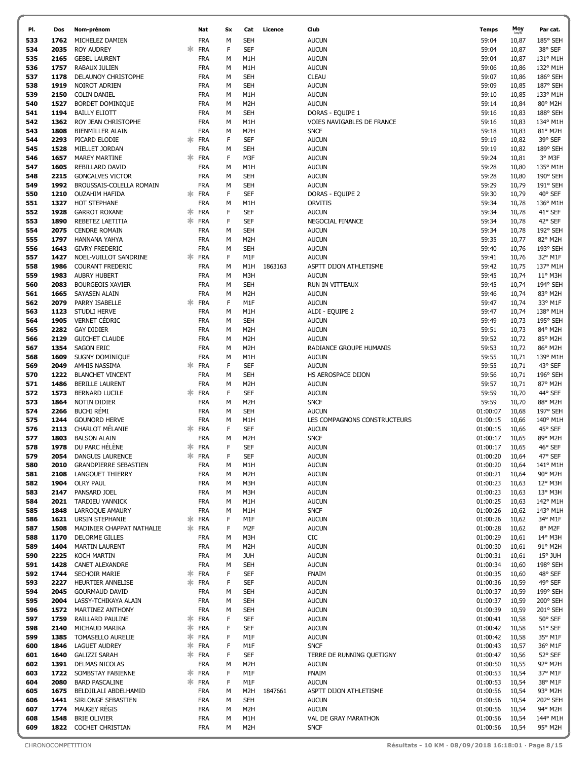| Pl. | Dos | Nom-prénom | | Nat | Sx | Cat | Licence | Club | Temps | Moy km/h | Par cat. |
|---|---|---|---|---|---|---|---|---|---|---|---|
| 533 | 1762 | MICHELEZ DAMIEN | | FRA | M | SEH | | AUCUN | 59:04 | 10,87 | 185° SEH |
| 534 | 2035 | ROY AUDREY | * | FRA | F | SEF | | AUCUN | 59:04 | 10,87 | 38° SEF |
| 535 | 2165 | GEBEL LAURENT | | FRA | M | M1H | | AUCUN | 59:04 | 10,87 | 131° M1H |
| 536 | 1757 | RABAUX JULIEN | | FRA | M | M1H | | AUCUN | 59:06 | 10,86 | 132° M1H |
| 537 | 1178 | DELAUNOY CHRISTOPHE | | FRA | M | SEH | | CLEAU | 59:07 | 10,86 | 186° SEH |
| 538 | 1919 | NOIROT ADRIEN | | FRA | M | SEH | | AUCUN | 59:09 | 10,85 | 187° SEH |
| 539 | 2150 | COLIN DANIEL | | FRA | M | M1H | | AUCUN | 59:10 | 10,85 | 133° M1H |
| 540 | 1527 | BORDET DOMINIQUE | | FRA | M | M2H | | AUCUN | 59:14 | 10,84 | 80° M2H |
| 541 | 1194 | BAILLY ELIOTT | | FRA | M | SEH | | DORAS - EQUIPE 1 | 59:16 | 10,83 | 188° SEH |
| 542 | 1362 | ROY JEAN CHRISTOPHE | | FRA | M | M1H | | VOIES NAVIGABLES DE FRANCE | 59:16 | 10,83 | 134° M1H |
| 543 | 1808 | BIENMILLER ALAIN | | FRA | M | M2H | | SNCF | 59:18 | 10,83 | 81° M2H |
| 544 | 2293 | PICARD ELODIE | * | FRA | F | SEF | | AUCUN | 59:19 | 10,82 | 39° SEF |
| 545 | 1528 | MIELLET JORDAN | | FRA | M | SEH | | AUCUN | 59:19 | 10,82 | 189° SEH |
| 546 | 1657 | MAREY MARTINE | * | FRA | F | M3F | | AUCUN | 59:24 | 10,81 | 3° M3F |
| 547 | 1605 | REBILLARD DAVID | | FRA | M | M1H | | AUCUN | 59:28 | 10,80 | 135° M1H |
| 548 | 2215 | GONCALVES VICTOR | | FRA | M | SEH | | AUCUN | 59:28 | 10,80 | 190° SEH |
| 549 | 1992 | BROUSSAIS-COLELLA ROMAIN | | FRA | M | SEH | | AUCUN | 59:29 | 10,79 | 191° SEH |
| 550 | 1210 | OUZAHIM HAFIDA | * | FRA | F | SEF | | DORAS - EQUIPE 2 | 59:30 | 10,79 | 40° SEF |
| 551 | 1327 | HOT STEPHANE | | FRA | M | M1H | | ORVITIS | 59:34 | 10,78 | 136° M1H |
| 552 | 1928 | GARROT ROXANE | * | FRA | F | SEF | | AUCUN | 59:34 | 10,78 | 41° SEF |
| 553 | 1890 | REBETEZ LAETITIA | * | FRA | F | SEF | | NEGOCIAL FINANCE | 59:34 | 10,78 | 42° SEF |
| 554 | 2075 | CENDRE ROMAIN | | FRA | M | SEH | | AUCUN | 59:34 | 10,78 | 192° SEH |
| 555 | 1797 | HANNANA YAHYA | | FRA | M | M2H | | AUCUN | 59:35 | 10,77 | 82° M2H |
| 556 | 1643 | GIVRY FREDERIC | | FRA | M | SEH | | AUCUN | 59:40 | 10,76 | 193° SEH |
| 557 | 1427 | NOEL-VUILLOT SANDRINE | * | FRA | F | M1F | | AUCUN | 59:41 | 10,76 | 32° M1F |
| 558 | 1986 | COURANT FREDERIC | | FRA | M | M1H | 1863163 | ASPTT DIJON ATHLETISME | 59:42 | 10,75 | 137° M1H |
| 559 | 1983 | AUBRY HUBERT | | FRA | M | M3H | | AUCUN | 59:45 | 10,74 | 11° M3H |
| 560 | 2083 | BOURGEOIS XAVIER | | FRA | M | SEH | | RUN IN VITTEAUX | 59:45 | 10,74 | 194° SEH |
| 561 | 1665 | SAYASEN ALAIN | | FRA | M | M2H | | AUCUN | 59:46 | 10,74 | 83° M2H |
| 562 | 2079 | PARRY ISABELLE | * | FRA | F | M1F | | AUCUN | 59:47 | 10,74 | 33° M1F |
| 563 | 1123 | STUDLI HERVE | | FRA | M | M1H | | ALDI - EQUIPE 2 | 59:47 | 10,74 | 138° M1H |
| 564 | 1905 | VERNET CÉDRIC | | FRA | M | SEH | | AUCUN | 59:49 | 10,73 | 195° SEH |
| 565 | 2282 | GAY DIDIER | | FRA | M | M2H | | AUCUN | 59:51 | 10,73 | 84° M2H |
| 566 | 2129 | GUICHET CLAUDE | | FRA | M | M2H | | AUCUN | 59:52 | 10,72 | 85° M2H |
| 567 | 1354 | SAGON ERIC | | FRA | M | M2H | | RADIANCE GROUPE HUMANIS | 59:53 | 10,72 | 86° M2H |
| 568 | 1609 | SUGNY DOMINIQUE | | FRA | M | M1H | | AUCUN | 59:55 | 10,71 | 139° M1H |
| 569 | 2049 | AMHIS NASSIMA | * | FRA | F | SEF | | AUCUN | 59:55 | 10,71 | 43° SEF |
| 570 | 1222 | BLANCHET VINCENT | | FRA | M | SEH | | HS AEROSPACE DIJON | 59:56 | 10,71 | 196° SEH |
| 571 | 1486 | BERILLE LAURENT | | FRA | M | M2H | | AUCUN | 59:57 | 10,71 | 87° M2H |
| 572 | 1573 | BERNARD LUCILE | * | FRA | F | SEF | | AUCUN | 59:59 | 10,70 | 44° SEF |
| 573 | 1864 | NOTIN DIDIER | | FRA | M | M2H | | SNCF | 59:59 | 10,70 | 88° M2H |
| 574 | 2266 | BUCHI RÉMI | | FRA | M | SEH | | AUCUN | 01:00:07 | 10,68 | 197° SEH |
| 575 | 1244 | GOUNORD HERVE | | FRA | M | M1H | | LES COMPAGNONS CONSTRUCTEURS | 01:00:15 | 10,66 | 140° M1H |
| 576 | 2113 | CHARLOT MÉLANIE | * | FRA | F | SEF | | AUCUN | 01:00:15 | 10,66 | 45° SEF |
| 577 | 1803 | BALSON ALAIN | | FRA | M | M2H | | SNCF | 01:00:17 | 10,65 | 89° M2H |
| 578 | 1978 | DU PARC HÉLÈNE | * | FRA | F | SEF | | AUCUN | 01:00:17 | 10,65 | 46° SEF |
| 579 | 2054 | DANGUIS LAURENCE | * | FRA | F | SEF | | AUCUN | 01:00:20 | 10,64 | 47° SEF |
| 580 | 2010 | GRANDPIERRE SEBASTIEN | | FRA | M | M1H | | AUCUN | 01:00:20 | 10,64 | 141° M1H |
| 581 | 2108 | LANGOUET THIERRY | | FRA | M | M2H | | AUCUN | 01:00:21 | 10,64 | 90° M2H |
| 582 | 1904 | OLRY PAUL | | FRA | M | M3H | | AUCUN | 01:00:23 | 10,63 | 12° M3H |
| 583 | 2147 | PANSARD JOEL | | FRA | M | M3H | | AUCUN | 01:00:23 | 10,63 | 13° M3H |
| 584 | 2021 | TARDIEU YANNICK | | FRA | M | M1H | | AUCUN | 01:00:25 | 10,63 | 142° M1H |
| 585 | 1848 | LARROQUE AMAURY | | FRA | M | M1H | | SNCF | 01:00:26 | 10,62 | 143° M1H |
| 586 | 1621 | URSIN STEPHANIE | * | FRA | F | M1F | | AUCUN | 01:00:26 | 10,62 | 34° M1F |
| 587 | 1508 | MADINIER CHAPPAT NATHALIE | * | FRA | F | M2F | | AUCUN | 01:00:28 | 10,62 | 8° M2F |
| 588 | 1170 | DELORME GILLES | | FRA | M | M3H | | CIC | 01:00:29 | 10,61 | 14° M3H |
| 589 | 1404 | MARTIN LAURENT | | FRA | M | M2H | | AUCUN | 01:00:30 | 10,61 | 91° M2H |
| 590 | 2225 | KOCH MARTIN | | FRA | M | JUH | | AUCUN | 01:00:31 | 10,61 | 15° JUH |
| 591 | 1428 | CANET ALEXANDRE | | FRA | M | SEH | | AUCUN | 01:00:34 | 10,60 | 198° SEH |
| 592 | 1744 | SECHOIR MARIE | * | FRA | F | SEF | | FNAIM | 01:00:35 | 10,60 | 48° SEF |
| 593 | 2227 | HEURTIER ANNELISE | * | FRA | F | SEF | | AUCUN | 01:00:36 | 10,59 | 49° SEF |
| 594 | 2045 | GOURMAUD DAVID | | FRA | M | SEH | | AUCUN | 01:00:37 | 10,59 | 199° SEH |
| 595 | 2004 | LASSY-TCHIKAYA ALAIN | | FRA | M | SEH | | AUCUN | 01:00:37 | 10,59 | 200° SEH |
| 596 | 1572 | MARTINEZ ANTHONY | | FRA | M | SEH | | AUCUN | 01:00:39 | 10,59 | 201° SEH |
| 597 | 1759 | RAILLARD PAULINE | * | FRA | F | SEF | | AUCUN | 01:00:41 | 10,58 | 50° SEF |
| 598 | 2140 | MICHAUD MARIKA | * | FRA | F | SEF | | AUCUN | 01:00:42 | 10,58 | 51° SEF |
| 599 | 1385 | TOMASELLO AURELIE | * | FRA | F | M1F | | AUCUN | 01:00:42 | 10,58 | 35° M1F |
| 600 | 1846 | LAGUET AUDREY | * | FRA | F | M1F | | SNCF | 01:00:43 | 10,57 | 36° M1F |
| 601 | 1640 | GALIZZI SARAH | * | FRA | F | SEF | | TERRE DE RUNNING QUETIGNY | 01:00:47 | 10,56 | 52° SEF |
| 602 | 1391 | DELMAS NICOLAS | | FRA | M | M2H | | AUCUN | 01:00:50 | 10,55 | 92° M2H |
| 603 | 1722 | SOMBSTAY FABIENNE | * | FRA | F | M1F | | FNAIM | 01:00:53 | 10,54 | 37° M1F |
| 604 | 2080 | BARD PASCALINE | * | FRA | F | M1F | | AUCUN | 01:00:53 | 10,54 | 38° M1F |
| 605 | 1675 | BELDJILALI ABDELHAMID | | FRA | M | M2H | 1847661 | ASPTT DIJON ATHLETISME | 01:00:56 | 10,54 | 93° M2H |
| 606 | 1441 | SIRLONGE SEBASTIEN | | FRA | M | SEH | | AUCUN | 01:00:56 | 10,54 | 202° SEH |
| 607 | 1774 | MAUGEY RÉGIS | | FRA | M | M2H | | AUCUN | 01:00:56 | 10,54 | 94° M2H |
| 608 | 1548 | BRIE OLIVIER | | FRA | M | M1H | | VAL DE GRAY MARATHON | 01:00:56 | 10,54 | 144° M1H |
| 609 | 1822 | COCHET CHRISTIAN | | FRA | M | M2H | | SNCF | 01:00:56 | 10,54 | 95° M2H |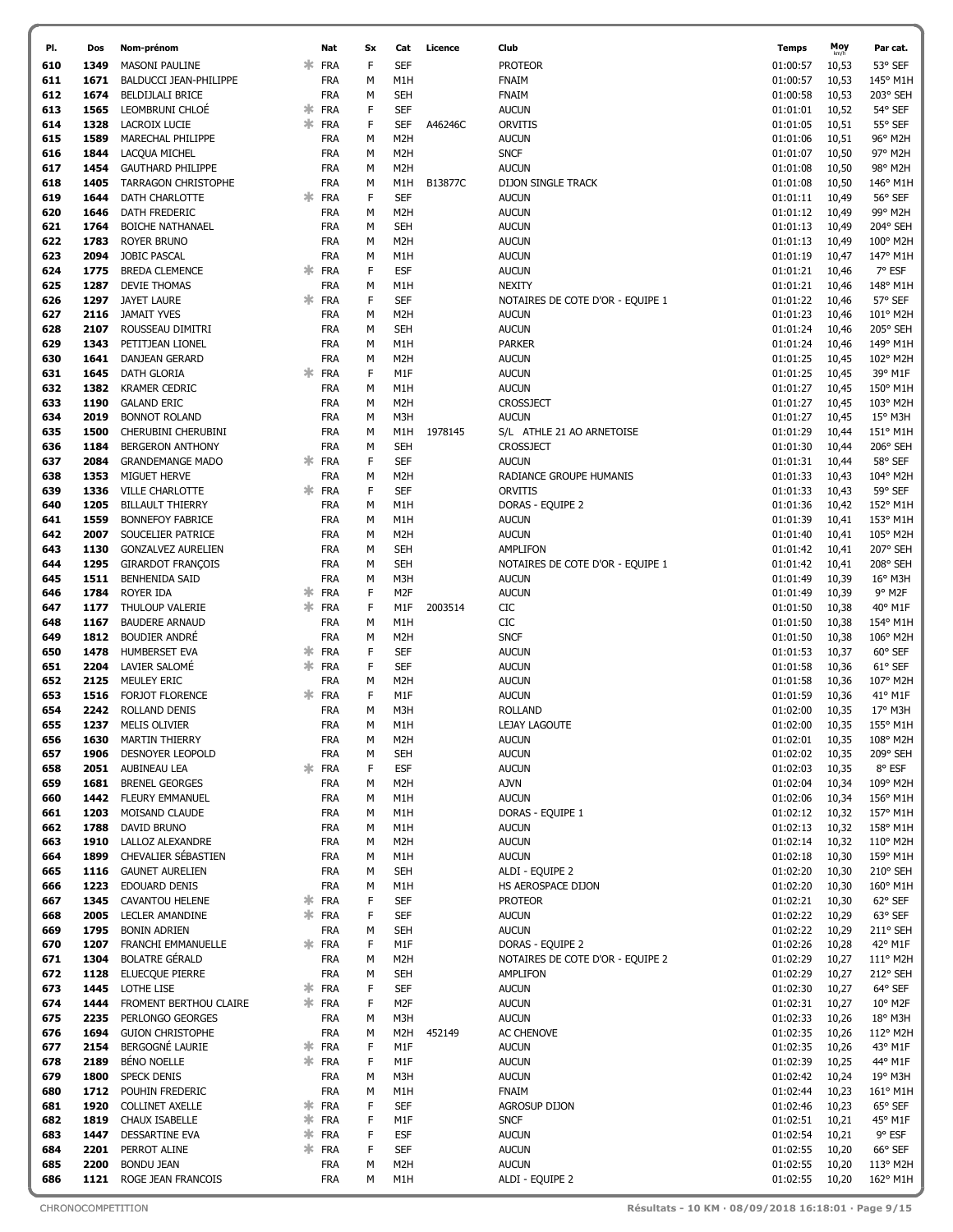| Pl. | Dos | Nom-prénom | Nat | Sx | Cat | Licence | Club | Temps | Moy km/h | Par cat. |
|---|---|---|---|---|---|---|---|---|---|---|
| 610 | 1349 | MASONI PAULINE | FRA | F | SEF | | PROTEOR | 01:00:57 | 10,53 | 53° SEF |
| 611 | 1671 | BALDUCCI JEAN-PHILIPPE | FRA | M | M1H | | FNAIM | 01:00:57 | 10,53 | 145° M1H |
| 612 | 1674 | BELDIJLALI BRICE | FRA | M | SEH | | FNAIM | 01:00:58 | 10,53 | 203° SEH |
| 613 | 1565 | LEOMBRUNI CHLOÉ | FRA | F | SEF | | AUCUN | 01:01:01 | 10,52 | 54° SEF |
| 614 | 1328 | LACROIX LUCIE | FRA | F | SEF | A46246C | ORVITIS | 01:01:05 | 10,51 | 55° SEF |
| 615 | 1589 | MARECHAL PHILIPPE | FRA | M | M2H | | AUCUN | 01:01:06 | 10,51 | 96° M2H |
| 616 | 1844 | LACQUA MICHEL | FRA | M | M2H | | SNCF | 01:01:07 | 10,50 | 97° M2H |
| 617 | 1454 | GAUTHARD PHILIPPE | FRA | M | M2H | | AUCUN | 01:01:08 | 10,50 | 98° M2H |
| 618 | 1405 | TARRAGON CHRISTOPHE | FRA | M | M1H | B13877C | DIJON SINGLE TRACK | 01:01:08 | 10,50 | 146° M1H |
| 619 | 1644 | DATH CHARLOTTE | FRA | F | SEF | | AUCUN | 01:01:11 | 10,49 | 56° SEF |
| 620 | 1646 | DATH FREDERIC | FRA | M | M2H | | AUCUN | 01:01:12 | 10,49 | 99° M2H |
| 621 | 1764 | BOICHE NATHANAEL | FRA | M | SEH | | AUCUN | 01:01:13 | 10,49 | 204° SEH |
| 622 | 1783 | ROYER BRUNO | FRA | M | M2H | | AUCUN | 01:01:13 | 10,49 | 100° M2H |
| 623 | 2094 | JOBIC PASCAL | FRA | M | M1H | | AUCUN | 01:01:19 | 10,47 | 147° M1H |
| 624 | 1775 | BREDA CLEMENCE | FRA | F | ESF | | AUCUN | 01:01:21 | 10,46 | 7° ESF |
| 625 | 1287 | DEVIE THOMAS | FRA | M | M1H | | NEXITY | 01:01:21 | 10,46 | 148° M1H |
| 626 | 1297 | JAYET LAURE | FRA | F | SEF | | NOTAIRES DE COTE D'OR - EQUIPE 1 | 01:01:22 | 10,46 | 57° SEF |
| 627 | 2116 | JAMAIT YVES | FRA | M | M2H | | AUCUN | 01:01:23 | 10,46 | 101° M2H |
| 628 | 2107 | ROUSSEAU DIMITRI | FRA | M | SEH | | AUCUN | 01:01:24 | 10,46 | 205° SEH |
| 629 | 1343 | PETITJEAN LIONEL | FRA | M | M1H | | PARKER | 01:01:24 | 10,46 | 149° M1H |
| 630 | 1641 | DANJEAN GERARD | FRA | M | M2H | | AUCUN | 01:01:25 | 10,45 | 102° M2H |
| 631 | 1645 | DATH GLORIA | FRA | F | M1F | | AUCUN | 01:01:25 | 10,45 | 39° M1F |
| 632 | 1382 | KRAMER CEDRIC | FRA | M | M1H | | AUCUN | 01:01:27 | 10,45 | 150° M1H |
| 633 | 1190 | GALAND ERIC | FRA | M | M2H | | CROSSJECT | 01:01:27 | 10,45 | 103° M2H |
| 634 | 2019 | BONNOT ROLAND | FRA | M | M3H | | AUCUN | 01:01:27 | 10,45 | 15° M3H |
| 635 | 1500 | CHERUBINI CHERUBINI | FRA | M | M1H | 1978145 | S/L ATHLE 21 AO ARNETOISE | 01:01:29 | 10,44 | 151° M1H |
| 636 | 1184 | BERGERON ANTHONY | FRA | M | SEH | | CROSSJECT | 01:01:30 | 10,44 | 206° SEH |
| 637 | 2084 | GRANDEMANGE MADO | FRA | F | SEF | | AUCUN | 01:01:31 | 10,44 | 58° SEF |
| 638 | 1353 | MIGUET HERVE | FRA | M | M2H | | RADIANCE GROUPE HUMANIS | 01:01:33 | 10,43 | 104° M2H |
| 639 | 1336 | VILLE CHARLOTTE | FRA | F | SEF | | ORVITIS | 01:01:33 | 10,43 | 59° SEF |
| 640 | 1205 | BILLAULT THIERRY | FRA | M | M1H | | DORAS - EQUIPE 2 | 01:01:36 | 10,42 | 152° M1H |
| 641 | 1559 | BONNEFOY FABRICE | FRA | M | M1H | | AUCUN | 01:01:39 | 10,41 | 153° M1H |
| 642 | 2007 | SOUCELIER PATRICE | FRA | M | M2H | | AUCUN | 01:01:40 | 10,41 | 105° M2H |
| 643 | 1130 | GONZALVEZ AURELIEN | FRA | M | SEH | | AMPLIFON | 01:01:42 | 10,41 | 207° SEH |
| 644 | 1295 | GIRARDOT FRANÇOIS | FRA | M | SEH | | NOTAIRES DE COTE D'OR - EQUIPE 1 | 01:01:42 | 10,41 | 208° SEH |
| 645 | 1511 | BENHENIDA SAID | FRA | M | M3H | | AUCUN | 01:01:49 | 10,39 | 16° M3H |
| 646 | 1784 | ROYER IDA | FRA | F | M2F | | AUCUN | 01:01:49 | 10,39 | 9° M2F |
| 647 | 1177 | THULOUP VALERIE | FRA | F | M1F | 2003514 | CIC | 01:01:50 | 10,38 | 40° M1F |
| 648 | 1167 | BAUDERE ARNAUD | FRA | M | M1H | | CIC | 01:01:50 | 10,38 | 154° M1H |
| 649 | 1812 | BOUDIER ANDRÉ | FRA | M | M2H | | SNCF | 01:01:50 | 10,38 | 106° M2H |
| 650 | 1478 | HUMBERSET EVA | FRA | F | SEF | | AUCUN | 01:01:53 | 10,37 | 60° SEF |
| 651 | 2204 | LAVIER SALOMÉ | FRA | F | SEF | | AUCUN | 01:01:58 | 10,36 | 61° SEF |
| 652 | 2125 | MEULEY ERIC | FRA | M | M2H | | AUCUN | 01:01:58 | 10,36 | 107° M2H |
| 653 | 1516 | FORJOT FLORENCE | FRA | F | M1F | | AUCUN | 01:01:59 | 10,36 | 41° M1F |
| 654 | 2242 | ROLLAND DENIS | FRA | M | M3H | | ROLLAND | 01:02:00 | 10,35 | 17° M3H |
| 655 | 1237 | MELIS OLIVIER | FRA | M | M1H | | LEJAY LAGOUTE | 01:02:00 | 10,35 | 155° M1H |
| 656 | 1630 | MARTIN THIERRY | FRA | M | M2H | | AUCUN | 01:02:01 | 10,35 | 108° M2H |
| 657 | 1906 | DESNOYER LEOPOLD | FRA | M | SEH | | AUCUN | 01:02:02 | 10,35 | 209° SEH |
| 658 | 2051 | AUBINEAU LEA | FRA | F | ESF | | AUCUN | 01:02:03 | 10,35 | 8° ESF |
| 659 | 1681 | BRENEL GEORGES | FRA | M | M2H | | AJVN | 01:02:04 | 10,34 | 109° M2H |
| 660 | 1442 | FLEURY EMMANUEL | FRA | M | M1H | | AUCUN | 01:02:06 | 10,34 | 156° M1H |
| 661 | 1203 | MOISAND CLAUDE | FRA | M | M1H | | DORAS - EQUIPE 1 | 01:02:12 | 10,32 | 157° M1H |
| 662 | 1788 | DAVID BRUNO | FRA | M | M1H | | AUCUN | 01:02:13 | 10,32 | 158° M1H |
| 663 | 1910 | LALLOZ ALEXANDRE | FRA | M | M2H | | AUCUN | 01:02:14 | 10,32 | 110° M2H |
| 664 | 1899 | CHEVALIER SÉBASTIEN | FRA | M | M1H | | AUCUN | 01:02:18 | 10,30 | 159° M1H |
| 665 | 1116 | GAUNET AURELIEN | FRA | M | SEH | | ALDI - EQUIPE 2 | 01:02:20 | 10,30 | 210° SEH |
| 666 | 1223 | EDOUARD DENIS | FRA | M | M1H | | HS AEROSPACE DIJON | 01:02:20 | 10,30 | 160° M1H |
| 667 | 1345 | CAVANTOU HELENE | FRA | F | SEF | | PROTEOR | 01:02:21 | 10,30 | 62° SEF |
| 668 | 2005 | LECLER AMANDINE | FRA | F | SEF | | AUCUN | 01:02:22 | 10,29 | 63° SEF |
| 669 | 1795 | BONIN ADRIEN | FRA | M | SEH | | AUCUN | 01:02:22 | 10,29 | 211° SEH |
| 670 | 1207 | FRANCHI EMMANUELLE | FRA | F | M1F | | DORAS - EQUIPE 2 | 01:02:26 | 10,28 | 42° M1F |
| 671 | 1304 | BOLATRE GÉRALD | FRA | M | M2H | | NOTAIRES DE COTE D'OR - EQUIPE 2 | 01:02:29 | 10,27 | 111° M2H |
| 672 | 1128 | ELUECQUE PIERRE | FRA | M | SEH | | AMPLIFON | 01:02:29 | 10,27 | 212° SEH |
| 673 | 1445 | LOTHE LISE | FRA | F | SEF | | AUCUN | 01:02:30 | 10,27 | 64° SEF |
| 674 | 1444 | FROMENT BERTHOU CLAIRE | FRA | F | M2F | | AUCUN | 01:02:31 | 10,27 | 10° M2F |
| 675 | 2235 | PERLONGO GEORGES | FRA | M | M3H | | AUCUN | 01:02:33 | 10,26 | 18° M3H |
| 676 | 1694 | GUION CHRISTOPHE | FRA | M | M2H | 452149 | AC CHENOVE | 01:02:35 | 10,26 | 112° M2H |
| 677 | 2154 | BERGOGNÉ LAURIE | FRA | F | M1F | | AUCUN | 01:02:35 | 10,26 | 43° M1F |
| 678 | 2189 | BÉNO NOELLE | FRA | F | M1F | | AUCUN | 01:02:39 | 10,25 | 44° M1F |
| 679 | 1800 | SPECK DENIS | FRA | M | M3H | | AUCUN | 01:02:42 | 10,24 | 19° M3H |
| 680 | 1712 | POUHIN FREDERIC | FRA | M | M1H | | FNAIM | 01:02:44 | 10,23 | 161° M1H |
| 681 | 1920 | COLLINET AXELLE | FRA | F | SEF | | AGROSUP DIJON | 01:02:46 | 10,23 | 65° SEF |
| 682 | 1819 | CHAUX ISABELLE | FRA | F | M1F | | SNCF | 01:02:51 | 10,21 | 45° M1F |
| 683 | 1447 | DESSARTINE EVA | FRA | F | ESF | | AUCUN | 01:02:54 | 10,21 | 9° ESF |
| 684 | 2201 | PERROT ALINE | FRA | F | SEF | | AUCUN | 01:02:55 | 10,20 | 66° SEF |
| 685 | 2200 | BONDU JEAN | FRA | M | M2H | | AUCUN | 01:02:55 | 10,20 | 113° M2H |
| 686 | 1121 | ROGE JEAN FRANCOIS | FRA | M | M1H | | ALDI - EQUIPE 2 | 01:02:55 | 10,20 | 162° M1H |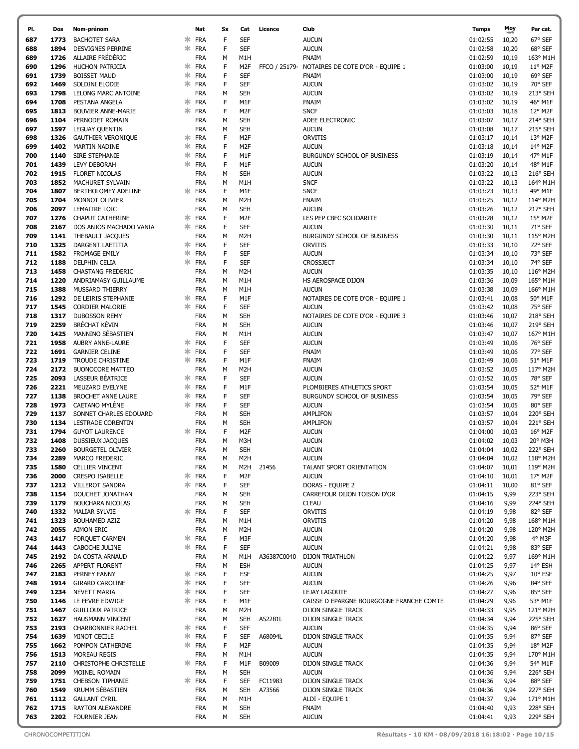| Pl. | Dos | Nom-prénom | Nat | Sx | Cat | Licence | Club | Temps | Moy km/h | Par cat. |
|---|---|---|---|---|---|---|---|---|---|---|
| 687 | 1773 | BACHOTET SARA | FRA | F | SEF | | AUCUN | 01:02:55 | 10,20 | 67° SEF |
| 688 | 1894 | DESVIGNES PERRINE | FRA | F | SEF | | AUCUN | 01:02:58 | 10,20 | 68° SEF |
| 689 | 1726 | ALLAIRE FRÉDÉRIC | FRA | M | M1H | | FNAIM | 01:02:59 | 10,19 | 163° M1H |
| 690 | 1296 | HUCHON PATRICIA | FRA | F | M2F | FFCO / 25179- | NOTAIRES DE COTE D'OR - EQUIPE 1 | 01:03:00 | 10,19 | 11° M2F |
| 691 | 1739 | BOISSET MAUD | FRA | F | SEF | | FNAIM | 01:03:00 | 10,19 | 69° SEF |
| 692 | 1469 | SOLDINI ELODIE | FRA | F | SEF | | AUCUN | 01:03:02 | 10,19 | 70° SEF |
| 693 | 1798 | LELONG MARC ANTOINE | FRA | M | SEH | | AUCUN | 01:03:02 | 10,19 | 213° SEH |
| 694 | 1708 | PESTANA ANGELA | FRA | F | M1F | | FNAIM | 01:03:02 | 10,19 | 46° M1F |
| 695 | 1813 | BOUVIER ANNE-MARIE | FRA | F | M2F | | SNCF | 01:03:03 | 10,18 | 12° M2F |
| 696 | 1104 | PERNODET ROMAIN | FRA | M | SEH | | ADEE ELECTRONIC | 01:03:07 | 10,17 | 214° SEH |
| 697 | 1597 | LEGUAY QUENTIN | FRA | M | SEH | | AUCUN | 01:03:08 | 10,17 | 215° SEH |
| 698 | 1326 | GAUTHIER VERONIQUE | FRA | F | M2F | | ORVITIS | 01:03:17 | 10,14 | 13° M2F |
| 699 | 1402 | MARTIN NADINE | FRA | F | M2F | | AUCUN | 01:03:18 | 10,14 | 14° M2F |
| 700 | 1140 | SIRE STEPHANIE | FRA | F | M1F | | BURGUNDY SCHOOL OF BUSINESS | 01:03:19 | 10,14 | 47° M1F |
| 701 | 1439 | LEVY DEBORAH | FRA | F | M1F | | AUCUN | 01:03:20 | 10,14 | 48° M1F |
| 702 | 1915 | FLORET NICOLAS | FRA | M | SEH | | AUCUN | 01:03:22 | 10,13 | 216° SEH |
| 703 | 1852 | MACHURET SYLVAIN | FRA | M | M1H | | SNCF | 01:03:22 | 10,13 | 164° M1H |
| 704 | 1807 | BERTHOLOMEY ADELINE | FRA | F | M1F | | SNCF | 01:03:23 | 10,13 | 49° M1F |
| 705 | 1704 | MONNOT OLIVIER | FRA | M | M2H | | FNAIM | 01:03:25 | 10,12 | 114° M2H |
| 706 | 2097 | LEMAITRE LOIC | FRA | M | SEH | | AUCUN | 01:03:26 | 10,12 | 217° SEH |
| 707 | 1276 | CHAPUT CATHERINE | FRA | F | M2F | | LES PEP CBFC SOLIDARITE | 01:03:28 | 10,12 | 15° M2F |
| 708 | 2167 | DOS ANJOS MACHADO VANIA | FRA | F | SEF | | AUCUN | 01:03:30 | 10,11 | 71° SEF |
| 709 | 1141 | THEBAULT JACQUES | FRA | M | M2H | | BURGUNDY SCHOOL OF BUSINESS | 01:03:30 | 10,11 | 115° M2H |
| 710 | 1325 | DARGENT LAETITIA | FRA | F | SEF | | ORVITIS | 01:03:33 | 10,10 | 72° SEF |
| 711 | 1582 | FROMAGE EMILY | FRA | F | SEF | | AUCUN | 01:03:34 | 10,10 | 73° SEF |
| 712 | 1188 | DELPHIN CELIA | FRA | F | SEF | | CROSSJECT | 01:03:34 | 10,10 | 74° SEF |
| 713 | 1458 | CHASTANG FREDERIC | FRA | M | M2H | | AUCUN | 01:03:35 | 10,10 | 116° M2H |
| 714 | 1220 | ANDRIAMASY GUILLAUME | FRA | M | M1H | | HS AEROSPACE DIJON | 01:03:36 | 10,09 | 165° M1H |
| 715 | 1388 | MUSSARD THIERRY | FRA | M | M1H | | AUCUN | 01:03:38 | 10,09 | 166° M1H |
| 716 | 1292 | DE LEIRIS STEPHANIE | FRA | F | M1F | | NOTAIRES DE COTE D'OR - EQUIPE 1 | 01:03:41 | 10,08 | 50° M1F |
| 717 | 1545 | CORDIER MALORIE | FRA | F | SEF | | AUCUN | 01:03:42 | 10,08 | 75° SEF |
| 718 | 1317 | DUBOSSON REMY | FRA | M | SEH | | NOTAIRES DE COTE D'OR - EQUIPE 3 | 01:03:46 | 10,07 | 218° SEH |
| 719 | 2259 | BRÉCHAT KÉVIN | FRA | M | SEH | | AUCUN | 01:03:46 | 10,07 | 219° SEH |
| 720 | 1425 | MANNINO SÉBASTIEN | FRA | M | M1H | | AUCUN | 01:03:47 | 10,07 | 167° M1H |
| 721 | 1958 | AUBRY ANNE-LAURE | FRA | F | SEF | | AUCUN | 01:03:49 | 10,06 | 76° SEF |
| 722 | 1691 | GARNIER CELINE | FRA | F | SEF | | FNAIM | 01:03:49 | 10,06 | 77° SEF |
| 723 | 1719 | TROUDE CHRISTINE | FRA | F | M1F | | FNAIM | 01:03:49 | 10,06 | 51° M1F |
| 724 | 2172 | BUONOCORE MATTEO | FRA | M | M2H | | AUCUN | 01:03:52 | 10,05 | 117° M2H |
| 725 | 2093 | LASSEUR BÉATRICE | FRA | F | SEF | | AUCUN | 01:03:52 | 10,05 | 78° SEF |
| 726 | 2221 | MEUZARD EVELYNE | FRA | F | M1F | | PLOMBIERES ATHLETICS SPORT | 01:03:54 | 10,05 | 52° M1F |
| 727 | 1138 | BROCHET ANNE LAURE | FRA | F | SEF | | BURGUNDY SCHOOL OF BUSINESS | 01:03:54 | 10,05 | 79° SEF |
| 728 | 1973 | CAETANO MYLÈNE | FRA | F | SEF | | AUCUN | 01:03:54 | 10,05 | 80° SEF |
| 729 | 1137 | SONNET CHARLES EDOUARD | FRA | M | SEH | | AMPLIFON | 01:03:57 | 10,04 | 220° SEH |
| 730 | 1134 | LESTRADE CORENTIN | FRA | M | SEH | | AMPLIFON | 01:03:57 | 10,04 | 221° SEH |
| 731 | 1794 | GUYOT LAURENCE | FRA | F | M2F | | AUCUN | 01:04:00 | 10,03 | 16° M2F |
| 732 | 1408 | DUSSIEUX JACQUES | FRA | M | M3H | | AUCUN | 01:04:02 | 10,03 | 20° M3H |
| 733 | 2260 | BOURGETEL OLIVIER | FRA | M | SEH | | AUCUN | 01:04:04 | 10,02 | 222° SEH |
| 734 | 2289 | MARCO FREDERIC | FRA | M | M2H | | AUCUN | 01:04:04 | 10,02 | 118° M2H |
| 735 | 1580 | CELLIER VINCENT | FRA | M | M2H | 21456 | TALANT SPORT ORIENTATION | 01:04:07 | 10,01 | 119° M2H |
| 736 | 2000 | CRESPO ISABELLE | FRA | F | M2F | | AUCUN | 01:04:10 | 10,01 | 17° M2F |
| 737 | 1212 | VILLEROT SANDRA | FRA | F | SEF | | DORAS - EQUIPE 2 | 01:04:11 | 10,00 | 81° SEF |
| 738 | 1154 | DOUCHET JONATHAN | FRA | M | SEH | | CARREFOUR DIJON TOISON D'OR | 01:04:15 | 9,99 | 223° SEH |
| 739 | 1179 | BOUCHARA NICOLAS | FRA | M | SEH | | CLEAU | 01:04:16 | 9,99 | 224° SEH |
| 740 | 1332 | MALIAR SYLVIE | FRA | F | SEF | | ORVITIS | 01:04:19 | 9,98 | 82° SEF |
| 741 | 1323 | BOUHAMED AZIZ | FRA | M | M1H | | ORVITIS | 01:04:20 | 9,98 | 168° M1H |
| 742 | 2055 | AIMON ERIC | FRA | M | M2H | | AUCUN | 01:04:20 | 9,98 | 120° M2H |
| 743 | 1417 | FORQUET CARMEN | FRA | F | M3F | | AUCUN | 01:04:20 | 9,98 | 4° M3F |
| 744 | 1443 | CABOCHE JULINE | FRA | F | SEF | | AUCUN | 01:04:21 | 9,98 | 83° SEF |
| 745 | 2192 | DA COSTA ARNAUD | FRA | M | M1H | A36387C0040 | DIJON TRIATHLON | 01:04:22 | 9,97 | 169° M1H |
| 746 | 2265 | APPERT FLORENT | FRA | M | ESH | | AUCUN | 01:04:25 | 9,97 | 14° ESH |
| 747 | 2183 | PERNEY FANNY | FRA | F | ESF | | AUCUN | 01:04:25 | 9,97 | 10° ESF |
| 748 | 1914 | GIRARD CAROLINE | FRA | F | SEF | | AUCUN | 01:04:26 | 9,96 | 84° SEF |
| 749 | 1234 | NEVETT MARIA | FRA | F | SEF | | LEJAY LAGOUTE | 01:04:27 | 9,96 | 85° SEF |
| 750 | 1146 | LE FEVRE EDWIGE | FRA | F | M1F | | CAISSE D EPARGNE BOURGOGNE FRANCHE COMTE | 01:04:29 | 9,96 | 53° M1F |
| 751 | 1467 | GUILLOUX PATRICE | FRA | M | M2H | | DIJON SINGLE TRACK | 01:04:33 | 9,95 | 121° M2H |
| 752 | 1627 | HAUSMANN VINCENT | FRA | M | SEH | A52281L | DIJON SINGLE TRACK | 01:04:34 | 9,94 | 225° SEH |
| 753 | 2193 | CHARBONNIER RACHEL | FRA | F | SEF | | AUCUN | 01:04:35 | 9,94 | 86° SEF |
| 754 | 1639 | MINOT CECILE | FRA | F | SEF | A68094L | DIJON SINGLE TRACK | 01:04:35 | 9,94 | 87° SEF |
| 755 | 1662 | POMPON CATHERINE | FRA | F | M2F | | AUCUN | 01:04:35 | 9,94 | 18° M2F |
| 756 | 1513 | MOREAU REGIS | FRA | M | M1H | | AUCUN | 01:04:35 | 9,94 | 170° M1H |
| 757 | 2110 | CHRISTOPHE CHRISTELLE | FRA | F | M1F | B09009 | DIJON SINGLE TRACK | 01:04:36 | 9,94 | 54° M1F |
| 758 | 2099 | MOINEL ROMAIN | FRA | M | SEH | | AUCUN | 01:04:36 | 9,94 | 226° SEH |
| 759 | 1751 | CHEBSON TIPHANIE | FRA | F | SEF | FC11983 | DIJON SINGLE TRACK | 01:04:36 | 9,94 | 88° SEF |
| 760 | 1549 | KRUMM SÉBASTIEN | FRA | M | SEH | A73566 | DIJON SINGLE TRACK | 01:04:36 | 9,94 | 227° SEH |
| 761 | 1112 | GALLANT CYRIL | FRA | M | M1H | | ALDI - EQUIPE 1 | 01:04:37 | 9,94 | 171° M1H |
| 762 | 1715 | RAYTON ALEXANDRE | FRA | M | SEH | | FNAIM | 01:04:40 | 9,93 | 228° SEH |
| 763 | 2202 | FOURNIER JEAN | FRA | M | SEH | | AUCUN | 01:04:41 | 9,93 | 229° SEH |

CHRONOCOMPETITION

Résultats - 10 KM · 08/09/2018 16:18:02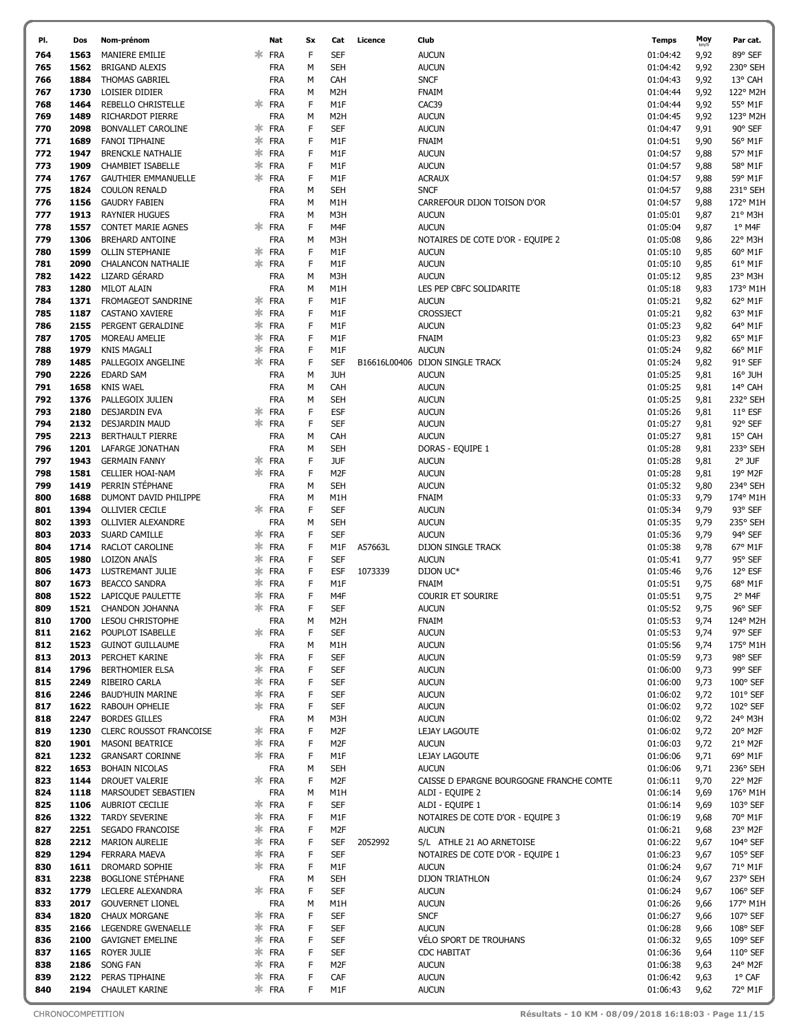| Pl. | Dos | Nom-prénom | Nat | Sx | Cat | Licence | Club | Temps | Moy km/h | Par cat. |
|---|---|---|---|---|---|---|---|---|---|---|
| 764 | 1563 | MANIERE EMILIE | FRA | F | SEF | | AUCUN | 01:04:42 | 9,92 | 89° SEF |
| 765 | 1562 | BRIGAND ALEXIS | FRA | M | SEH | | AUCUN | 01:04:42 | 9,92 | 230° SEH |
| 766 | 1884 | THOMAS GABRIEL | FRA | M | CAH | | SNCF | 01:04:43 | 9,92 | 13° CAH |
| 767 | 1730 | LOISIER DIDIER | FRA | M | M2H | | FNAIM | 01:04:44 | 9,92 | 122° M2H |
| 768 | 1464 | REBELLO CHRISTELLE | FRA | F | M1F | | CAC39 | 01:04:44 | 9,92 | 55° M1F |
| 769 | 1489 | RICHARDOT PIERRE | FRA | M | M2H | | AUCUN | 01:04:45 | 9,92 | 123° M2H |
| 770 | 2098 | BONVALLET CAROLINE | FRA | F | SEF | | AUCUN | 01:04:47 | 9,91 | 90° SEF |
| 771 | 1689 | FANOI TIPHAINE | FRA | F | M1F | | FNAIM | 01:04:51 | 9,90 | 56° M1F |
| 772 | 1947 | BRENCKLE NATHALIE | FRA | F | M1F | | AUCUN | 01:04:57 | 9,88 | 57° M1F |
| 773 | 1909 | CHAMBIET ISABELLE | FRA | F | M1F | | AUCUN | 01:04:57 | 9,88 | 58° M1F |
| 774 | 1767 | GAUTHIER EMMANUELLE | FRA | F | M1F | | ACRAUX | 01:04:57 | 9,88 | 59° M1F |
| 775 | 1824 | COULON RENALD | FRA | M | SEH | | SNCF | 01:04:57 | 9,88 | 231° SEH |
| 776 | 1156 | GAUDRY FABIEN | FRA | M | M1H | | CARREFOUR DIJON TOISON D'OR | 01:04:57 | 9,88 | 172° M1H |
| 777 | 1913 | RAYNIER HUGUES | FRA | M | M3H | | AUCUN | 01:05:01 | 9,87 | 21° M3H |
| 778 | 1557 | CONTET MARIE AGNES | FRA | F | M4F | | AUCUN | 01:05:04 | 9,87 | 1° M4F |
| 779 | 1306 | BREHARD ANTOINE | FRA | M | M3H | | NOTAIRES DE COTE D'OR - EQUIPE 2 | 01:05:08 | 9,86 | 22° M3H |
| 780 | 1599 | OLLIN STEPHANIE | FRA | F | M1F | | AUCUN | 01:05:10 | 9,85 | 60° M1F |
| 781 | 2090 | CHALANCON NATHALIE | FRA | F | M1F | | AUCUN | 01:05:10 | 9,85 | 61° M1F |
| 782 | 1422 | LIZARD GÉRARD | FRA | M | M3H | | AUCUN | 01:05:12 | 9,85 | 23° M3H |
| 783 | 1280 | MILOT ALAIN | FRA | M | M1H | | LES PEP CBFC SOLIDARITE | 01:05:18 | 9,83 | 173° M1H |
| 784 | 1371 | FROMAGEOT SANDRINE | FRA | F | M1F | | AUCUN | 01:05:21 | 9,82 | 62° M1F |
| 785 | 1187 | CASTANO XAVIERE | FRA | F | M1F | | CROSSJECT | 01:05:21 | 9,82 | 63° M1F |
| 786 | 2155 | PERGENT GERALDINE | FRA | F | M1F | | AUCUN | 01:05:23 | 9,82 | 64° M1F |
| 787 | 1705 | MOREAU AMELIE | FRA | F | M1F | | FNAIM | 01:05:23 | 9,82 | 65° M1F |
| 788 | 1979 | KNIS MAGALI | FRA | F | M1F | | AUCUN | 01:05:24 | 9,82 | 66° M1F |
| 789 | 1485 | PALLEGOIX ANGELINE | FRA | F | SEF | B16616L00406 | DIJON SINGLE TRACK | 01:05:24 | 9,82 | 91° SEF |
| 790 | 2226 | EDARD SAM | FRA | M | JUH | | AUCUN | 01:05:25 | 9,81 | 16° JUH |
| 791 | 1658 | KNIS WAEL | FRA | M | CAH | | AUCUN | 01:05:25 | 9,81 | 14° CAH |
| 792 | 1376 | PALLEGOIX JULIEN | FRA | M | SEH | | AUCUN | 01:05:25 | 9,81 | 232° SEH |
| 793 | 2180 | DESJARDIN EVA | FRA | F | ESF | | AUCUN | 01:05:26 | 9,81 | 11° ESF |
| 794 | 2132 | DESJARDIN MAUD | FRA | F | SEF | | AUCUN | 01:05:27 | 9,81 | 92° SEF |
| 795 | 2213 | BERTHAULT PIERRE | FRA | M | CAH | | AUCUN | 01:05:27 | 9,81 | 15° CAH |
| 796 | 1201 | LAFARGE JONATHAN | FRA | M | SEH | | DORAS - EQUIPE 1 | 01:05:28 | 9,81 | 233° SEH |
| 797 | 1943 | GERMAIN FANNY | FRA | F | JUF | | AUCUN | 01:05:28 | 9,81 | 2° JUF |
| 798 | 1581 | CELLIER HOAI-NAM | FRA | F | M2F | | AUCUN | 01:05:28 | 9,81 | 19° M2F |
| 799 | 1419 | PERRIN STÉPHANE | FRA | M | SEH | | AUCUN | 01:05:32 | 9,80 | 234° SEH |
| 800 | 1688 | DUMONT DAVID PHILIPPE | FRA | M | M1H | | FNAIM | 01:05:33 | 9,79 | 174° M1H |
| 801 | 1394 | OLLIVIER CECILE | FRA | F | SEF | | AUCUN | 01:05:34 | 9,79 | 93° SEF |
| 802 | 1393 | OLLIVIER ALEXANDRE | FRA | M | SEH | | AUCUN | 01:05:35 | 9,79 | 235° SEH |
| 803 | 2033 | SUARD CAMILLE | FRA | F | SEF | | AUCUN | 01:05:36 | 9,79 | 94° SEF |
| 804 | 1714 | RACLOT CAROLINE | FRA | F | M1F | A57663L | DIJON SINGLE TRACK | 01:05:38 | 9,78 | 67° M1F |
| 805 | 1980 | LOIZON ANAÏS | FRA | F | SEF | | AUCUN | 01:05:41 | 9,77 | 95° SEF |
| 806 | 1473 | LUSTREMANT JULIE | FRA | F | ESF | 1073339 | DIJON UC* | 01:05:46 | 9,76 | 12° ESF |
| 807 | 1673 | BEACCO SANDRA | FRA | F | M1F | | FNAIM | 01:05:51 | 9,75 | 68° M1F |
| 808 | 1522 | LAPICQUE PAULETTE | FRA | F | M4F | | COURIR ET SOURIRE | 01:05:51 | 9,75 | 2° M4F |
| 809 | 1521 | CHANDON JOHANNA | FRA | F | SEF | | AUCUN | 01:05:52 | 9,75 | 96° SEF |
| 810 | 1700 | LESOU CHRISTOPHE | FRA | M | M2H | | FNAIM | 01:05:53 | 9,74 | 124° M2H |
| 811 | 2162 | POUPLOT ISABELLE | FRA | F | SEF | | AUCUN | 01:05:53 | 9,74 | 97° SEF |
| 812 | 1523 | GUINOT GUILLAUME | FRA | M | M1H | | AUCUN | 01:05:56 | 9,74 | 175° M1H |
| 813 | 2013 | PERCHET KARINE | FRA | F | SEF | | AUCUN | 01:05:59 | 9,73 | 98° SEF |
| 814 | 1796 | BERTHOMIER ELSA | FRA | F | SEF | | AUCUN | 01:06:00 | 9,73 | 99° SEF |
| 815 | 2249 | RIBEIRO CARLA | FRA | F | SEF | | AUCUN | 01:06:00 | 9,73 | 100° SEF |
| 816 | 2246 | BAUD'HUIN MARINE | FRA | F | SEF | | AUCUN | 01:06:02 | 9,72 | 101° SEF |
| 817 | 1622 | RABOUH OPHELIE | FRA | F | SEF | | AUCUN | 01:06:02 | 9,72 | 102° SEF |
| 818 | 2247 | BORDES GILLES | FRA | M | M3H | | AUCUN | 01:06:02 | 9,72 | 24° M3H |
| 819 | 1230 | CLERC ROUSSOT FRANCOISE | FRA | F | M2F | | LEJAY LAGOUTE | 01:06:02 | 9,72 | 20° M2F |
| 820 | 1901 | MASONI BEATRICE | FRA | F | M2F | | AUCUN | 01:06:03 | 9,72 | 21° M2F |
| 821 | 1232 | GRANSART CORINNE | FRA | F | M1F | | LEJAY LAGOUTE | 01:06:06 | 9,71 | 69° M1F |
| 822 | 1653 | BOHAIN NICOLAS | FRA | M | SEH | | AUCUN | 01:06:06 | 9,71 | 236° SEH |
| 823 | 1144 | DROUET VALERIE | FRA | F | M2F | | CAISSE D EPARGNE BOURGOGNE FRANCHE COMTE | 01:06:11 | 9,70 | 22° M2F |
| 824 | 1118 | MARSOUDET SEBASTIEN | FRA | M | M1H | | ALDI - EQUIPE 2 | 01:06:14 | 9,69 | 176° M1H |
| 825 | 1106 | AUBRIOT CECILIE | FRA | F | SEF | | ALDI - EQUIPE 1 | 01:06:14 | 9,69 | 103° SEF |
| 826 | 1322 | TARDY SEVERINE | FRA | F | M1F | | NOTAIRES DE COTE D'OR - EQUIPE 3 | 01:06:19 | 9,68 | 70° M1F |
| 827 | 2251 | SEGADO FRANCOISE | FRA | F | M2F | | AUCUN | 01:06:21 | 9,68 | 23° M2F |
| 828 | 2212 | MARION AURELIE | FRA | F | SEF | 2052992 | S/L ATHLE 21 AO ARNETOISE | 01:06:22 | 9,67 | 104° SEF |
| 829 | 1294 | FERRARA MAEVA | FRA | F | SEF | | NOTAIRES DE COTE D'OR - EQUIPE 1 | 01:06:23 | 9,67 | 105° SEF |
| 830 | 1611 | DROMARD SOPHIE | FRA | F | M1F | | AUCUN | 01:06:24 | 9,67 | 71° M1F |
| 831 | 2238 | BOGLIONE STÉPHANE | FRA | M | SEH | | DIJON TRIATHLON | 01:06:24 | 9,67 | 237° SEH |
| 832 | 1779 | LECLERE ALEXANDRA | FRA | F | SEF | | AUCUN | 01:06:24 | 9,67 | 106° SEF |
| 833 | 2017 | GOUVERNET LIONEL | FRA | M | M1H | | AUCUN | 01:06:26 | 9,66 | 177° M1H |
| 834 | 1820 | CHAUX MORGANE | FRA | F | SEF | | SNCF | 01:06:27 | 9,66 | 107° SEF |
| 835 | 2166 | LEGENDRE GWENAELLE | FRA | F | SEF | | AUCUN | 01:06:28 | 9,66 | 108° SEF |
| 836 | 2100 | GAVIGNET EMELINE | FRA | F | SEF | | VÉLO SPORT DE TROUHANS | 01:06:32 | 9,65 | 109° SEF |
| 837 | 1165 | ROYER JULIE | FRA | F | SEF | | CDC HABITAT | 01:06:36 | 9,64 | 110° SEF |
| 838 | 2186 | SONG FAN | FRA | F | M2F | | AUCUN | 01:06:38 | 9,63 | 24° M2F |
| 839 | 2122 | PERAS TIPHAINE | FRA | F | CAF | | AUCUN | 01:06:42 | 9,63 | 1° CAF |
| 840 | 2194 | CHAULET KARINE | FRA | F | M1F | | AUCUN | 01:06:43 | 9,62 | 72° M1F |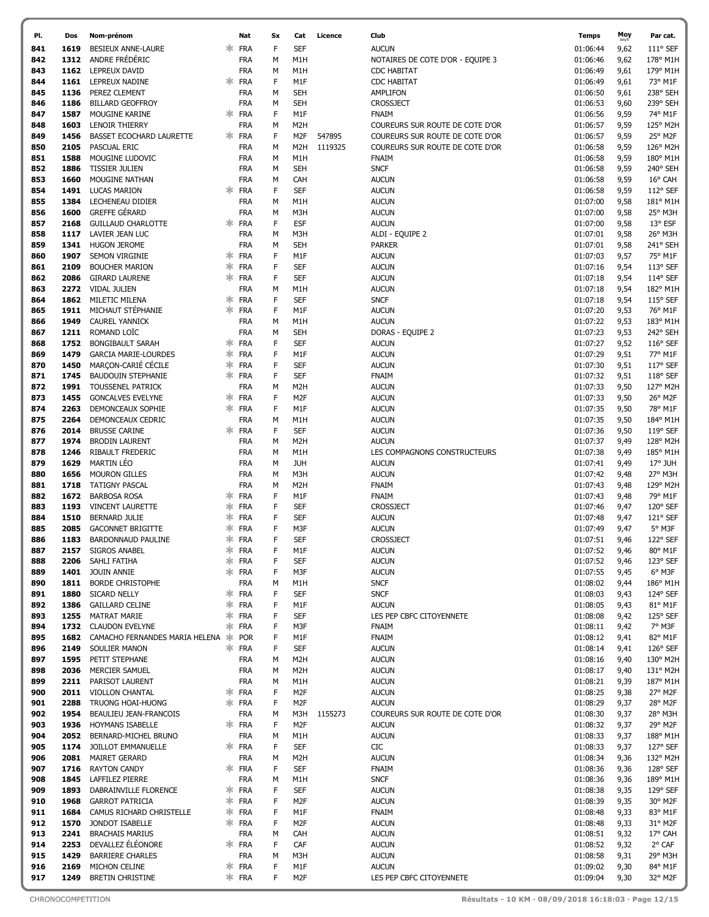| Pl. | Dos | Nom-prénom | Nat | Sx | Cat | Licence | Club | Temps | Moy km/h | Par cat. |
|---|---|---|---|---|---|---|---|---|---|---|
| 841 | 1619 | BESIEUX ANNE-LAURE | FRA | F | SEF | | AUCUN | 01:06:44 | 9,62 | 111° SEF |
| 842 | 1312 | ANDRE FRÉDÉRIC | FRA | M | M1H | | NOTAIRES DE COTE D'OR - EQUIPE 3 | 01:06:46 | 9,62 | 178° M1H |
| 843 | 1162 | LEPREUX DAVID | FRA | M | M1H | | CDC HABITAT | 01:06:49 | 9,61 | 179° M1H |
| 844 | 1161 | LEPREUX NADINE | FRA | F | M1F | | CDC HABITAT | 01:06:49 | 9,61 | 73° M1F |
| 845 | 1136 | PEREZ CLEMENT | FRA | M | SEH | | AMPLIFON | 01:06:50 | 9,61 | 238° SEH |
| 846 | 1186 | BILLARD GEOFFROY | FRA | M | SEH | | CROSSJECT | 01:06:53 | 9,60 | 239° SEH |
| 847 | 1587 | MOUGINE KARINE | FRA | F | M1F | | FNAIM | 01:06:56 | 9,59 | 74° M1F |
| 848 | 1603 | LENOIR THIERRY | FRA | M | M2H | | COUREURS SUR ROUTE DE COTE D'OR | 01:06:57 | 9,59 | 125° M2H |
| 849 | 1456 | BASSET ECOCHARD LAURETTE | FRA | F | M2F | 547895 | COUREURS SUR ROUTE DE COTE D'OR | 01:06:57 | 9,59 | 25° M2F |
| 850 | 2105 | PASCUAL ERIC | FRA | M | M2H | 1119325 | COUREURS SUR ROUTE DE COTE D'OR | 01:06:58 | 9,59 | 126° M2H |
| 851 | 1588 | MOUGINE LUDOVIC | FRA | M | M1H | | FNAIM | 01:06:58 | 9,59 | 180° M1H |
| 852 | 1886 | TISSIER JULIEN | FRA | M | SEH | | SNCF | 01:06:58 | 9,59 | 240° SEH |
| 853 | 1660 | MOUGINE NATHAN | FRA | M | CAH | | AUCUN | 01:06:58 | 9,59 | 16° CAH |
| 854 | 1491 | LUCAS MARION | FRA | F | SEF | | AUCUN | 01:06:58 | 9,59 | 112° SEF |
| 855 | 1384 | LECHENEAU DIDIER | FRA | M | M1H | | AUCUN | 01:07:00 | 9,58 | 181° M1H |
| 856 | 1600 | GREFFE GÉRARD | FRA | M | M3H | | AUCUN | 01:07:00 | 9,58 | 25° M3H |
| 857 | 2168 | GUILLAUD CHARLOTTE | FRA | F | ESF | | AUCUN | 01:07:00 | 9,58 | 13° ESF |
| 858 | 1117 | LAVIER JEAN LUC | FRA | M | M3H | | ALDI - EQUIPE 2 | 01:07:01 | 9,58 | 26° M3H |
| 859 | 1341 | HUGON JEROME | FRA | M | SEH | | PARKER | 01:07:01 | 9,58 | 241° SEH |
| 860 | 1907 | SEMON VIRGINIE | FRA | F | M1F | | AUCUN | 01:07:03 | 9,57 | 75° M1F |
| 861 | 2109 | BOUCHER MARION | FRA | F | SEF | | AUCUN | 01:07:16 | 9,54 | 113° SEF |
| 862 | 2086 | GIRARD LAURENE | FRA | F | SEF | | AUCUN | 01:07:18 | 9,54 | 114° SEF |
| 863 | 2272 | VIDAL JULIEN | FRA | M | M1H | | AUCUN | 01:07:18 | 9,54 | 182° M1H |
| 864 | 1862 | MILETIC MILENA | FRA | F | SEF | | SNCF | 01:07:18 | 9,54 | 115° SEF |
| 865 | 1911 | MICHAUT STÉPHANIE | FRA | F | M1F | | AUCUN | 01:07:20 | 9,53 | 76° M1F |
| 866 | 1949 | CAUREL YANNICK | FRA | M | M1H | | AUCUN | 01:07:22 | 9,53 | 183° M1H |
| 867 | 1211 | ROMAND LOÏC | FRA | M | SEH | | DORAS - EQUIPE 2 | 01:07:23 | 9,53 | 242° SEH |
| 868 | 1752 | BONGIBAULT SARAH | FRA | F | SEF | | AUCUN | 01:07:27 | 9,52 | 116° SEF |
| 869 | 1479 | GARCIA MARIE-LOURDES | FRA | F | M1F | | AUCUN | 01:07:29 | 9,51 | 77° M1F |
| 870 | 1450 | MARÇON-CARIÉ CÉCILE | FRA | F | SEF | | AUCUN | 01:07:30 | 9,51 | 117° SEF |
| 871 | 1745 | BAUDOUIN STEPHANIE | FRA | F | SEF | | FNAIM | 01:07:32 | 9,51 | 118° SEF |
| 872 | 1991 | TOUSSENEL PATRICK | FRA | M | M2H | | AUCUN | 01:07:33 | 9,50 | 127° M2H |
| 873 | 1455 | GONCALVES EVELYNE | FRA | F | M2F | | AUCUN | 01:07:33 | 9,50 | 26° M2F |
| 874 | 2263 | DEMONCEAUX SOPHIE | FRA | F | M1F | | AUCUN | 01:07:35 | 9,50 | 78° M1F |
| 875 | 2264 | DEMONCEAUX CEDRIC | FRA | M | M1H | | AUCUN | 01:07:35 | 9,50 | 184° M1H |
| 876 | 2014 | BRUSSE CARINE | FRA | F | SEF | | AUCUN | 01:07:36 | 9,50 | 119° SEF |
| 877 | 1974 | BRODIN LAURENT | FRA | M | M2H | | AUCUN | 01:07:37 | 9,49 | 128° M2H |
| 878 | 1246 | RIBAULT FREDERIC | FRA | M | M1H | | LES COMPAGNONS CONSTRUCTEURS | 01:07:38 | 9,49 | 185° M1H |
| 879 | 1629 | MARTIN LÉO | FRA | M | JUH | | AUCUN | 01:07:41 | 9,49 | 17° JUH |
| 880 | 1656 | MOURON GILLES | FRA | M | M3H | | AUCUN | 01:07:42 | 9,48 | 27° M3H |
| 881 | 1718 | TATIGNY PASCAL | FRA | M | M2H | | FNAIM | 01:07:43 | 9,48 | 129° M2H |
| 882 | 1672 | BARBOSA ROSA | FRA | F | M1F | | FNAIM | 01:07:43 | 9,48 | 79° M1F |
| 883 | 1193 | VINCENT LAURETTE | FRA | F | SEF | | CROSSJECT | 01:07:46 | 9,47 | 120° SEF |
| 884 | 1510 | BERNARD JULIE | FRA | F | SEF | | AUCUN | 01:07:48 | 9,47 | 121° SEF |
| 885 | 2085 | GACONNET BRIGITTE | FRA | F | M3F | | AUCUN | 01:07:49 | 9,47 | 5° M3F |
| 886 | 1183 | BARDONNAUD PAULINE | FRA | F | SEF | | CROSSJECT | 01:07:51 | 9,46 | 122° SEF |
| 887 | 2157 | SIGROS ANABEL | FRA | F | M1F | | AUCUN | 01:07:52 | 9,46 | 80° M1F |
| 888 | 2206 | SAHLI FATIHA | FRA | F | SEF | | AUCUN | 01:07:52 | 9,46 | 123° SEF |
| 889 | 1401 | JOUIN ANNIE | FRA | F | M3F | | AUCUN | 01:07:55 | 9,45 | 6° M3F |
| 890 | 1811 | BORDE CHRISTOPHE | FRA | M | M1H | | SNCF | 01:08:02 | 9,44 | 186° M1H |
| 891 | 1880 | SICARD NELLY | FRA | F | SEF | | SNCF | 01:08:03 | 9,43 | 124° SEF |
| 892 | 1386 | GAILLARD CELINE | FRA | F | M1F | | AUCUN | 01:08:05 | 9,43 | 81° M1F |
| 893 | 1255 | MATRAT MARIE | FRA | F | SEF | | LES PEP CBFC CITOYENNETE | 01:08:08 | 9,42 | 125° SEF |
| 894 | 1732 | CLAUDON EVELYNE | FRA | F | M3F | | FNAIM | 01:08:11 | 9,42 | 7° M3F |
| 895 | 1682 | CAMACHO FERNANDES MARIA HELENA | POR | F | M1F | | FNAIM | 01:08:12 | 9,41 | 82° M1F |
| 896 | 2149 | SOULIER MANON | FRA | F | SEF | | AUCUN | 01:08:14 | 9,41 | 126° SEF |
| 897 | 1595 | PETIT STEPHANE | FRA | M | M2H | | AUCUN | 01:08:16 | 9,40 | 130° M2H |
| 898 | 2036 | MERCIER SAMUEL | FRA | M | M2H | | AUCUN | 01:08:17 | 9,40 | 131° M2H |
| 899 | 2211 | PARISOT LAURENT | FRA | M | M1H | | AUCUN | 01:08:21 | 9,39 | 187° M1H |
| 900 | 2011 | VIOLLON CHANTAL | FRA | F | M2F | | AUCUN | 01:08:25 | 9,38 | 27° M2F |
| 901 | 2288 | TRUONG HOAI-HUONG | FRA | F | M2F | | AUCUN | 01:08:29 | 9,37 | 28° M2F |
| 902 | 1954 | BEAULIEU JEAN-FRANCOIS | FRA | M | M3H | 1155273 | COUREURS SUR ROUTE DE COTE D'OR | 01:08:30 | 9,37 | 28° M3H |
| 903 | 1936 | HOYMANS ISABELLE | FRA | F | M2F | | AUCUN | 01:08:32 | 9,37 | 29° M2F |
| 904 | 2052 | BERNARD-MICHEL BRUNO | FRA | M | M1H | | AUCUN | 01:08:33 | 9,37 | 188° M1H |
| 905 | 1174 | JOILLOT EMMANUELLE | FRA | F | SEF | | CIC | 01:08:33 | 9,37 | 127° SEF |
| 906 | 2081 | MAIRET GERARD | FRA | M | M2H | | AUCUN | 01:08:34 | 9,36 | 132° M2H |
| 907 | 1716 | RAYTON CANDY | FRA | F | SEF | | FNAIM | 01:08:36 | 9,36 | 128° SEF |
| 908 | 1845 | LAFFILEZ PIERRE | FRA | M | M1H | | SNCF | 01:08:36 | 9,36 | 189° M1H |
| 909 | 1893 | DABRAINVILLE FLORENCE | FRA | F | SEF | | AUCUN | 01:08:38 | 9,35 | 129° SEF |
| 910 | 1968 | GARROT PATRICIA | FRA | F | M2F | | AUCUN | 01:08:39 | 9,35 | 30° M2F |
| 911 | 1684 | CAMUS RICHARD CHRISTELLE | FRA | F | M1F | | FNAIM | 01:08:48 | 9,33 | 83° M1F |
| 912 | 1570 | JONDOT ISABELLE | FRA | F | M2F | | AUCUN | 01:08:48 | 9,33 | 31° M2F |
| 913 | 2241 | BRACHAIS MARIUS | FRA | M | CAH | | AUCUN | 01:08:51 | 9,32 | 17° CAH |
| 914 | 2253 | DEVALLEZ ÉLÉONORE | FRA | F | CAF | | AUCUN | 01:08:52 | 9,32 | 2° CAF |
| 915 | 1429 | BARRIERE CHARLES | FRA | M | M3H | | AUCUN | 01:08:58 | 9,31 | 29° M3H |
| 916 | 2169 | MICHON CELINE | FRA | F | M1F | | AUCUN | 01:09:02 | 9,30 | 84° M1F |
| 917 | 1249 | BRETIN CHRISTINE | FRA | F | M2F | | LES PEP CBFC CITOYENNETE | 01:09:04 | 9,30 | 32° M2F |

CHRONOCOMPETITION

Résultats - 10 KM · 08/09/2018 16:18:03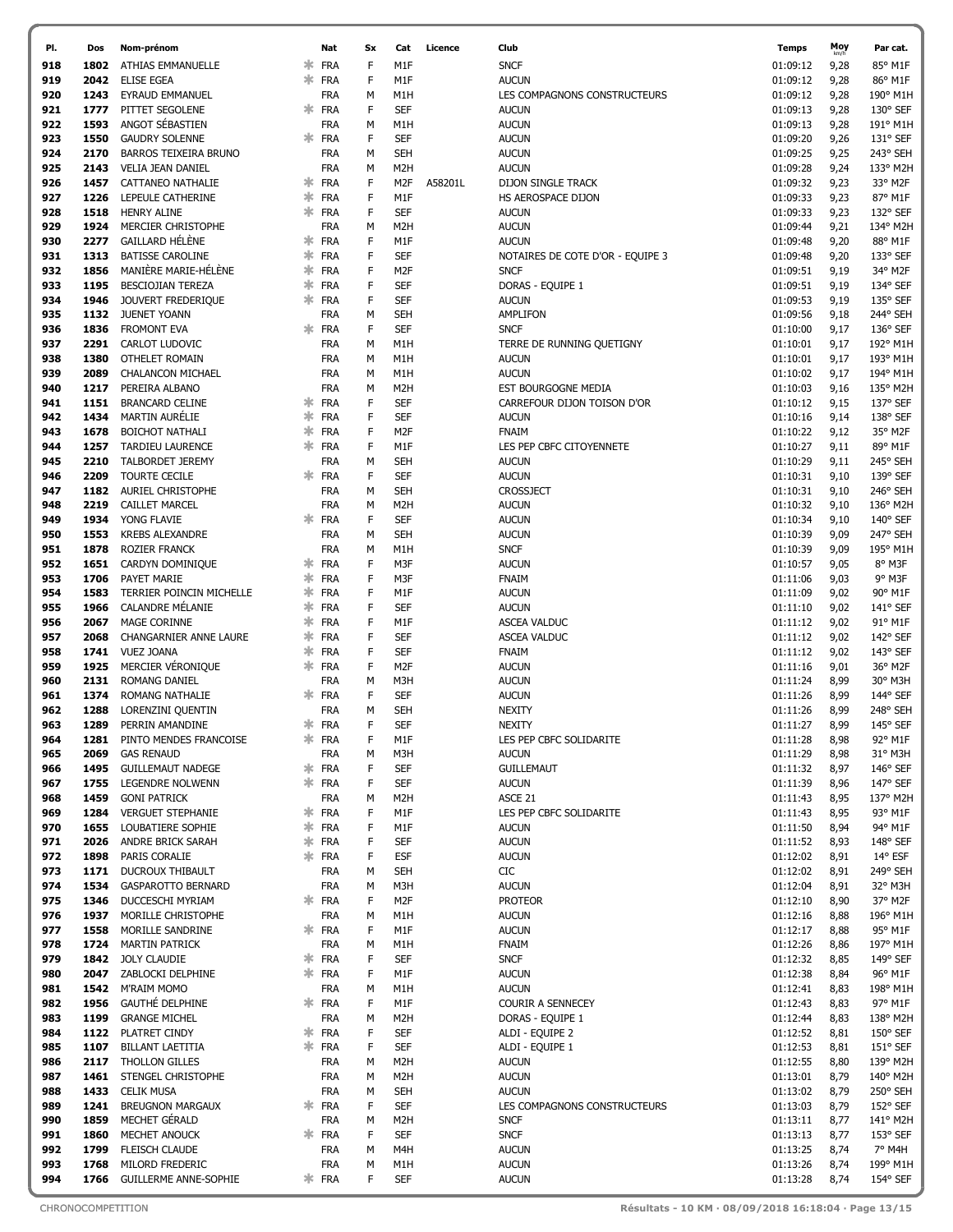| Pl. | Dos | Nom-prénom | Nat | Sx | Cat | Licence | Club | Temps | Moy km/h | Par cat. |
|---|---|---|---|---|---|---|---|---|---|---|
| 918 | 1802 | ATHIAS EMMANUELLE | FRA | F | M1F | | SNCF | 01:09:12 | 9,28 | 85° M1F |
| 919 | 2042 | ELISE EGEA | FRA | F | M1F | | AUCUN | 01:09:12 | 9,28 | 86° M1F |
| 920 | 1243 | EYRAUD EMMANUEL | FRA | M | M1H | | LES COMPAGNONS CONSTRUCTEURS | 01:09:12 | 9,28 | 190° M1H |
| 921 | 1777 | PITTET SEGOLENE | FRA | F | SEF | | AUCUN | 01:09:13 | 9,28 | 130° SEF |
| 922 | 1593 | ANGOT SÉBASTIEN | FRA | M | M1H | | AUCUN | 01:09:13 | 9,28 | 191° M1H |
| 923 | 1550 | GAUDRY SOLENNE | FRA | F | SEF | | AUCUN | 01:09:20 | 9,26 | 131° SEF |
| 924 | 2170 | BARROS TEIXEIRA BRUNO | FRA | M | SEH | | AUCUN | 01:09:25 | 9,25 | 243° SEH |
| 925 | 2143 | VELIA JEAN DANIEL | FRA | M | M2H | | AUCUN | 01:09:28 | 9,24 | 133° M2H |
| 926 | 1457 | CATTANEO NATHALIE | FRA | F | M2F | A58201L | DIJON SINGLE TRACK | 01:09:32 | 9,23 | 33° M2F |
| 927 | 1226 | LEPEULE CATHERINE | FRA | F | M1F | | HS AEROSPACE DIJON | 01:09:33 | 9,23 | 87° M1F |
| 928 | 1518 | HENRY ALINE | FRA | F | SEF | | AUCUN | 01:09:33 | 9,23 | 132° SEF |
| 929 | 1924 | MERCIER CHRISTOPHE | FRA | M | M2H | | AUCUN | 01:09:44 | 9,21 | 134° M2H |
| 930 | 2277 | GAILLARD HÉLÈNE | FRA | F | M1F | | AUCUN | 01:09:48 | 9,20 | 88° M1F |
| 931 | 1313 | BATISSE CAROLINE | FRA | F | SEF | | NOTAIRES DE COTE D'OR - EQUIPE 3 | 01:09:48 | 9,20 | 133° SEF |
| 932 | 1856 | MANIÈRE MARIE-HÉLÈNE | FRA | F | M2F | | SNCF | 01:09:51 | 9,19 | 34° M2F |
| 933 | 1195 | BESCIOJIAN TEREZA | FRA | F | SEF | | DORAS - EQUIPE 1 | 01:09:51 | 9,19 | 134° SEF |
| 934 | 1946 | JOUVERT FREDERIQUE | FRA | F | SEF | | AUCUN | 01:09:53 | 9,19 | 135° SEF |
| 935 | 1132 | JUENET YOANN | FRA | M | SEH | | AMPLIFON | 01:09:56 | 9,18 | 244° SEH |
| 936 | 1836 | FROMONT EVA | FRA | F | SEF | | SNCF | 01:10:00 | 9,17 | 136° SEF |
| 937 | 2291 | CARLOT LUDOVIC | FRA | M | M1H | | TERRE DE RUNNING QUETIGNY | 01:10:01 | 9,17 | 192° M1H |
| 938 | 1380 | OTHELET ROMAIN | FRA | M | M1H | | AUCUN | 01:10:01 | 9,17 | 193° M1H |
| 939 | 2089 | CHALANCON MICHAEL | FRA | M | M1H | | AUCUN | 01:10:02 | 9,17 | 194° M1H |
| 940 | 1217 | PEREIRA ALBANO | FRA | M | M2H | | EST BOURGOGNE MEDIA | 01:10:03 | 9,16 | 135° M2H |
| 941 | 1151 | BRANCARD CELINE | FRA | F | SEF | | CARREFOUR DIJON TOISON D'OR | 01:10:12 | 9,15 | 137° SEF |
| 942 | 1434 | MARTIN AURÉLIE | FRA | F | SEF | | AUCUN | 01:10:16 | 9,14 | 138° SEF |
| 943 | 1678 | BOICHOT NATHALI | FRA | F | M2F | | FNAIM | 01:10:22 | 9,12 | 35° M2F |
| 944 | 1257 | TARDIEU LAURENCE | FRA | F | M1F | | LES PEP CBFC CITOYENNETE | 01:10:27 | 9,11 | 89° M1F |
| 945 | 2210 | TALBORDET JEREMY | FRA | M | SEH | | AUCUN | 01:10:29 | 9,11 | 245° SEH |
| 946 | 2209 | TOURTE CECILE | FRA | F | SEF | | AUCUN | 01:10:31 | 9,10 | 139° SEF |
| 947 | 1182 | AURIEL CHRISTOPHE | FRA | M | SEH | | CROSSJECT | 01:10:31 | 9,10 | 246° SEH |
| 948 | 2219 | CAILLET MARCEL | FRA | M | M2H | | AUCUN | 01:10:32 | 9,10 | 136° M2H |
| 949 | 1934 | YONG FLAVIE | FRA | F | SEF | | AUCUN | 01:10:34 | 9,10 | 140° SEF |
| 950 | 1553 | KREBS ALEXANDRE | FRA | M | SEH | | AUCUN | 01:10:39 | 9,09 | 247° SEH |
| 951 | 1878 | ROZIER FRANCK | FRA | M | M1H | | SNCF | 01:10:39 | 9,09 | 195° M1H |
| 952 | 1651 | CARDYN DOMINIQUE | FRA | F | M3F | | AUCUN | 01:10:57 | 9,05 | 8° M3F |
| 953 | 1706 | PAYET MARIE | FRA | F | M3F | | FNAIM | 01:11:06 | 9,03 | 9° M3F |
| 954 | 1583 | TERRIER POINCIN MICHELLE | FRA | F | M1F | | AUCUN | 01:11:09 | 9,02 | 90° M1F |
| 955 | 1966 | CALANDRE MÉLANIE | FRA | F | SEF | | AUCUN | 01:11:10 | 9,02 | 141° SEF |
| 956 | 2067 | MAGE CORINNE | FRA | F | M1F | | ASCEA VALDUC | 01:11:12 | 9,02 | 91° M1F |
| 957 | 2068 | CHANGARNIER ANNE LAURE | FRA | F | SEF | | ASCEA VALDUC | 01:11:12 | 9,02 | 142° SEF |
| 958 | 1741 | VUEZ JOANA | FRA | F | SEF | | FNAIM | 01:11:12 | 9,02 | 143° SEF |
| 959 | 1925 | MERCIER VÉRONIQUE | FRA | F | M2F | | AUCUN | 01:11:16 | 9,01 | 36° M2F |
| 960 | 2131 | ROMANG DANIEL | FRA | M | M3H | | AUCUN | 01:11:24 | 8,99 | 30° M3H |
| 961 | 1374 | ROMANG NATHALIE | FRA | F | SEF | | AUCUN | 01:11:26 | 8,99 | 144° SEF |
| 962 | 1288 | LORENZINI QUENTIN | FRA | M | SEH | | NEXITY | 01:11:26 | 8,99 | 248° SEH |
| 963 | 1289 | PERRIN AMANDINE | FRA | F | SEF | | NEXITY | 01:11:27 | 8,99 | 145° SEF |
| 964 | 1281 | PINTO MENDES FRANCOISE | FRA | F | M1F | | LES PEP CBFC SOLIDARITE | 01:11:28 | 8,98 | 92° M1F |
| 965 | 2069 | GAS RENAUD | FRA | M | M3H | | AUCUN | 01:11:29 | 8,98 | 31° M3H |
| 966 | 1495 | GUILLEMAUT NADEGE | FRA | F | SEF | | GUILLEMAUT | 01:11:32 | 8,97 | 146° SEF |
| 967 | 1755 | LEGENDRE NOLWENN | FRA | F | SEF | | AUCUN | 01:11:39 | 8,96 | 147° SEF |
| 968 | 1459 | GONI PATRICK | FRA | M | M2H | | ASCE 21 | 01:11:43 | 8,95 | 137° M2H |
| 969 | 1284 | VERGUET STEPHANIE | FRA | F | M1F | | LES PEP CBFC SOLIDARITE | 01:11:43 | 8,95 | 93° M1F |
| 970 | 1655 | LOUBATIERE SOPHIE | FRA | F | M1F | | AUCUN | 01:11:50 | 8,94 | 94° M1F |
| 971 | 2026 | ANDRE BRICK SARAH | FRA | F | SEF | | AUCUN | 01:11:52 | 8,93 | 148° SEF |
| 972 | 1898 | PARIS CORALIE | FRA | F | ESF | | AUCUN | 01:12:02 | 8,91 | 14° ESF |
| 973 | 1171 | DUCROUX THIBAULT | FRA | M | SEH | | CIC | 01:12:02 | 8,91 | 249° SEH |
| 974 | 1534 | GASPAROTTO BERNARD | FRA | M | M3H | | AUCUN | 01:12:04 | 8,91 | 32° M3H |
| 975 | 1346 | DUCCESCHI MYRIAM | FRA | F | M2F | | PROTEOR | 01:12:10 | 8,90 | 37° M2F |
| 976 | 1937 | MORILLE CHRISTOPHE | FRA | M | M1H | | AUCUN | 01:12:16 | 8,88 | 196° M1H |
| 977 | 1558 | MORILLE SANDRINE | FRA | F | M1F | | AUCUN | 01:12:17 | 8,88 | 95° M1F |
| 978 | 1724 | MARTIN PATRICK | FRA | M | M1H | | FNAIM | 01:12:26 | 8,86 | 197° M1H |
| 979 | 1842 | JOLY CLAUDIE | FRA | F | SEF | | SNCF | 01:12:32 | 8,85 | 149° SEF |
| 980 | 2047 | ZABLOCKI DELPHINE | FRA | F | M1F | | AUCUN | 01:12:38 | 8,84 | 96° M1F |
| 981 | 1542 | M'RAIM MOMO | FRA | M | M1H | | AUCUN | 01:12:41 | 8,83 | 198° M1H |
| 982 | 1956 | GAUTHÉ DELPHINE | FRA | F | M1F | | COURIR A SENNECEY | 01:12:43 | 8,83 | 97° M1F |
| 983 | 1199 | GRANGE MICHEL | FRA | M | M2H | | DORAS - EQUIPE 1 | 01:12:44 | 8,83 | 138° M2H |
| 984 | 1122 | PLATRET CINDY | FRA | F | SEF | | ALDI - EQUIPE 2 | 01:12:52 | 8,81 | 150° SEF |
| 985 | 1107 | BILLANT LAETITIA | FRA | F | SEF | | ALDI - EQUIPE 1 | 01:12:53 | 8,81 | 151° SEF |
| 986 | 2117 | THOLLON GILLES | FRA | M | M2H | | AUCUN | 01:12:55 | 8,80 | 139° M2H |
| 987 | 1461 | STENGEL CHRISTOPHE | FRA | M | M2H | | AUCUN | 01:13:01 | 8,79 | 140° M2H |
| 988 | 1433 | CELIK MUSA | FRA | M | SEH | | AUCUN | 01:13:02 | 8,79 | 250° SEH |
| 989 | 1241 | BREUGNON MARGAUX | FRA | F | SEF | | LES COMPAGNONS CONSTRUCTEURS | 01:13:03 | 8,79 | 152° SEF |
| 990 | 1859 | MECHET GÉRALD | FRA | M | M2H | | SNCF | 01:13:11 | 8,77 | 141° M2H |
| 991 | 1860 | MECHET ANOUCK | FRA | F | SEF | | SNCF | 01:13:13 | 8,77 | 153° SEF |
| 992 | 1799 | FLEISCH CLAUDE | FRA | M | M4H | | AUCUN | 01:13:25 | 8,74 | 7° M4H |
| 993 | 1768 | MILORD FREDERIC | FRA | M | M1H | | AUCUN | 01:13:26 | 8,74 | 199° M1H |
| 994 | 1766 | GUILLERME ANNE-SOPHIE | FRA | F | SEF | | AUCUN | 01:13:28 | 8,74 | 154° SEF |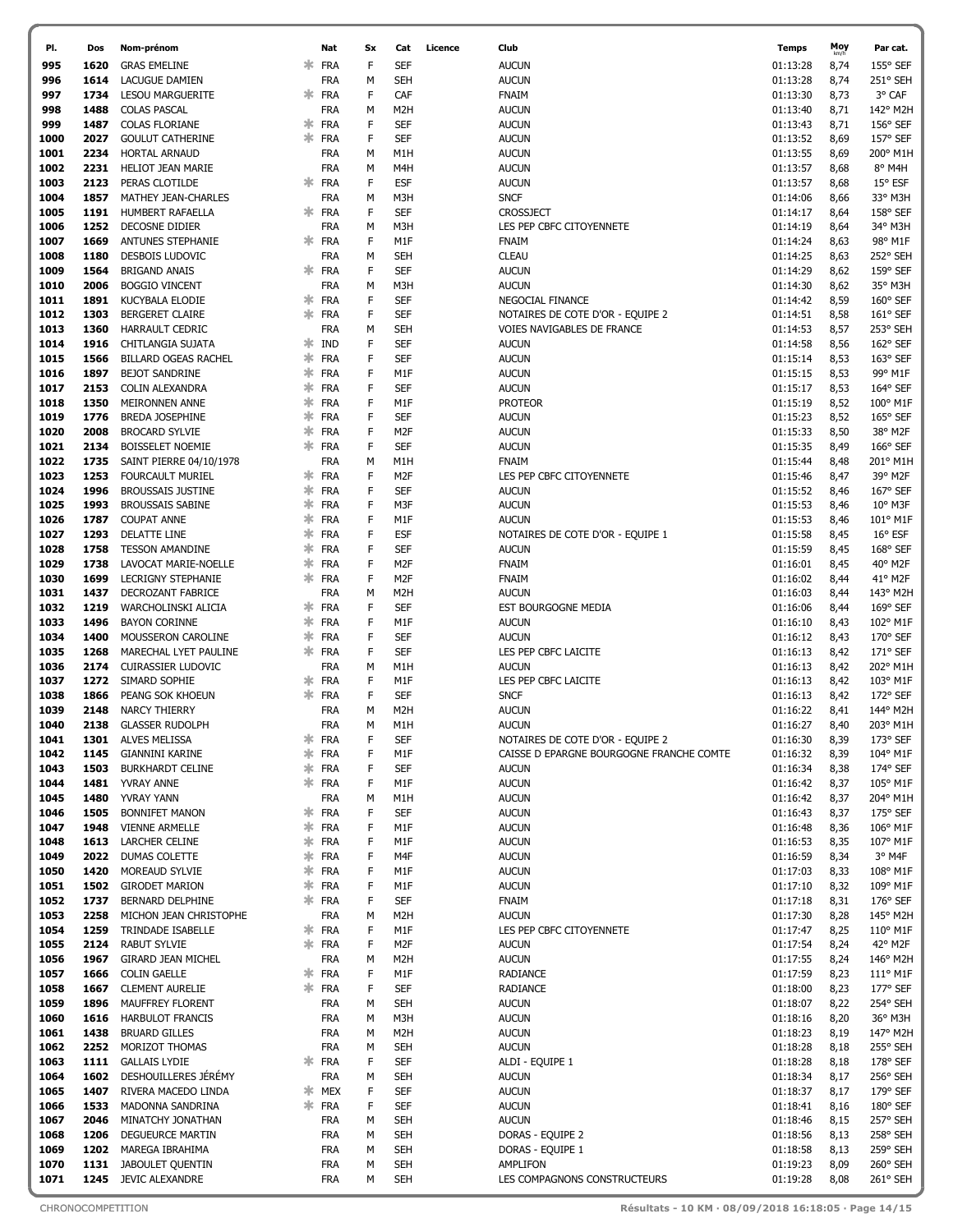| Pl. | Dos | Nom-prénom | Nat | Sx | Cat | Licence | Club | Temps | Moy km/h | Par cat. |
|---|---|---|---|---|---|---|---|---|---|---|
| 995 | 1620 | GRAS EMELINE | FRA | F | SEF | | AUCUN | 01:13:28 | 8,74 | 155° SEF |
| 996 | 1614 | LACUGUE DAMIEN | FRA | M | SEH | | AUCUN | 01:13:28 | 8,74 | 251° SEH |
| 997 | 1734 | LESOU MARGUERITE | FRA | F | CAF | | FNAIM | 01:13:30 | 8,73 | 3° CAF |
| 998 | 1488 | COLAS PASCAL | FRA | M | M2H | | AUCUN | 01:13:40 | 8,71 | 142° M2H |
| 999 | 1487 | COLAS FLORIANE | FRA | F | SEF | | AUCUN | 01:13:43 | 8,71 | 156° SEF |
| 1000 | 2027 | GOULUT CATHERINE | FRA | F | SEF | | AUCUN | 01:13:52 | 8,69 | 157° SEF |
| 1001 | 2234 | HORTAL ARNAUD | FRA | M | M1H | | AUCUN | 01:13:55 | 8,69 | 200° M1H |
| 1002 | 2231 | HELIOT JEAN MARIE | FRA | M | M4H | | AUCUN | 01:13:57 | 8,68 | 8° M4H |
| 1003 | 2123 | PERAS CLOTILDE | FRA | F | ESF | | AUCUN | 01:13:57 | 8,68 | 15° ESF |
| 1004 | 1857 | MATHEY JEAN-CHARLES | FRA | M | M3H | | SNCF | 01:14:06 | 8,66 | 33° M3H |
| 1005 | 1191 | HUMBERT RAFAELLA | FRA | F | SEF | | CROSSJECT | 01:14:17 | 8,64 | 158° SEF |
| 1006 | 1252 | DECOSNE DIDIER | FRA | M | M3H | | LES PEP CBFC CITOYENNETE | 01:14:19 | 8,64 | 34° M3H |
| 1007 | 1669 | ANTUNES STEPHANIE | FRA | F | M1F | | FNAIM | 01:14:24 | 8,63 | 98° M1F |
| 1008 | 1180 | DESBOIS LUDOVIC | FRA | M | SEH | | CLEAU | 01:14:25 | 8,63 | 252° SEH |
| 1009 | 1564 | BRIGAND ANAIS | FRA | F | SEF | | AUCUN | 01:14:29 | 8,62 | 159° SEF |
| 1010 | 2006 | BOGGIO VINCENT | FRA | M | M3H | | AUCUN | 01:14:30 | 8,62 | 35° M3H |
| 1011 | 1891 | KUCYBALA ELODIE | FRA | F | SEF | | NEGOCIAL FINANCE | 01:14:42 | 8,59 | 160° SEF |
| 1012 | 1303 | BERGERET CLAIRE | FRA | F | SEF | | NOTAIRES DE COTE D'OR - EQUIPE 2 | 01:14:51 | 8,58 | 161° SEF |
| 1013 | 1360 | HARRAULT CEDRIC | FRA | M | SEH | | VOIES NAVIGABLES DE FRANCE | 01:14:53 | 8,57 | 253° SEH |
| 1014 | 1916 | CHITLANGIA SUJATA | IND | F | SEF | | AUCUN | 01:14:58 | 8,56 | 162° SEF |
| 1015 | 1566 | BILLARD OGEAS RACHEL | FRA | F | SEF | | AUCUN | 01:15:14 | 8,53 | 163° SEF |
| 1016 | 1897 | BEJOT SANDRINE | FRA | F | M1F | | AUCUN | 01:15:15 | 8,53 | 99° M1F |
| 1017 | 2153 | COLIN ALEXANDRA | FRA | F | SEF | | AUCUN | 01:15:17 | 8,53 | 164° SEF |
| 1018 | 1350 | MEIRONNEN ANNE | FRA | F | M1F | | PROTEOR | 01:15:19 | 8,52 | 100° M1F |
| 1019 | 1776 | BREDA JOSEPHINE | FRA | F | SEF | | AUCUN | 01:15:23 | 8,52 | 165° SEF |
| 1020 | 2008 | BROCARD SYLVIE | FRA | F | M2F | | AUCUN | 01:15:33 | 8,50 | 38° M2F |
| 1021 | 2134 | BOISSELET NOEMIE | FRA | F | SEF | | AUCUN | 01:15:35 | 8,49 | 166° SEF |
| 1022 | 1735 | SAINT PIERRE 04/10/1978 | FRA | M | M1H | | FNAIM | 01:15:44 | 8,48 | 201° M1H |
| 1023 | 1253 | FOURCAULT MURIEL | FRA | F | M2F | | LES PEP CBFC CITOYENNETE | 01:15:46 | 8,47 | 39° M2F |
| 1024 | 1996 | BROUSSAIS JUSTINE | FRA | F | SEF | | AUCUN | 01:15:52 | 8,46 | 167° SEF |
| 1025 | 1993 | BROUSSAIS SABINE | FRA | F | M3F | | AUCUN | 01:15:53 | 8,46 | 10° M3F |
| 1026 | 1787 | COUPAT ANNE | FRA | F | M1F | | AUCUN | 01:15:53 | 8,46 | 101° M1F |
| 1027 | 1293 | DELATTE LINE | FRA | F | ESF | | NOTAIRES DE COTE D'OR - EQUIPE 1 | 01:15:58 | 8,45 | 16° ESF |
| 1028 | 1758 | TESSON AMANDINE | FRA | F | SEF | | AUCUN | 01:15:59 | 8,45 | 168° SEF |
| 1029 | 1738 | LAVOCAT MARIE-NOELLE | FRA | F | M2F | | FNAIM | 01:16:01 | 8,45 | 40° M2F |
| 1030 | 1699 | LECRIGNY STEPHANIE | FRA | F | M2F | | FNAIM | 01:16:02 | 8,44 | 41° M2F |
| 1031 | 1437 | DECROZANT FABRICE | FRA | M | M2H | | AUCUN | 01:16:03 | 8,44 | 143° M2H |
| 1032 | 1219 | WARCHOLINSKI ALICIA | FRA | F | SEF | | EST BOURGOGNE MEDIA | 01:16:06 | 8,44 | 169° SEF |
| 1033 | 1496 | BAYON CORINNE | FRA | F | M1F | | AUCUN | 01:16:10 | 8,43 | 102° M1F |
| 1034 | 1400 | MOUSSERON CAROLINE | FRA | F | SEF | | AUCUN | 01:16:12 | 8,43 | 170° SEF |
| 1035 | 1268 | MARECHAL LYET PAULINE | FRA | F | SEF | | LES PEP CBFC LAICITE | 01:16:13 | 8,42 | 171° SEF |
| 1036 | 2174 | CUIRASSIER LUDOVIC | FRA | M | M1H | | AUCUN | 01:16:13 | 8,42 | 202° M1H |
| 1037 | 1272 | SIMARD SOPHIE | FRA | F | M1F | | LES PEP CBFC LAICITE | 01:16:13 | 8,42 | 103° M1F |
| 1038 | 1866 | PEANG SOK KHOEUN | FRA | F | SEF | | SNCF | 01:16:13 | 8,42 | 172° SEF |
| 1039 | 2148 | NARCY THIERRY | FRA | M | M2H | | AUCUN | 01:16:22 | 8,41 | 144° M2H |
| 1040 | 2138 | GLASSER RUDOLPH | FRA | M | M1H | | AUCUN | 01:16:27 | 8,40 | 203° M1H |
| 1041 | 1301 | ALVES MELISSA | FRA | F | SEF | | NOTAIRES DE COTE D'OR - EQUIPE 2 | 01:16:30 | 8,39 | 173° SEF |
| 1042 | 1145 | GIANNINI KARINE | FRA | F | M1F | | CAISSE D EPARGNE BOURGOGNE FRANCHE COMTE | 01:16:32 | 8,39 | 104° M1F |
| 1043 | 1503 | BURKHARDT CELINE | FRA | F | SEF | | AUCUN | 01:16:34 | 8,38 | 174° SEF |
| 1044 | 1481 | YVRAY ANNE | FRA | F | M1F | | AUCUN | 01:16:42 | 8,37 | 105° M1F |
| 1045 | 1480 | YVRAY YANN | FRA | M | M1H | | AUCUN | 01:16:42 | 8,37 | 204° M1H |
| 1046 | 1505 | BONNIFET MANON | FRA | F | SEF | | AUCUN | 01:16:43 | 8,37 | 175° SEF |
| 1047 | 1948 | VIENNE ARMELLE | FRA | F | M1F | | AUCUN | 01:16:48 | 8,36 | 106° M1F |
| 1048 | 1613 | LARCHER CELINE | FRA | F | M1F | | AUCUN | 01:16:53 | 8,35 | 107° M1F |
| 1049 | 2022 | DUMAS COLETTE | FRA | F | M4F | | AUCUN | 01:16:59 | 8,34 | 3° M4F |
| 1050 | 1420 | MOREAUD SYLVIE | FRA | F | M1F | | AUCUN | 01:17:03 | 8,33 | 108° M1F |
| 1051 | 1502 | GIRODET MARION | FRA | F | M1F | | AUCUN | 01:17:10 | 8,32 | 109° M1F |
| 1052 | 1737 | BERNARD DELPHINE | FRA | F | SEF | | FNAIM | 01:17:18 | 8,31 | 176° SEF |
| 1053 | 2258 | MICHON JEAN CHRISTOPHE | FRA | M | M2H | | AUCUN | 01:17:30 | 8,28 | 145° M2H |
| 1054 | 1259 | TRINDADE ISABELLE | FRA | F | M1F | | LES PEP CBFC CITOYENNETE | 01:17:47 | 8,25 | 110° M1F |
| 1055 | 2124 | RABUT SYLVIE | FRA | F | M2F | | AUCUN | 01:17:54 | 8,24 | 42° M2F |
| 1056 | 1967 | GIRARD JEAN MICHEL | FRA | M | M2H | | AUCUN | 01:17:55 | 8,24 | 146° M2H |
| 1057 | 1666 | COLIN GAELLE | FRA | F | M1F | | RADIANCE | 01:17:59 | 8,23 | 111° M1F |
| 1058 | 1667 | CLEMENT AURELIE | FRA | F | SEF | | RADIANCE | 01:18:00 | 8,23 | 177° SEF |
| 1059 | 1896 | MAUFFREY FLORENT | FRA | M | SEH | | AUCUN | 01:18:07 | 8,22 | 254° SEH |
| 1060 | 1616 | HARBULOT FRANCIS | FRA | M | M3H | | AUCUN | 01:18:16 | 8,20 | 36° M3H |
| 1061 | 1438 | BRUARD GILLES | FRA | M | M2H | | AUCUN | 01:18:23 | 8,19 | 147° M2H |
| 1062 | 2252 | MORIZOT THOMAS | FRA | M | SEH | | AUCUN | 01:18:28 | 8,18 | 255° SEH |
| 1063 | 1111 | GALLAIS LYDIE | FRA | F | SEF | | ALDI - EQUIPE 1 | 01:18:28 | 8,18 | 178° SEF |
| 1064 | 1602 | DESHOUILLERES JÉRÉMY | FRA | M | SEH | | AUCUN | 01:18:34 | 8,17 | 256° SEH |
| 1065 | 1407 | RIVERA MACEDO LINDA | MEX | F | SEF | | AUCUN | 01:18:37 | 8,17 | 179° SEF |
| 1066 | 1533 | MADONNA SANDRINA | FRA | F | SEF | | AUCUN | 01:18:41 | 8,16 | 180° SEF |
| 1067 | 2046 | MINATCHY JONATHAN | FRA | M | SEH | | AUCUN | 01:18:46 | 8,15 | 257° SEH |
| 1068 | 1206 | DEGUEURCE MARTIN | FRA | M | SEH | | DORAS - EQUIPE 2 | 01:18:56 | 8,13 | 258° SEH |
| 1069 | 1202 | MAREGA IBRAHIMA | FRA | M | SEH | | DORAS - EQUIPE 1 | 01:18:58 | 8,13 | 259° SEH |
| 1070 | 1131 | JABOULET QUENTIN | FRA | M | SEH | | AMPLIFON | 01:19:23 | 8,09 | 260° SEH |
| 1071 | 1245 | JEVIC ALEXANDRE | FRA | M | SEH | | LES COMPAGNONS CONSTRUCTEURS | 01:19:28 | 8,08 | 261° SEH |

CHRONOCOMPETITION

Résultats - 10 KM · 08/09/2018 16:18:05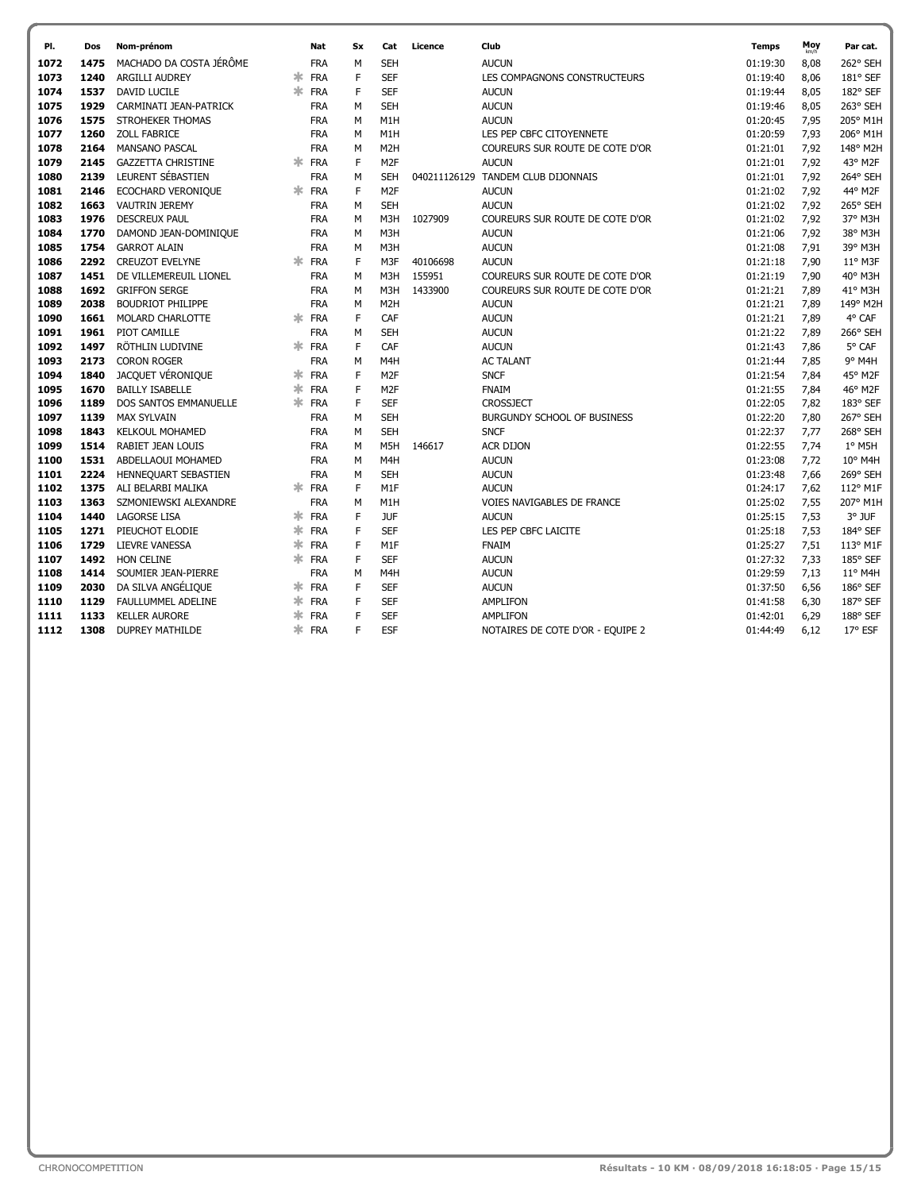| Pl. | Dos | Nom-prénom | | Nat | Sx | Cat | Licence | Club | Temps | Moy km/h | Par cat. |
|---|---|---|---|---|---|---|---|---|---|---|---|
| 1072 | 1475 | MACHADO DA COSTA JÉRÔME | | FRA | M | SEH | | AUCUN | 01:19:30 | 8,08 | 262° SEH |
| 1073 | 1240 | ARGILLI AUDREY | * | FRA | F | SEF | | LES COMPAGNONS CONSTRUCTEURS | 01:19:40 | 8,06 | 181° SEF |
| 1074 | 1537 | DAVID LUCILE | * | FRA | F | SEF | | AUCUN | 01:19:44 | 8,05 | 182° SEF |
| 1075 | 1929 | CARMINATI JEAN-PATRICK | | FRA | M | SEH | | AUCUN | 01:19:46 | 8,05 | 263° SEH |
| 1076 | 1575 | STROHEKER THOMAS | | FRA | M | M1H | | AUCUN | 01:20:45 | 7,95 | 205° M1H |
| 1077 | 1260 | ZOLL FABRICE | | FRA | M | M1H | | LES PEP CBFC CITOYENNETE | 01:20:59 | 7,93 | 206° M1H |
| 1078 | 2164 | MANSANO PASCAL | | FRA | M | M2H | | COUREURS SUR ROUTE DE COTE D'OR | 01:21:01 | 7,92 | 148° M2H |
| 1079 | 2145 | GAZZETTA CHRISTINE | * | FRA | F | M2F | | AUCUN | 01:21:01 | 7,92 | 43° M2F |
| 1080 | 2139 | LEURENT SÉBASTIEN | | FRA | M | SEH | 040211126129 | TANDEM CLUB DIJONNAIS | 01:21:01 | 7,92 | 264° SEH |
| 1081 | 2146 | ECOCHARD VERONIQUE | * | FRA | F | M2F | | AUCUN | 01:21:02 | 7,92 | 44° M2F |
| 1082 | 1663 | VAUTRIN JEREMY | | FRA | M | SEH | | AUCUN | 01:21:02 | 7,92 | 265° SEH |
| 1083 | 1976 | DESCREUX PAUL | | FRA | M | M3H | 1027909 | COUREURS SUR ROUTE DE COTE D'OR | 01:21:02 | 7,92 | 37° M3H |
| 1084 | 1770 | DAMOND JEAN-DOMINIQUE | | FRA | M | M3H | | AUCUN | 01:21:06 | 7,92 | 38° M3H |
| 1085 | 1754 | GARROT ALAIN | | FRA | M | M3H | | AUCUN | 01:21:08 | 7,91 | 39° M3H |
| 1086 | 2292 | CREUZOT EVELYNE | * | FRA | F | M3F | 40106698 | AUCUN | 01:21:18 | 7,90 | 11° M3F |
| 1087 | 1451 | DE VILLEMEREUIL LIONEL | | FRA | M | M3H | 155951 | COUREURS SUR ROUTE DE COTE D'OR | 01:21:19 | 7,90 | 40° M3H |
| 1088 | 1692 | GRIFFON SERGE | | FRA | M | M3H | 1433900 | COUREURS SUR ROUTE DE COTE D'OR | 01:21:21 | 7,89 | 41° M3H |
| 1089 | 2038 | BOUDRIOT PHILIPPE | | FRA | M | M2H | | AUCUN | 01:21:21 | 7,89 | 149° M2H |
| 1090 | 1661 | MOLARD CHARLOTTE | * | FRA | F | CAF | | AUCUN | 01:21:21 | 7,89 | 4° CAF |
| 1091 | 1961 | PIOT CAMILLE | | FRA | M | SEH | | AUCUN | 01:21:22 | 7,89 | 266° SEH |
| 1092 | 1497 | RÖTHLIN LUDIVINE | * | FRA | F | CAF | | AUCUN | 01:21:43 | 7,86 | 5° CAF |
| 1093 | 2173 | CORON ROGER | | FRA | M | M4H | | AC TALANT | 01:21:44 | 7,85 | 9° M4H |
| 1094 | 1840 | JACQUET VÉRONIQUE | * | FRA | F | M2F | | SNCF | 01:21:54 | 7,84 | 45° M2F |
| 1095 | 1670 | BAILLY ISABELLE | * | FRA | F | M2F | | FNAIM | 01:21:55 | 7,84 | 46° M2F |
| 1096 | 1189 | DOS SANTOS EMMANUELLE | * | FRA | F | SEF | | CROSSJECT | 01:22:05 | 7,82 | 183° SEF |
| 1097 | 1139 | MAX SYLVAIN | | FRA | M | SEH | | BURGUNDY SCHOOL OF BUSINESS | 01:22:20 | 7,80 | 267° SEH |
| 1098 | 1843 | KELKOUL MOHAMED | | FRA | M | SEH | | SNCF | 01:22:37 | 7,77 | 268° SEH |
| 1099 | 1514 | RABIET JEAN LOUIS | | FRA | M | M5H | 146617 | ACR DIJON | 01:22:55 | 7,74 | 1° M5H |
| 1100 | 1531 | ABDELLAOUI MOHAMED | | FRA | M | M4H | | AUCUN | 01:23:08 | 7,72 | 10° M4H |
| 1101 | 2224 | HENNEQUART SEBASTIEN | | FRA | M | SEH | | AUCUN | 01:23:48 | 7,66 | 269° SEH |
| 1102 | 1375 | ALI BELARBI MALIKA | * | FRA | F | M1F | | AUCUN | 01:24:17 | 7,62 | 112° M1F |
| 1103 | 1363 | SZMONIEWSKI ALEXANDRE | | FRA | M | M1H | | VOIES NAVIGABLES DE FRANCE | 01:25:02 | 7,55 | 207° M1H |
| 1104 | 1440 | LAGORSE LISA | * | FRA | F | JUF | | AUCUN | 01:25:15 | 7,53 | 3° JUF |
| 1105 | 1271 | PIEUCHOT ELODIE | * | FRA | F | SEF | | LES PEP CBFC LAICITE | 01:25:18 | 7,53 | 184° SEF |
| 1106 | 1729 | LIEVRE VANESSA | * | FRA | F | M1F | | FNAIM | 01:25:27 | 7,51 | 113° M1F |
| 1107 | 1492 | HON CELINE | * | FRA | F | SEF | | AUCUN | 01:27:32 | 7,33 | 185° SEF |
| 1108 | 1414 | SOUMIER JEAN-PIERRE | | FRA | M | M4H | | AUCUN | 01:29:59 | 7,13 | 11° M4H |
| 1109 | 2030 | DA SILVA ANGÉLIQUE | * | FRA | F | SEF | | AUCUN | 01:37:50 | 6,56 | 186° SEF |
| 1110 | 1129 | FAULLUMMEL ADELINE | * | FRA | F | SEF | | AMPLIFON | 01:41:58 | 6,30 | 187° SEF |
| 1111 | 1133 | KELLER AURORE | * | FRA | F | SEF | | AMPLIFON | 01:42:01 | 6,29 | 188° SEF |
| 1112 | 1308 | DUPREY MATHILDE | * | FRA | F | ESF | | NOTAIRES DE COTE D'OR - EQUIPE 2 | 01:44:49 | 6,12 | 17° ESF |